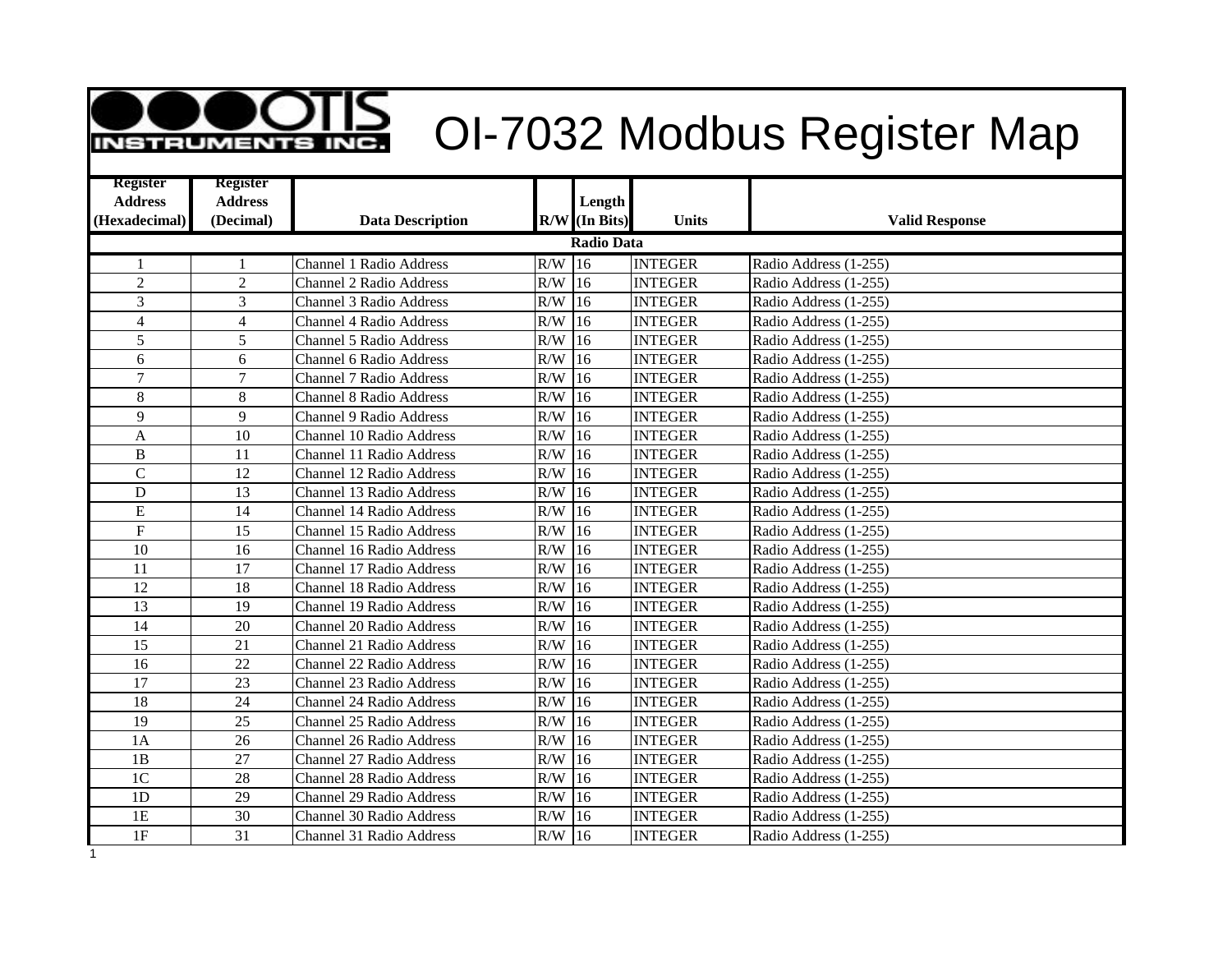# OI-7032 Modbus Register Map

OTIS INSTRUMENTS INC.

| Register Address (Hexadecimal) | Register Address (Decimal) | Data Description | R/W | Length (In Bits) | Units | Valid Response |
|---|---|---|---|---|---|---|
| **Radio Data** | | | | | | |
| 1 | 1 | Channel 1 Radio Address | R/W | 16 | INTEGER | Radio Address (1-255) |
| 2 | 2 | Channel 2 Radio Address | R/W | 16 | INTEGER | Radio Address (1-255) |
| 3 | 3 | Channel 3 Radio Address | R/W | 16 | INTEGER | Radio Address (1-255) |
| 4 | 4 | Channel 4 Radio Address | R/W | 16 | INTEGER | Radio Address (1-255) |
| 5 | 5 | Channel 5 Radio Address | R/W | 16 | INTEGER | Radio Address (1-255) |
| 6 | 6 | Channel 6 Radio Address | R/W | 16 | INTEGER | Radio Address (1-255) |
| 7 | 7 | Channel 7 Radio Address | R/W | 16 | INTEGER | Radio Address (1-255) |
| 8 | 8 | Channel 8 Radio Address | R/W | 16 | INTEGER | Radio Address (1-255) |
| 9 | 9 | Channel 9 Radio Address | R/W | 16 | INTEGER | Radio Address (1-255) |
| A | 10 | Channel 10 Radio Address | R/W | 16 | INTEGER | Radio Address (1-255) |
| B | 11 | Channel 11 Radio Address | R/W | 16 | INTEGER | Radio Address (1-255) |
| C | 12 | Channel 12 Radio Address | R/W | 16 | INTEGER | Radio Address (1-255) |
| D | 13 | Channel 13 Radio Address | R/W | 16 | INTEGER | Radio Address (1-255) |
| E | 14 | Channel 14 Radio Address | R/W | 16 | INTEGER | Radio Address (1-255) |
| F | 15 | Channel 15 Radio Address | R/W | 16 | INTEGER | Radio Address (1-255) |
| 10 | 16 | Channel 16 Radio Address | R/W | 16 | INTEGER | Radio Address (1-255) |
| 11 | 17 | Channel 17 Radio Address | R/W | 16 | INTEGER | Radio Address (1-255) |
| 12 | 18 | Channel 18 Radio Address | R/W | 16 | INTEGER | Radio Address (1-255) |
| 13 | 19 | Channel 19 Radio Address | R/W | 16 | INTEGER | Radio Address (1-255) |
| 14 | 20 | Channel 20 Radio Address | R/W | 16 | INTEGER | Radio Address (1-255) |
| 15 | 21 | Channel 21 Radio Address | R/W | 16 | INTEGER | Radio Address (1-255) |
| 16 | 22 | Channel 22 Radio Address | R/W | 16 | INTEGER | Radio Address (1-255) |
| 17 | 23 | Channel 23 Radio Address | R/W | 16 | INTEGER | Radio Address (1-255) |
| 18 | 24 | Channel 24 Radio Address | R/W | 16 | INTEGER | Radio Address (1-255) |
| 19 | 25 | Channel 25 Radio Address | R/W | 16 | INTEGER | Radio Address (1-255) |
| 1A | 26 | Channel 26 Radio Address | R/W | 16 | INTEGER | Radio Address (1-255) |
| 1B | 27 | Channel 27 Radio Address | R/W | 16 | INTEGER | Radio Address (1-255) |
| 1C | 28 | Channel 28 Radio Address | R/W | 16 | INTEGER | Radio Address (1-255) |
| 1D | 29 | Channel 29 Radio Address | R/W | 16 | INTEGER | Radio Address (1-255) |
| 1E | 30 | Channel 30 Radio Address | R/W | 16 | INTEGER | Radio Address (1-255) |
| 1F | 31 | Channel 31 Radio Address | R/W | 16 | INTEGER | Radio Address (1-255) |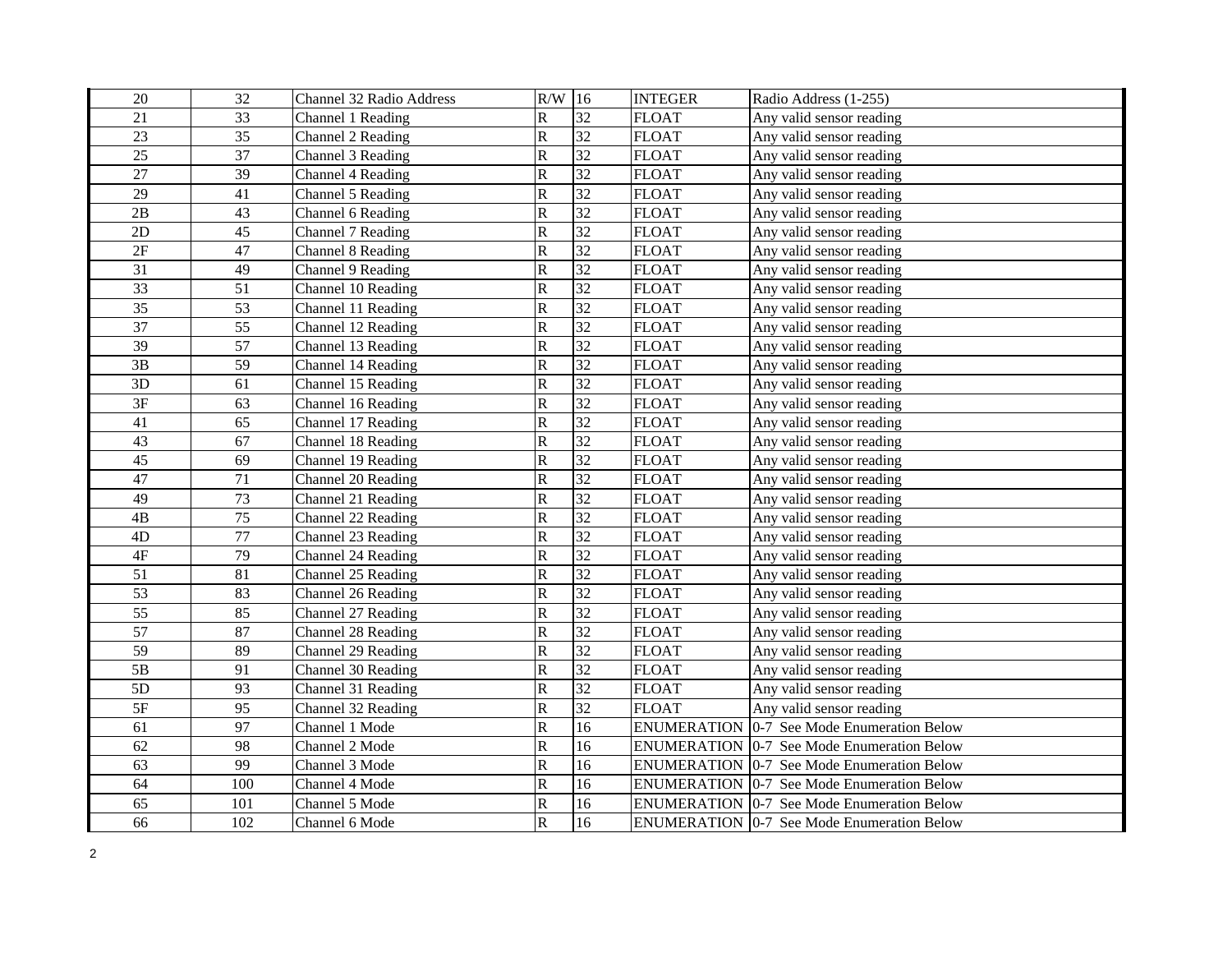| 20 | 32 | Channel 32 Radio Address | R/W | 16 | INTEGER | Radio Address (1-255) |
|---|---|---|---|---|---|---|
| 21 | 33 | Channel 1 Reading | R | 32 | FLOAT | Any valid sensor reading |
| 23 | 35 | Channel 2 Reading | R | 32 | FLOAT | Any valid sensor reading |
| 25 | 37 | Channel 3 Reading | R | 32 | FLOAT | Any valid sensor reading |
| 27 | 39 | Channel 4 Reading | R | 32 | FLOAT | Any valid sensor reading |
| 29 | 41 | Channel 5 Reading | R | 32 | FLOAT | Any valid sensor reading |
| 2B | 43 | Channel 6 Reading | R | 32 | FLOAT | Any valid sensor reading |
| 2D | 45 | Channel 7 Reading | R | 32 | FLOAT | Any valid sensor reading |
| 2F | 47 | Channel 8 Reading | R | 32 | FLOAT | Any valid sensor reading |
| 31 | 49 | Channel 9 Reading | R | 32 | FLOAT | Any valid sensor reading |
| 33 | 51 | Channel 10 Reading | R | 32 | FLOAT | Any valid sensor reading |
| 35 | 53 | Channel 11 Reading | R | 32 | FLOAT | Any valid sensor reading |
| 37 | 55 | Channel 12 Reading | R | 32 | FLOAT | Any valid sensor reading |
| 39 | 57 | Channel 13 Reading | R | 32 | FLOAT | Any valid sensor reading |
| 3B | 59 | Channel 14 Reading | R | 32 | FLOAT | Any valid sensor reading |
| 3D | 61 | Channel 15 Reading | R | 32 | FLOAT | Any valid sensor reading |
| 3F | 63 | Channel 16 Reading | R | 32 | FLOAT | Any valid sensor reading |
| 41 | 65 | Channel 17 Reading | R | 32 | FLOAT | Any valid sensor reading |
| 43 | 67 | Channel 18 Reading | R | 32 | FLOAT | Any valid sensor reading |
| 45 | 69 | Channel 19 Reading | R | 32 | FLOAT | Any valid sensor reading |
| 47 | 71 | Channel 20 Reading | R | 32 | FLOAT | Any valid sensor reading |
| 49 | 73 | Channel 21 Reading | R | 32 | FLOAT | Any valid sensor reading |
| 4B | 75 | Channel 22 Reading | R | 32 | FLOAT | Any valid sensor reading |
| 4D | 77 | Channel 23 Reading | R | 32 | FLOAT | Any valid sensor reading |
| 4F | 79 | Channel 24 Reading | R | 32 | FLOAT | Any valid sensor reading |
| 51 | 81 | Channel 25 Reading | R | 32 | FLOAT | Any valid sensor reading |
| 53 | 83 | Channel 26 Reading | R | 32 | FLOAT | Any valid sensor reading |
| 55 | 85 | Channel 27 Reading | R | 32 | FLOAT | Any valid sensor reading |
| 57 | 87 | Channel 28 Reading | R | 32 | FLOAT | Any valid sensor reading |
| 59 | 89 | Channel 29 Reading | R | 32 | FLOAT | Any valid sensor reading |
| 5B | 91 | Channel 30 Reading | R | 32 | FLOAT | Any valid sensor reading |
| 5D | 93 | Channel 31 Reading | R | 32 | FLOAT | Any valid sensor reading |
| 5F | 95 | Channel 32 Reading | R | 32 | FLOAT | Any valid sensor reading |
| 61 | 97 | Channel 1 Mode | R | 16 | ENUMERATION | 0-7 See Mode Enumeration Below |
| 62 | 98 | Channel 2 Mode | R | 16 | ENUMERATION | 0-7 See Mode Enumeration Below |
| 63 | 99 | Channel 3 Mode | R | 16 | ENUMERATION | 0-7 See Mode Enumeration Below |
| 64 | 100 | Channel 4 Mode | R | 16 | ENUMERATION | 0-7 See Mode Enumeration Below |
| 65 | 101 | Channel 5 Mode | R | 16 | ENUMERATION | 0-7 See Mode Enumeration Below |
| 66 | 102 | Channel 6 Mode | R | 16 | ENUMERATION | 0-7 See Mode Enumeration Below |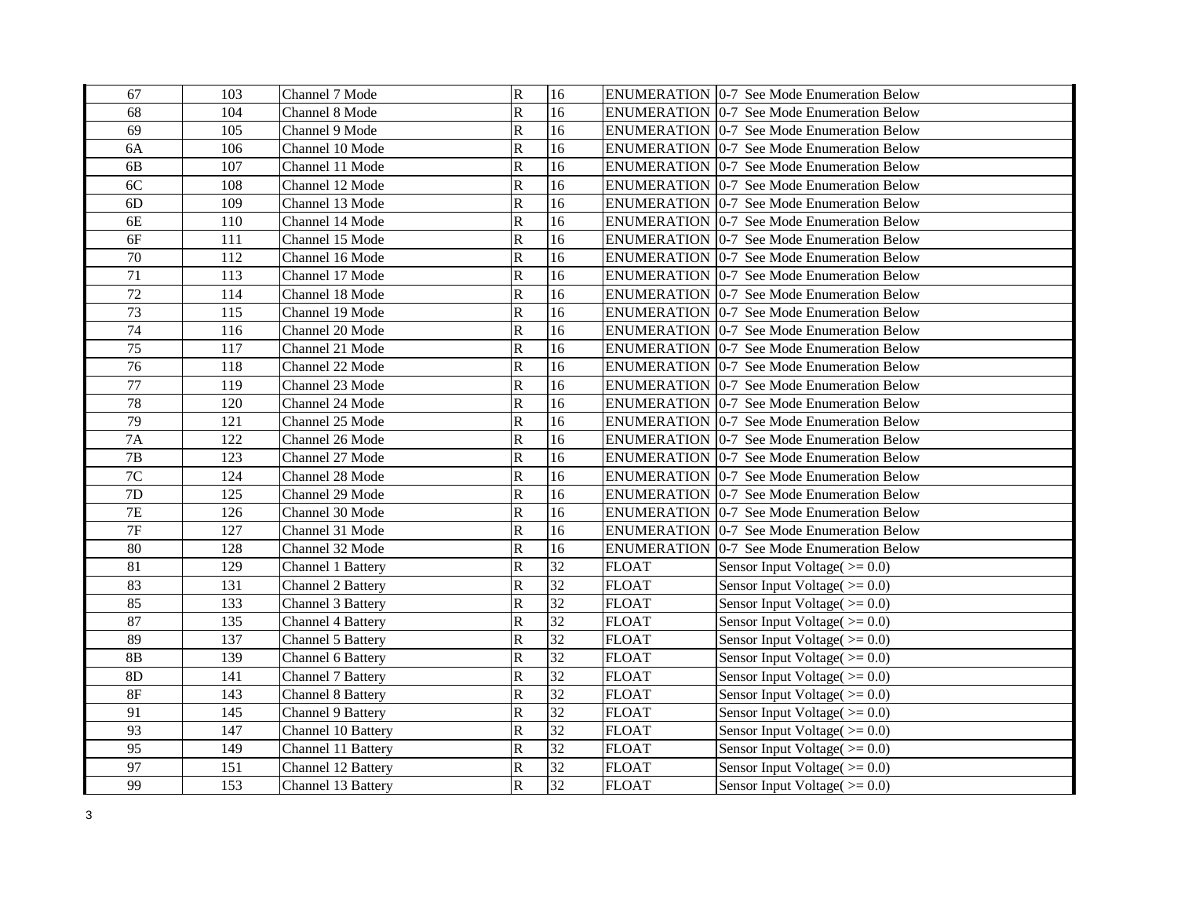| 67 | 103 | Channel 7 Mode | R | 16 | ENUMERATION | 0-7 See Mode Enumeration Below |
|---|---|---|---|---|---|---|
| 68 | 104 | Channel 8 Mode | R | 16 | ENUMERATION | 0-7 See Mode Enumeration Below |
| 69 | 105 | Channel 9 Mode | R | 16 | ENUMERATION | 0-7 See Mode Enumeration Below |
| 6A | 106 | Channel 10 Mode | R | 16 | ENUMERATION | 0-7 See Mode Enumeration Below |
| 6B | 107 | Channel 11 Mode | R | 16 | ENUMERATION | 0-7 See Mode Enumeration Below |
| 6C | 108 | Channel 12 Mode | R | 16 | ENUMERATION | 0-7 See Mode Enumeration Below |
| 6D | 109 | Channel 13 Mode | R | 16 | ENUMERATION | 0-7 See Mode Enumeration Below |
| 6E | 110 | Channel 14 Mode | R | 16 | ENUMERATION | 0-7 See Mode Enumeration Below |
| 6F | 111 | Channel 15 Mode | R | 16 | ENUMERATION | 0-7 See Mode Enumeration Below |
| 70 | 112 | Channel 16 Mode | R | 16 | ENUMERATION | 0-7 See Mode Enumeration Below |
| 71 | 113 | Channel 17 Mode | R | 16 | ENUMERATION | 0-7 See Mode Enumeration Below |
| 72 | 114 | Channel 18 Mode | R | 16 | ENUMERATION | 0-7 See Mode Enumeration Below |
| 73 | 115 | Channel 19 Mode | R | 16 | ENUMERATION | 0-7 See Mode Enumeration Below |
| 74 | 116 | Channel 20 Mode | R | 16 | ENUMERATION | 0-7 See Mode Enumeration Below |
| 75 | 117 | Channel 21 Mode | R | 16 | ENUMERATION | 0-7 See Mode Enumeration Below |
| 76 | 118 | Channel 22 Mode | R | 16 | ENUMERATION | 0-7 See Mode Enumeration Below |
| 77 | 119 | Channel 23 Mode | R | 16 | ENUMERATION | 0-7 See Mode Enumeration Below |
| 78 | 120 | Channel 24 Mode | R | 16 | ENUMERATION | 0-7 See Mode Enumeration Below |
| 79 | 121 | Channel 25 Mode | R | 16 | ENUMERATION | 0-7 See Mode Enumeration Below |
| 7A | 122 | Channel 26 Mode | R | 16 | ENUMERATION | 0-7 See Mode Enumeration Below |
| 7B | 123 | Channel 27 Mode | R | 16 | ENUMERATION | 0-7 See Mode Enumeration Below |
| 7C | 124 | Channel 28 Mode | R | 16 | ENUMERATION | 0-7 See Mode Enumeration Below |
| 7D | 125 | Channel 29 Mode | R | 16 | ENUMERATION | 0-7 See Mode Enumeration Below |
| 7E | 126 | Channel 30 Mode | R | 16 | ENUMERATION | 0-7 See Mode Enumeration Below |
| 7F | 127 | Channel 31 Mode | R | 16 | ENUMERATION | 0-7 See Mode Enumeration Below |
| 80 | 128 | Channel 32 Mode | R | 16 | ENUMERATION | 0-7 See Mode Enumeration Below |
| 81 | 129 | Channel 1 Battery | R | 32 | FLOAT | Sensor Input Voltage( >= 0.0) |
| 83 | 131 | Channel 2 Battery | R | 32 | FLOAT | Sensor Input Voltage( >= 0.0) |
| 85 | 133 | Channel 3 Battery | R | 32 | FLOAT | Sensor Input Voltage( >= 0.0) |
| 87 | 135 | Channel 4 Battery | R | 32 | FLOAT | Sensor Input Voltage( >= 0.0) |
| 89 | 137 | Channel 5 Battery | R | 32 | FLOAT | Sensor Input Voltage( >= 0.0) |
| 8B | 139 | Channel 6 Battery | R | 32 | FLOAT | Sensor Input Voltage( >= 0.0) |
| 8D | 141 | Channel 7 Battery | R | 32 | FLOAT | Sensor Input Voltage( >= 0.0) |
| 8F | 143 | Channel 8 Battery | R | 32 | FLOAT | Sensor Input Voltage( >= 0.0) |
| 91 | 145 | Channel 9 Battery | R | 32 | FLOAT | Sensor Input Voltage( >= 0.0) |
| 93 | 147 | Channel 10 Battery | R | 32 | FLOAT | Sensor Input Voltage( >= 0.0) |
| 95 | 149 | Channel 11 Battery | R | 32 | FLOAT | Sensor Input Voltage( >= 0.0) |
| 97 | 151 | Channel 12 Battery | R | 32 | FLOAT | Sensor Input Voltage( >= 0.0) |
| 99 | 153 | Channel 13 Battery | R | 32 | FLOAT | Sensor Input Voltage( >= 0.0) |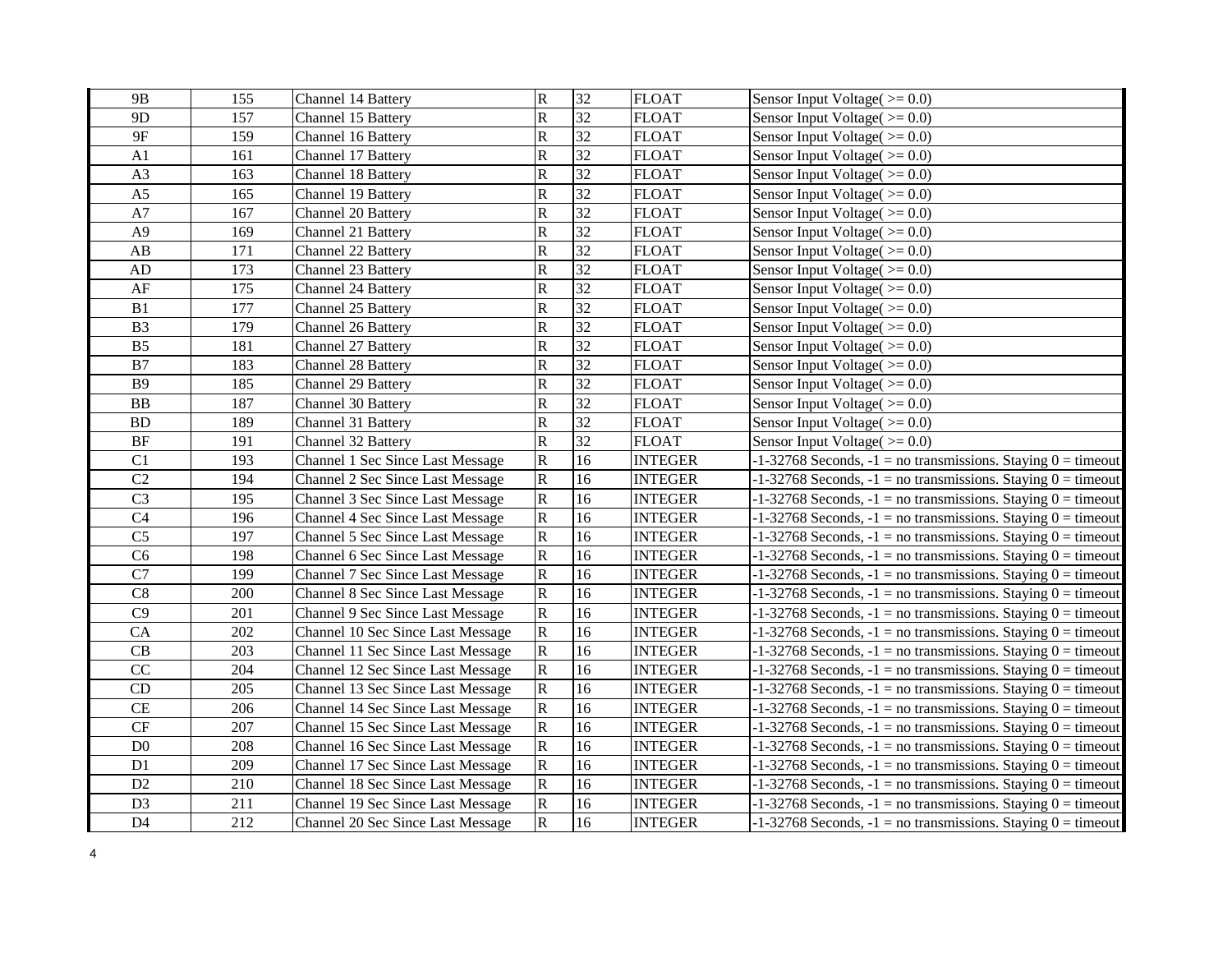| 9B | 155 | Channel 14 Battery | R | 32 | FLOAT | Sensor Input Voltage( >= 0.0) |
|---|---|---|---|---|---|---|
| 9D | 157 | Channel 15 Battery | R | 32 | FLOAT | Sensor Input Voltage( >= 0.0) |
| 9F | 159 | Channel 16 Battery | R | 32 | FLOAT | Sensor Input Voltage( >= 0.0) |
| A1 | 161 | Channel 17 Battery | R | 32 | FLOAT | Sensor Input Voltage( >= 0.0) |
| A3 | 163 | Channel 18 Battery | R | 32 | FLOAT | Sensor Input Voltage( >= 0.0) |
| A5 | 165 | Channel 19 Battery | R | 32 | FLOAT | Sensor Input Voltage( >= 0.0) |
| A7 | 167 | Channel 20 Battery | R | 32 | FLOAT | Sensor Input Voltage( >= 0.0) |
| A9 | 169 | Channel 21 Battery | R | 32 | FLOAT | Sensor Input Voltage( >= 0.0) |
| AB | 171 | Channel 22 Battery | R | 32 | FLOAT | Sensor Input Voltage( >= 0.0) |
| AD | 173 | Channel 23 Battery | R | 32 | FLOAT | Sensor Input Voltage( >= 0.0) |
| AF | 175 | Channel 24 Battery | R | 32 | FLOAT | Sensor Input Voltage( >= 0.0) |
| B1 | 177 | Channel 25 Battery | R | 32 | FLOAT | Sensor Input Voltage( >= 0.0) |
| B3 | 179 | Channel 26 Battery | R | 32 | FLOAT | Sensor Input Voltage( >= 0.0) |
| B5 | 181 | Channel 27 Battery | R | 32 | FLOAT | Sensor Input Voltage( >= 0.0) |
| B7 | 183 | Channel 28 Battery | R | 32 | FLOAT | Sensor Input Voltage( >= 0.0) |
| B9 | 185 | Channel 29 Battery | R | 32 | FLOAT | Sensor Input Voltage( >= 0.0) |
| BB | 187 | Channel 30 Battery | R | 32 | FLOAT | Sensor Input Voltage( >= 0.0) |
| BD | 189 | Channel 31 Battery | R | 32 | FLOAT | Sensor Input Voltage( >= 0.0) |
| BF | 191 | Channel 32 Battery | R | 32 | FLOAT | Sensor Input Voltage( >= 0.0) |
| C1 | 193 | Channel 1 Sec Since Last Message | R | 16 | INTEGER | -1-32768 Seconds, -1 = no transmissions. Staying 0 = timeout |
| C2 | 194 | Channel 2 Sec Since Last Message | R | 16 | INTEGER | -1-32768 Seconds, -1 = no transmissions. Staying 0 = timeout |
| C3 | 195 | Channel 3 Sec Since Last Message | R | 16 | INTEGER | -1-32768 Seconds, -1 = no transmissions. Staying 0 = timeout |
| C4 | 196 | Channel 4 Sec Since Last Message | R | 16 | INTEGER | -1-32768 Seconds, -1 = no transmissions. Staying 0 = timeout |
| C5 | 197 | Channel 5 Sec Since Last Message | R | 16 | INTEGER | -1-32768 Seconds, -1 = no transmissions. Staying 0 = timeout |
| C6 | 198 | Channel 6 Sec Since Last Message | R | 16 | INTEGER | -1-32768 Seconds, -1 = no transmissions. Staying 0 = timeout |
| C7 | 199 | Channel 7 Sec Since Last Message | R | 16 | INTEGER | -1-32768 Seconds, -1 = no transmissions. Staying 0 = timeout |
| C8 | 200 | Channel 8 Sec Since Last Message | R | 16 | INTEGER | -1-32768 Seconds, -1 = no transmissions. Staying 0 = timeout |
| C9 | 201 | Channel 9 Sec Since Last Message | R | 16 | INTEGER | -1-32768 Seconds, -1 = no transmissions. Staying 0 = timeout |
| CA | 202 | Channel 10 Sec Since Last Message | R | 16 | INTEGER | -1-32768 Seconds, -1 = no transmissions. Staying 0 = timeout |
| CB | 203 | Channel 11 Sec Since Last Message | R | 16 | INTEGER | -1-32768 Seconds, -1 = no transmissions. Staying 0 = timeout |
| CC | 204 | Channel 12 Sec Since Last Message | R | 16 | INTEGER | -1-32768 Seconds, -1 = no transmissions. Staying 0 = timeout |
| CD | 205 | Channel 13 Sec Since Last Message | R | 16 | INTEGER | -1-32768 Seconds, -1 = no transmissions. Staying 0 = timeout |
| CE | 206 | Channel 14 Sec Since Last Message | R | 16 | INTEGER | -1-32768 Seconds, -1 = no transmissions. Staying 0 = timeout |
| CF | 207 | Channel 15 Sec Since Last Message | R | 16 | INTEGER | -1-32768 Seconds, -1 = no transmissions. Staying 0 = timeout |
| D0 | 208 | Channel 16 Sec Since Last Message | R | 16 | INTEGER | -1-32768 Seconds, -1 = no transmissions. Staying 0 = timeout |
| D1 | 209 | Channel 17 Sec Since Last Message | R | 16 | INTEGER | -1-32768 Seconds, -1 = no transmissions. Staying 0 = timeout |
| D2 | 210 | Channel 18 Sec Since Last Message | R | 16 | INTEGER | -1-32768 Seconds, -1 = no transmissions. Staying 0 = timeout |
| D3 | 211 | Channel 19 Sec Since Last Message | R | 16 | INTEGER | -1-32768 Seconds, -1 = no transmissions. Staying 0 = timeout |
| D4 | 212 | Channel 20 Sec Since Last Message | R | 16 | INTEGER | -1-32768 Seconds, -1 = no transmissions. Staying 0 = timeout |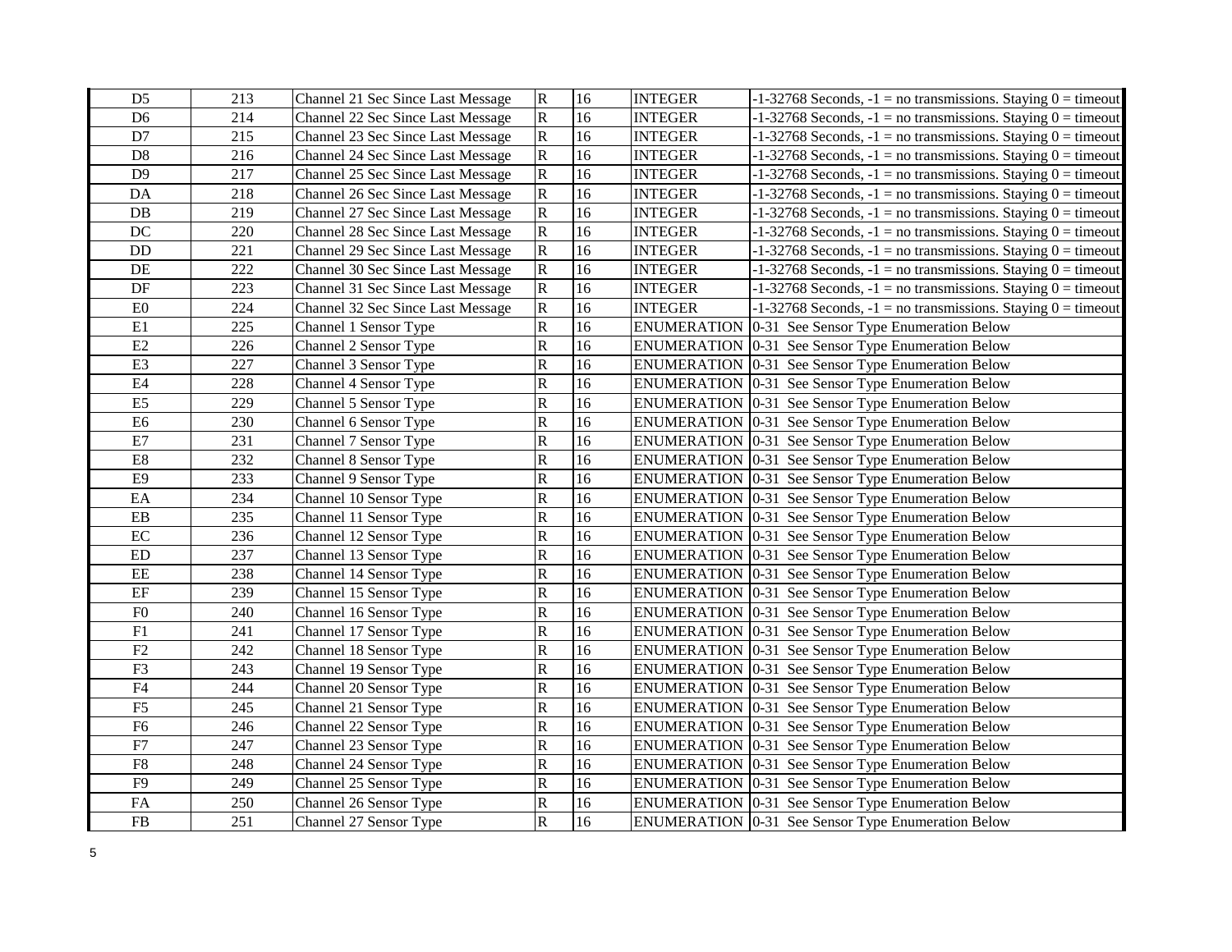| D5 | 213 | Channel 21 Sec Since Last Message | R | 16 | INTEGER | -1-32768 Seconds, -1 = no transmissions. Staying 0 = timeout |
|---|---|---|---|---|---|---|
| D6 | 214 | Channel 22 Sec Since Last Message | R | 16 | INTEGER | -1-32768 Seconds, -1 = no transmissions. Staying 0 = timeout |
| D7 | 215 | Channel 23 Sec Since Last Message | R | 16 | INTEGER | -1-32768 Seconds, -1 = no transmissions. Staying 0 = timeout |
| D8 | 216 | Channel 24 Sec Since Last Message | R | 16 | INTEGER | -1-32768 Seconds, -1 = no transmissions. Staying 0 = timeout |
| D9 | 217 | Channel 25 Sec Since Last Message | R | 16 | INTEGER | -1-32768 Seconds, -1 = no transmissions. Staying 0 = timeout |
| DA | 218 | Channel 26 Sec Since Last Message | R | 16 | INTEGER | -1-32768 Seconds, -1 = no transmissions. Staying 0 = timeout |
| DB | 219 | Channel 27 Sec Since Last Message | R | 16 | INTEGER | -1-32768 Seconds, -1 = no transmissions. Staying 0 = timeout |
| DC | 220 | Channel 28 Sec Since Last Message | R | 16 | INTEGER | -1-32768 Seconds, -1 = no transmissions. Staying 0 = timeout |
| DD | 221 | Channel 29 Sec Since Last Message | R | 16 | INTEGER | -1-32768 Seconds, -1 = no transmissions. Staying 0 = timeout |
| DE | 222 | Channel 30 Sec Since Last Message | R | 16 | INTEGER | -1-32768 Seconds, -1 = no transmissions. Staying 0 = timeout |
| DF | 223 | Channel 31 Sec Since Last Message | R | 16 | INTEGER | -1-32768 Seconds, -1 = no transmissions. Staying 0 = timeout |
| E0 | 224 | Channel 32 Sec Since Last Message | R | 16 | INTEGER | -1-32768 Seconds, -1 = no transmissions. Staying 0 = timeout |
| E1 | 225 | Channel 1 Sensor Type | R | 16 | ENUMERATION | 0-31 See Sensor Type Enumeration Below |
| E2 | 226 | Channel 2 Sensor Type | R | 16 | ENUMERATION | 0-31 See Sensor Type Enumeration Below |
| E3 | 227 | Channel 3 Sensor Type | R | 16 | ENUMERATION | 0-31 See Sensor Type Enumeration Below |
| E4 | 228 | Channel 4 Sensor Type | R | 16 | ENUMERATION | 0-31 See Sensor Type Enumeration Below |
| E5 | 229 | Channel 5 Sensor Type | R | 16 | ENUMERATION | 0-31 See Sensor Type Enumeration Below |
| E6 | 230 | Channel 6 Sensor Type | R | 16 | ENUMERATION | 0-31 See Sensor Type Enumeration Below |
| E7 | 231 | Channel 7 Sensor Type | R | 16 | ENUMERATION | 0-31 See Sensor Type Enumeration Below |
| E8 | 232 | Channel 8 Sensor Type | R | 16 | ENUMERATION | 0-31 See Sensor Type Enumeration Below |
| E9 | 233 | Channel 9 Sensor Type | R | 16 | ENUMERATION | 0-31 See Sensor Type Enumeration Below |
| EA | 234 | Channel 10 Sensor Type | R | 16 | ENUMERATION | 0-31 See Sensor Type Enumeration Below |
| EB | 235 | Channel 11 Sensor Type | R | 16 | ENUMERATION | 0-31 See Sensor Type Enumeration Below |
| EC | 236 | Channel 12 Sensor Type | R | 16 | ENUMERATION | 0-31 See Sensor Type Enumeration Below |
| ED | 237 | Channel 13 Sensor Type | R | 16 | ENUMERATION | 0-31 See Sensor Type Enumeration Below |
| EE | 238 | Channel 14 Sensor Type | R | 16 | ENUMERATION | 0-31 See Sensor Type Enumeration Below |
| EF | 239 | Channel 15 Sensor Type | R | 16 | ENUMERATION | 0-31 See Sensor Type Enumeration Below |
| F0 | 240 | Channel 16 Sensor Type | R | 16 | ENUMERATION | 0-31 See Sensor Type Enumeration Below |
| F1 | 241 | Channel 17 Sensor Type | R | 16 | ENUMERATION | 0-31 See Sensor Type Enumeration Below |
| F2 | 242 | Channel 18 Sensor Type | R | 16 | ENUMERATION | 0-31 See Sensor Type Enumeration Below |
| F3 | 243 | Channel 19 Sensor Type | R | 16 | ENUMERATION | 0-31 See Sensor Type Enumeration Below |
| F4 | 244 | Channel 20 Sensor Type | R | 16 | ENUMERATION | 0-31 See Sensor Type Enumeration Below |
| F5 | 245 | Channel 21 Sensor Type | R | 16 | ENUMERATION | 0-31 See Sensor Type Enumeration Below |
| F6 | 246 | Channel 22 Sensor Type | R | 16 | ENUMERATION | 0-31 See Sensor Type Enumeration Below |
| F7 | 247 | Channel 23 Sensor Type | R | 16 | ENUMERATION | 0-31 See Sensor Type Enumeration Below |
| F8 | 248 | Channel 24 Sensor Type | R | 16 | ENUMERATION | 0-31 See Sensor Type Enumeration Below |
| F9 | 249 | Channel 25 Sensor Type | R | 16 | ENUMERATION | 0-31 See Sensor Type Enumeration Below |
| FA | 250 | Channel 26 Sensor Type | R | 16 | ENUMERATION | 0-31 See Sensor Type Enumeration Below |
| FB | 251 | Channel 27 Sensor Type | R | 16 | ENUMERATION | 0-31 See Sensor Type Enumeration Below |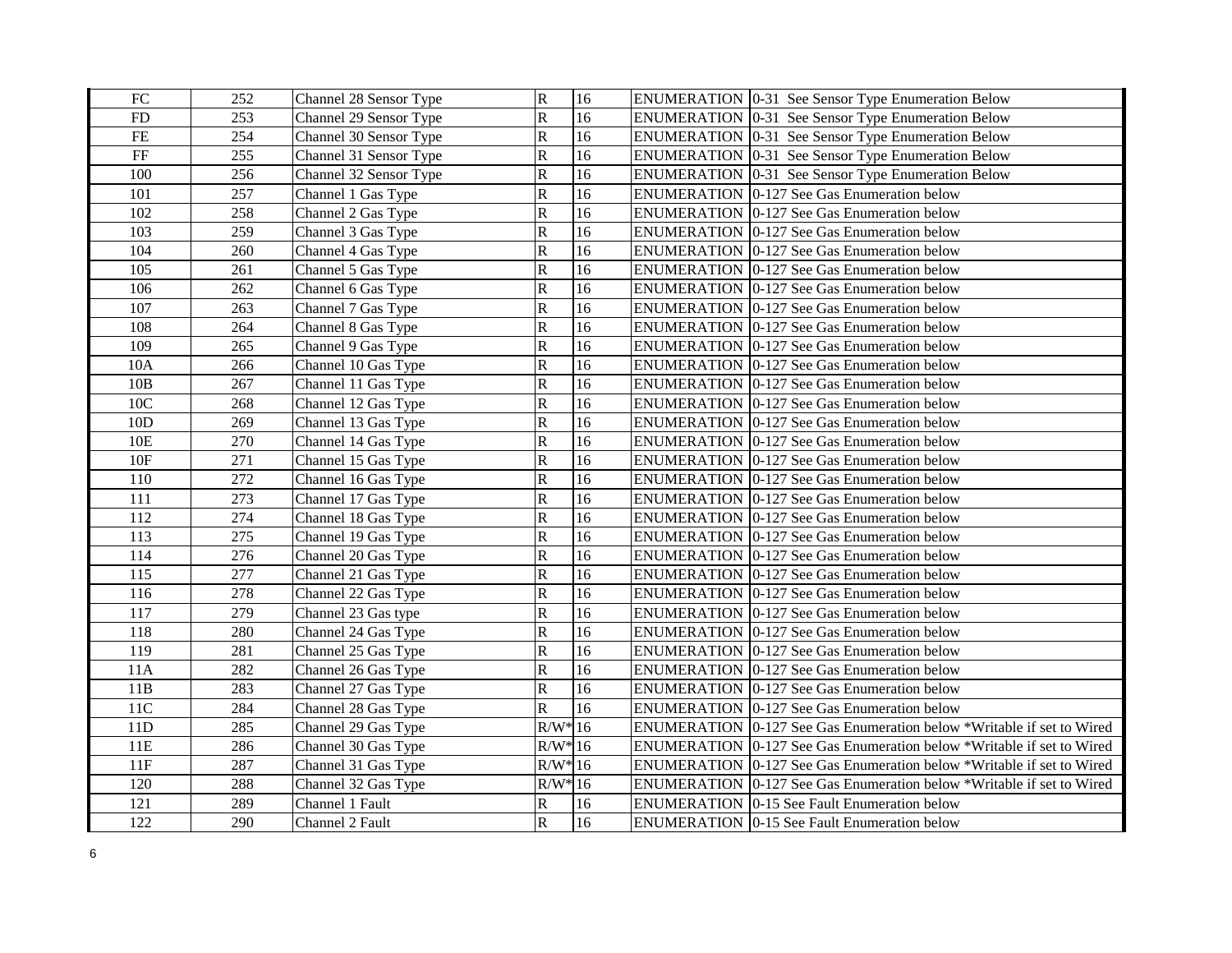| FC | 252 | Channel 28 Sensor Type | R | 16 | ENUMERATION | 0-31 See Sensor Type Enumeration Below |
|---|---|---|---|---|---|---|
| FD | 253 | Channel 29 Sensor Type | R | 16 | ENUMERATION | 0-31 See Sensor Type Enumeration Below |
| FE | 254 | Channel 30 Sensor Type | R | 16 | ENUMERATION | 0-31 See Sensor Type Enumeration Below |
| FF | 255 | Channel 31 Sensor Type | R | 16 | ENUMERATION | 0-31 See Sensor Type Enumeration Below |
| 100 | 256 | Channel 32 Sensor Type | R | 16 | ENUMERATION | 0-31 See Sensor Type Enumeration Below |
| 101 | 257 | Channel 1 Gas Type | R | 16 | ENUMERATION | 0-127 See Gas Enumeration below |
| 102 | 258 | Channel 2 Gas Type | R | 16 | ENUMERATION | 0-127 See Gas Enumeration below |
| 103 | 259 | Channel 3 Gas Type | R | 16 | ENUMERATION | 0-127 See Gas Enumeration below |
| 104 | 260 | Channel 4 Gas Type | R | 16 | ENUMERATION | 0-127 See Gas Enumeration below |
| 105 | 261 | Channel 5 Gas Type | R | 16 | ENUMERATION | 0-127 See Gas Enumeration below |
| 106 | 262 | Channel 6 Gas Type | R | 16 | ENUMERATION | 0-127 See Gas Enumeration below |
| 107 | 263 | Channel 7 Gas Type | R | 16 | ENUMERATION | 0-127 See Gas Enumeration below |
| 108 | 264 | Channel 8 Gas Type | R | 16 | ENUMERATION | 0-127 See Gas Enumeration below |
| 109 | 265 | Channel 9 Gas Type | R | 16 | ENUMERATION | 0-127 See Gas Enumeration below |
| 10A | 266 | Channel 10 Gas Type | R | 16 | ENUMERATION | 0-127 See Gas Enumeration below |
| 10B | 267 | Channel 11 Gas Type | R | 16 | ENUMERATION | 0-127 See Gas Enumeration below |
| 10C | 268 | Channel 12 Gas Type | R | 16 | ENUMERATION | 0-127 See Gas Enumeration below |
| 10D | 269 | Channel 13 Gas Type | R | 16 | ENUMERATION | 0-127 See Gas Enumeration below |
| 10E | 270 | Channel 14 Gas Type | R | 16 | ENUMERATION | 0-127 See Gas Enumeration below |
| 10F | 271 | Channel 15 Gas Type | R | 16 | ENUMERATION | 0-127 See Gas Enumeration below |
| 110 | 272 | Channel 16 Gas Type | R | 16 | ENUMERATION | 0-127 See Gas Enumeration below |
| 111 | 273 | Channel 17 Gas Type | R | 16 | ENUMERATION | 0-127 See Gas Enumeration below |
| 112 | 274 | Channel 18 Gas Type | R | 16 | ENUMERATION | 0-127 See Gas Enumeration below |
| 113 | 275 | Channel 19 Gas Type | R | 16 | ENUMERATION | 0-127 See Gas Enumeration below |
| 114 | 276 | Channel 20 Gas Type | R | 16 | ENUMERATION | 0-127 See Gas Enumeration below |
| 115 | 277 | Channel 21 Gas Type | R | 16 | ENUMERATION | 0-127 See Gas Enumeration below |
| 116 | 278 | Channel 22 Gas Type | R | 16 | ENUMERATION | 0-127 See Gas Enumeration below |
| 117 | 279 | Channel 23 Gas type | R | 16 | ENUMERATION | 0-127 See Gas Enumeration below |
| 118 | 280 | Channel 24 Gas Type | R | 16 | ENUMERATION | 0-127 See Gas Enumeration below |
| 119 | 281 | Channel 25 Gas Type | R | 16 | ENUMERATION | 0-127 See Gas Enumeration below |
| 11A | 282 | Channel 26 Gas Type | R | 16 | ENUMERATION | 0-127 See Gas Enumeration below |
| 11B | 283 | Channel 27 Gas Type | R | 16 | ENUMERATION | 0-127 See Gas Enumeration below |
| 11C | 284 | Channel 28 Gas Type | R | 16 | ENUMERATION | 0-127 See Gas Enumeration below |
| 11D | 285 | Channel 29 Gas Type | R/W* | 16 | ENUMERATION | 0-127 See Gas Enumeration below *Writable if set to Wired |
| 11E | 286 | Channel 30 Gas Type | R/W* | 16 | ENUMERATION | 0-127 See Gas Enumeration below *Writable if set to Wired |
| 11F | 287 | Channel 31 Gas Type | R/W* | 16 | ENUMERATION | 0-127 See Gas Enumeration below *Writable if set to Wired |
| 120 | 288 | Channel 32 Gas Type | R/W* | 16 | ENUMERATION | 0-127 See Gas Enumeration below *Writable if set to Wired |
| 121 | 289 | Channel 1 Fault | R | 16 | ENUMERATION | 0-15 See Fault Enumeration below |
| 122 | 290 | Channel 2 Fault | R | 16 | ENUMERATION | 0-15 See Fault Enumeration below |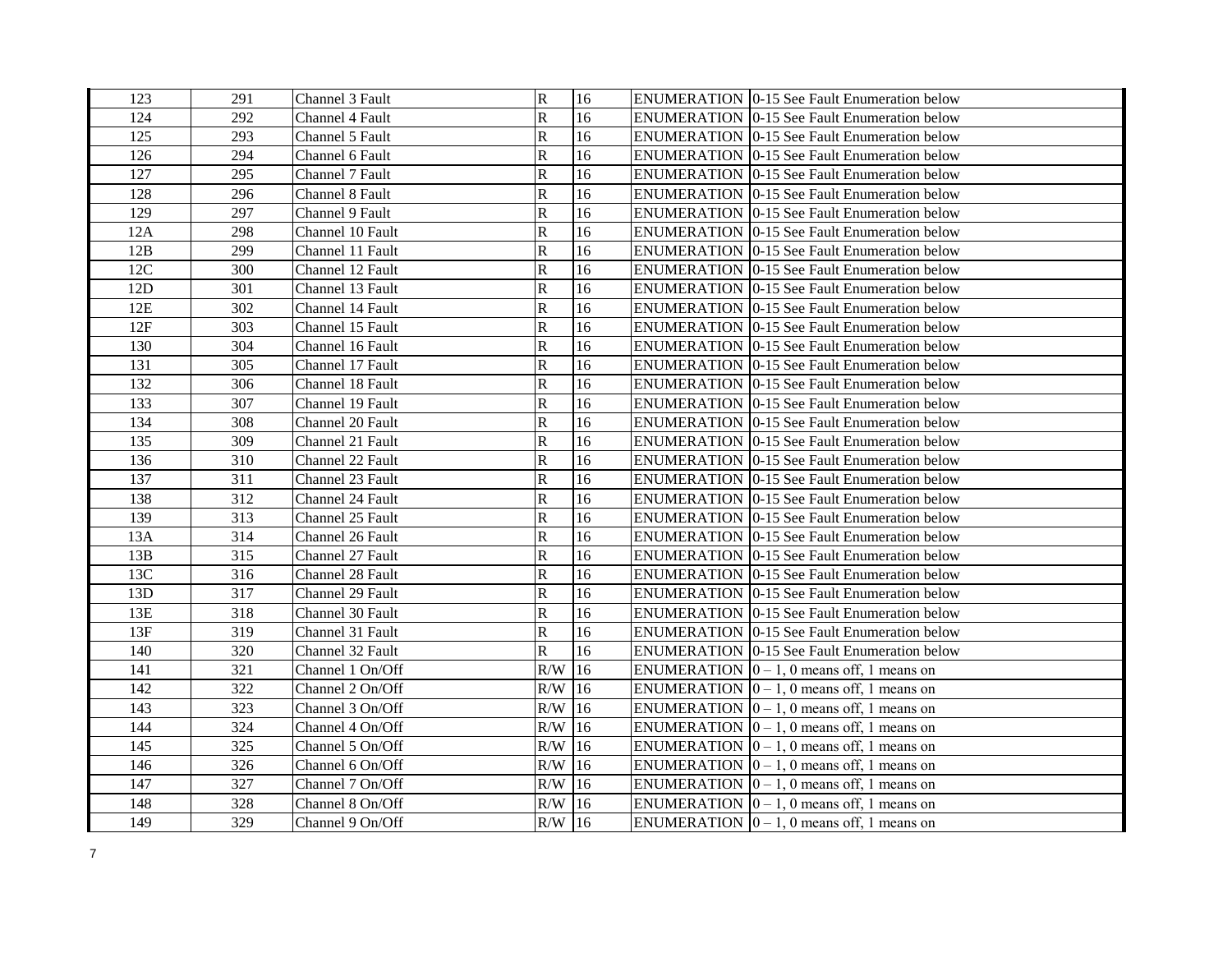| | | | | | | |
|---|---|---|---|---|---|---|
| 123 | 291 | Channel 3 Fault | R | 16 | ENUMERATION | 0-15 See Fault Enumeration below |
| 124 | 292 | Channel 4 Fault | R | 16 | ENUMERATION | 0-15 See Fault Enumeration below |
| 125 | 293 | Channel 5 Fault | R | 16 | ENUMERATION | 0-15 See Fault Enumeration below |
| 126 | 294 | Channel 6 Fault | R | 16 | ENUMERATION | 0-15 See Fault Enumeration below |
| 127 | 295 | Channel 7 Fault | R | 16 | ENUMERATION | 0-15 See Fault Enumeration below |
| 128 | 296 | Channel 8 Fault | R | 16 | ENUMERATION | 0-15 See Fault Enumeration below |
| 129 | 297 | Channel 9 Fault | R | 16 | ENUMERATION | 0-15 See Fault Enumeration below |
| 12A | 298 | Channel 10 Fault | R | 16 | ENUMERATION | 0-15 See Fault Enumeration below |
| 12B | 299 | Channel 11 Fault | R | 16 | ENUMERATION | 0-15 See Fault Enumeration below |
| 12C | 300 | Channel 12 Fault | R | 16 | ENUMERATION | 0-15 See Fault Enumeration below |
| 12D | 301 | Channel 13 Fault | R | 16 | ENUMERATION | 0-15 See Fault Enumeration below |
| 12E | 302 | Channel 14 Fault | R | 16 | ENUMERATION | 0-15 See Fault Enumeration below |
| 12F | 303 | Channel 15 Fault | R | 16 | ENUMERATION | 0-15 See Fault Enumeration below |
| 130 | 304 | Channel 16 Fault | R | 16 | ENUMERATION | 0-15 See Fault Enumeration below |
| 131 | 305 | Channel 17 Fault | R | 16 | ENUMERATION | 0-15 See Fault Enumeration below |
| 132 | 306 | Channel 18 Fault | R | 16 | ENUMERATION | 0-15 See Fault Enumeration below |
| 133 | 307 | Channel 19 Fault | R | 16 | ENUMERATION | 0-15 See Fault Enumeration below |
| 134 | 308 | Channel 20 Fault | R | 16 | ENUMERATION | 0-15 See Fault Enumeration below |
| 135 | 309 | Channel 21 Fault | R | 16 | ENUMERATION | 0-15 See Fault Enumeration below |
| 136 | 310 | Channel 22 Fault | R | 16 | ENUMERATION | 0-15 See Fault Enumeration below |
| 137 | 311 | Channel 23 Fault | R | 16 | ENUMERATION | 0-15 See Fault Enumeration below |
| 138 | 312 | Channel 24 Fault | R | 16 | ENUMERATION | 0-15 See Fault Enumeration below |
| 139 | 313 | Channel 25 Fault | R | 16 | ENUMERATION | 0-15 See Fault Enumeration below |
| 13A | 314 | Channel 26 Fault | R | 16 | ENUMERATION | 0-15 See Fault Enumeration below |
| 13B | 315 | Channel 27 Fault | R | 16 | ENUMERATION | 0-15 See Fault Enumeration below |
| 13C | 316 | Channel 28 Fault | R | 16 | ENUMERATION | 0-15 See Fault Enumeration below |
| 13D | 317 | Channel 29 Fault | R | 16 | ENUMERATION | 0-15 See Fault Enumeration below |
| 13E | 318 | Channel 30 Fault | R | 16 | ENUMERATION | 0-15 See Fault Enumeration below |
| 13F | 319 | Channel 31 Fault | R | 16 | ENUMERATION | 0-15 See Fault Enumeration below |
| 140 | 320 | Channel 32 Fault | R | 16 | ENUMERATION | 0-15 See Fault Enumeration below |
| 141 | 321 | Channel 1 On/Off | R/W | 16 | ENUMERATION | 0 – 1, 0 means off, 1 means on |
| 142 | 322 | Channel 2 On/Off | R/W | 16 | ENUMERATION | 0 – 1, 0 means off, 1 means on |
| 143 | 323 | Channel 3 On/Off | R/W | 16 | ENUMERATION | 0 – 1, 0 means off, 1 means on |
| 144 | 324 | Channel 4 On/Off | R/W | 16 | ENUMERATION | 0 – 1, 0 means off, 1 means on |
| 145 | 325 | Channel 5 On/Off | R/W | 16 | ENUMERATION | 0 – 1, 0 means off, 1 means on |
| 146 | 326 | Channel 6 On/Off | R/W | 16 | ENUMERATION | 0 – 1, 0 means off, 1 means on |
| 147 | 327 | Channel 7 On/Off | R/W | 16 | ENUMERATION | 0 – 1, 0 means off, 1 means on |
| 148 | 328 | Channel 8 On/Off | R/W | 16 | ENUMERATION | 0 – 1, 0 means off, 1 means on |
| 149 | 329 | Channel 9 On/Off | R/W | 16 | ENUMERATION | 0 – 1, 0 means off, 1 means on |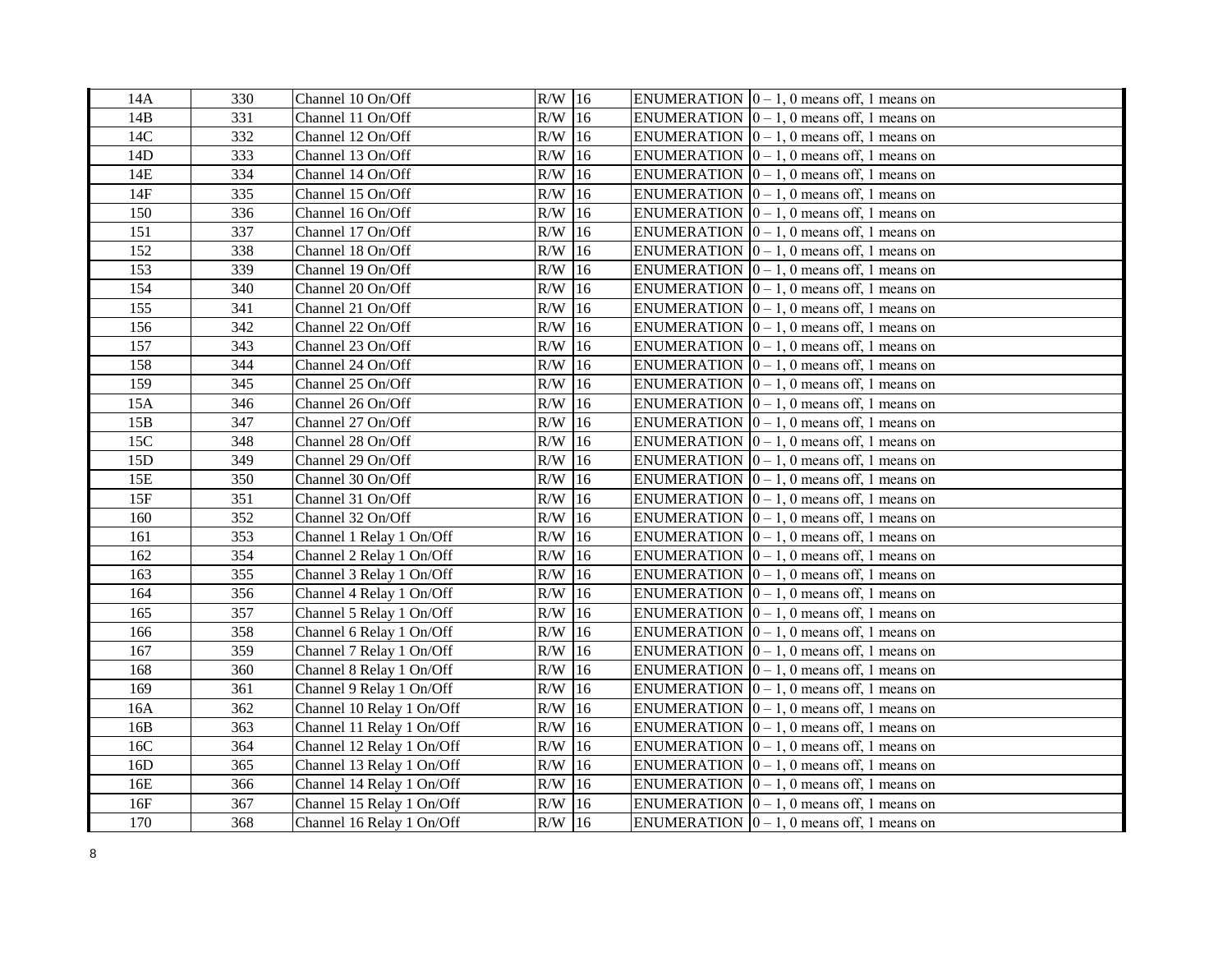| 14A | 330 | Channel 10 On/Off | R/W | 16 | ENUMERATION | 0 – 1, 0 means off, 1 means on |
|---|---|---|---|---|---|---|
| 14B | 331 | Channel 11 On/Off | R/W | 16 | ENUMERATION | 0 – 1, 0 means off, 1 means on |
| 14C | 332 | Channel 12 On/Off | R/W | 16 | ENUMERATION | 0 – 1, 0 means off, 1 means on |
| 14D | 333 | Channel 13 On/Off | R/W | 16 | ENUMERATION | 0 – 1, 0 means off, 1 means on |
| 14E | 334 | Channel 14 On/Off | R/W | 16 | ENUMERATION | 0 – 1, 0 means off, 1 means on |
| 14F | 335 | Channel 15 On/Off | R/W | 16 | ENUMERATION | 0 – 1, 0 means off, 1 means on |
| 150 | 336 | Channel 16 On/Off | R/W | 16 | ENUMERATION | 0 – 1, 0 means off, 1 means on |
| 151 | 337 | Channel 17 On/Off | R/W | 16 | ENUMERATION | 0 – 1, 0 means off, 1 means on |
| 152 | 338 | Channel 18 On/Off | R/W | 16 | ENUMERATION | 0 – 1, 0 means off, 1 means on |
| 153 | 339 | Channel 19 On/Off | R/W | 16 | ENUMERATION | 0 – 1, 0 means off, 1 means on |
| 154 | 340 | Channel 20 On/Off | R/W | 16 | ENUMERATION | 0 – 1, 0 means off, 1 means on |
| 155 | 341 | Channel 21 On/Off | R/W | 16 | ENUMERATION | 0 – 1, 0 means off, 1 means on |
| 156 | 342 | Channel 22 On/Off | R/W | 16 | ENUMERATION | 0 – 1, 0 means off, 1 means on |
| 157 | 343 | Channel 23 On/Off | R/W | 16 | ENUMERATION | 0 – 1, 0 means off, 1 means on |
| 158 | 344 | Channel 24 On/Off | R/W | 16 | ENUMERATION | 0 – 1, 0 means off, 1 means on |
| 159 | 345 | Channel 25 On/Off | R/W | 16 | ENUMERATION | 0 – 1, 0 means off, 1 means on |
| 15A | 346 | Channel 26 On/Off | R/W | 16 | ENUMERATION | 0 – 1, 0 means off, 1 means on |
| 15B | 347 | Channel 27 On/Off | R/W | 16 | ENUMERATION | 0 – 1, 0 means off, 1 means on |
| 15C | 348 | Channel 28 On/Off | R/W | 16 | ENUMERATION | 0 – 1, 0 means off, 1 means on |
| 15D | 349 | Channel 29 On/Off | R/W | 16 | ENUMERATION | 0 – 1, 0 means off, 1 means on |
| 15E | 350 | Channel 30 On/Off | R/W | 16 | ENUMERATION | 0 – 1, 0 means off, 1 means on |
| 15F | 351 | Channel 31 On/Off | R/W | 16 | ENUMERATION | 0 – 1, 0 means off, 1 means on |
| 160 | 352 | Channel 32 On/Off | R/W | 16 | ENUMERATION | 0 – 1, 0 means off, 1 means on |
| 161 | 353 | Channel 1 Relay 1 On/Off | R/W | 16 | ENUMERATION | 0 – 1, 0 means off, 1 means on |
| 162 | 354 | Channel 2 Relay 1 On/Off | R/W | 16 | ENUMERATION | 0 – 1, 0 means off, 1 means on |
| 163 | 355 | Channel 3 Relay 1 On/Off | R/W | 16 | ENUMERATION | 0 – 1, 0 means off, 1 means on |
| 164 | 356 | Channel 4 Relay 1 On/Off | R/W | 16 | ENUMERATION | 0 – 1, 0 means off, 1 means on |
| 165 | 357 | Channel 5 Relay 1 On/Off | R/W | 16 | ENUMERATION | 0 – 1, 0 means off, 1 means on |
| 166 | 358 | Channel 6 Relay 1 On/Off | R/W | 16 | ENUMERATION | 0 – 1, 0 means off, 1 means on |
| 167 | 359 | Channel 7 Relay 1 On/Off | R/W | 16 | ENUMERATION | 0 – 1, 0 means off, 1 means on |
| 168 | 360 | Channel 8 Relay 1 On/Off | R/W | 16 | ENUMERATION | 0 – 1, 0 means off, 1 means on |
| 169 | 361 | Channel 9 Relay 1 On/Off | R/W | 16 | ENUMERATION | 0 – 1, 0 means off, 1 means on |
| 16A | 362 | Channel 10 Relay 1 On/Off | R/W | 16 | ENUMERATION | 0 – 1, 0 means off, 1 means on |
| 16B | 363 | Channel 11 Relay 1 On/Off | R/W | 16 | ENUMERATION | 0 – 1, 0 means off, 1 means on |
| 16C | 364 | Channel 12 Relay 1 On/Off | R/W | 16 | ENUMERATION | 0 – 1, 0 means off, 1 means on |
| 16D | 365 | Channel 13 Relay 1 On/Off | R/W | 16 | ENUMERATION | 0 – 1, 0 means off, 1 means on |
| 16E | 366 | Channel 14 Relay 1 On/Off | R/W | 16 | ENUMERATION | 0 – 1, 0 means off, 1 means on |
| 16F | 367 | Channel 15 Relay 1 On/Off | R/W | 16 | ENUMERATION | 0 – 1, 0 means off, 1 means on |
| 170 | 368 | Channel 16 Relay 1 On/Off | R/W | 16 | ENUMERATION | 0 – 1, 0 means off, 1 means on |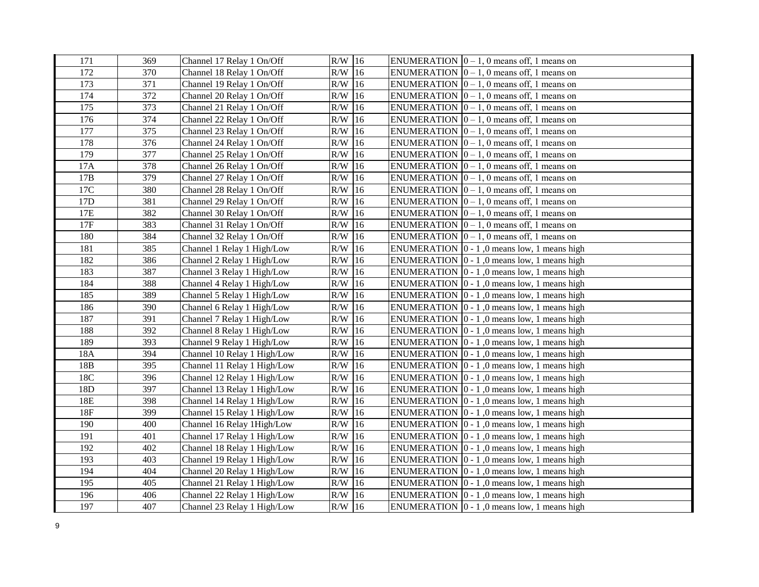| 171 | 369 | Channel 17 Relay 1 On/Off | R/W | 16 | ENUMERATION | 0 – 1, 0 means off, 1 means on |
|---|---|---|---|---|---|---|
| 172 | 370 | Channel 18 Relay 1 On/Off | R/W | 16 | ENUMERATION | 0 – 1, 0 means off, 1 means on |
| 173 | 371 | Channel 19 Relay 1 On/Off | R/W | 16 | ENUMERATION | 0 – 1, 0 means off, 1 means on |
| 174 | 372 | Channel 20 Relay 1 On/Off | R/W | 16 | ENUMERATION | 0 – 1, 0 means off, 1 means on |
| 175 | 373 | Channel 21 Relay 1 On/Off | R/W | 16 | ENUMERATION | 0 – 1, 0 means off, 1 means on |
| 176 | 374 | Channel 22 Relay 1 On/Off | R/W | 16 | ENUMERATION | 0 – 1, 0 means off, 1 means on |
| 177 | 375 | Channel 23 Relay 1 On/Off | R/W | 16 | ENUMERATION | 0 – 1, 0 means off, 1 means on |
| 178 | 376 | Channel 24 Relay 1 On/Off | R/W | 16 | ENUMERATION | 0 – 1, 0 means off, 1 means on |
| 179 | 377 | Channel 25 Relay 1 On/Off | R/W | 16 | ENUMERATION | 0 – 1, 0 means off, 1 means on |
| 17A | 378 | Channel 26 Relay 1 On/Off | R/W | 16 | ENUMERATION | 0 – 1, 0 means off, 1 means on |
| 17B | 379 | Channel 27 Relay 1 On/Off | R/W | 16 | ENUMERATION | 0 – 1, 0 means off, 1 means on |
| 17C | 380 | Channel 28 Relay 1 On/Off | R/W | 16 | ENUMERATION | 0 – 1, 0 means off, 1 means on |
| 17D | 381 | Channel 29 Relay 1 On/Off | R/W | 16 | ENUMERATION | 0 – 1, 0 means off, 1 means on |
| 17E | 382 | Channel 30 Relay 1 On/Off | R/W | 16 | ENUMERATION | 0 – 1, 0 means off, 1 means on |
| 17F | 383 | Channel 31 Relay 1 On/Off | R/W | 16 | ENUMERATION | 0 – 1, 0 means off, 1 means on |
| 180 | 384 | Channel 32 Relay 1 On/Off | R/W | 16 | ENUMERATION | 0 – 1, 0 means off, 1 means on |
| 181 | 385 | Channel 1 Relay 1 High/Low | R/W | 16 | ENUMERATION | 0 - 1 ,0 means low, 1 means high |
| 182 | 386 | Channel 2 Relay 1 High/Low | R/W | 16 | ENUMERATION | 0 - 1 ,0 means low, 1 means high |
| 183 | 387 | Channel 3 Relay 1 High/Low | R/W | 16 | ENUMERATION | 0 - 1 ,0 means low, 1 means high |
| 184 | 388 | Channel 4 Relay 1 High/Low | R/W | 16 | ENUMERATION | 0 - 1 ,0 means low, 1 means high |
| 185 | 389 | Channel 5 Relay 1 High/Low | R/W | 16 | ENUMERATION | 0 - 1 ,0 means low, 1 means high |
| 186 | 390 | Channel 6 Relay 1 High/Low | R/W | 16 | ENUMERATION | 0 - 1 ,0 means low, 1 means high |
| 187 | 391 | Channel 7 Relay 1 High/Low | R/W | 16 | ENUMERATION | 0 - 1 ,0 means low, 1 means high |
| 188 | 392 | Channel 8 Relay 1 High/Low | R/W | 16 | ENUMERATION | 0 - 1 ,0 means low, 1 means high |
| 189 | 393 | Channel 9 Relay 1 High/Low | R/W | 16 | ENUMERATION | 0 - 1 ,0 means low, 1 means high |
| 18A | 394 | Channel 10 Relay 1 High/Low | R/W | 16 | ENUMERATION | 0 - 1 ,0 means low, 1 means high |
| 18B | 395 | Channel 11 Relay 1 High/Low | R/W | 16 | ENUMERATION | 0 - 1 ,0 means low, 1 means high |
| 18C | 396 | Channel 12 Relay 1 High/Low | R/W | 16 | ENUMERATION | 0 - 1 ,0 means low, 1 means high |
| 18D | 397 | Channel 13 Relay 1 High/Low | R/W | 16 | ENUMERATION | 0 - 1 ,0 means low, 1 means high |
| 18E | 398 | Channel 14 Relay 1 High/Low | R/W | 16 | ENUMERATION | 0 - 1 ,0 means low, 1 means high |
| 18F | 399 | Channel 15 Relay 1 High/Low | R/W | 16 | ENUMERATION | 0 - 1 ,0 means low, 1 means high |
| 190 | 400 | Channel 16 Relay 1High/Low | R/W | 16 | ENUMERATION | 0 - 1 ,0 means low, 1 means high |
| 191 | 401 | Channel 17 Relay 1 High/Low | R/W | 16 | ENUMERATION | 0 - 1 ,0 means low, 1 means high |
| 192 | 402 | Channel 18 Relay 1 High/Low | R/W | 16 | ENUMERATION | 0 - 1 ,0 means low, 1 means high |
| 193 | 403 | Channel 19 Relay 1 High/Low | R/W | 16 | ENUMERATION | 0 - 1 ,0 means low, 1 means high |
| 194 | 404 | Channel 20 Relay 1 High/Low | R/W | 16 | ENUMERATION | 0 - 1 ,0 means low, 1 means high |
| 195 | 405 | Channel 21 Relay 1 High/Low | R/W | 16 | ENUMERATION | 0 - 1 ,0 means low, 1 means high |
| 196 | 406 | Channel 22 Relay 1 High/Low | R/W | 16 | ENUMERATION | 0 - 1 ,0 means low, 1 means high |
| 197 | 407 | Channel 23 Relay 1 High/Low | R/W | 16 | ENUMERATION | 0 - 1 ,0 means low, 1 means high |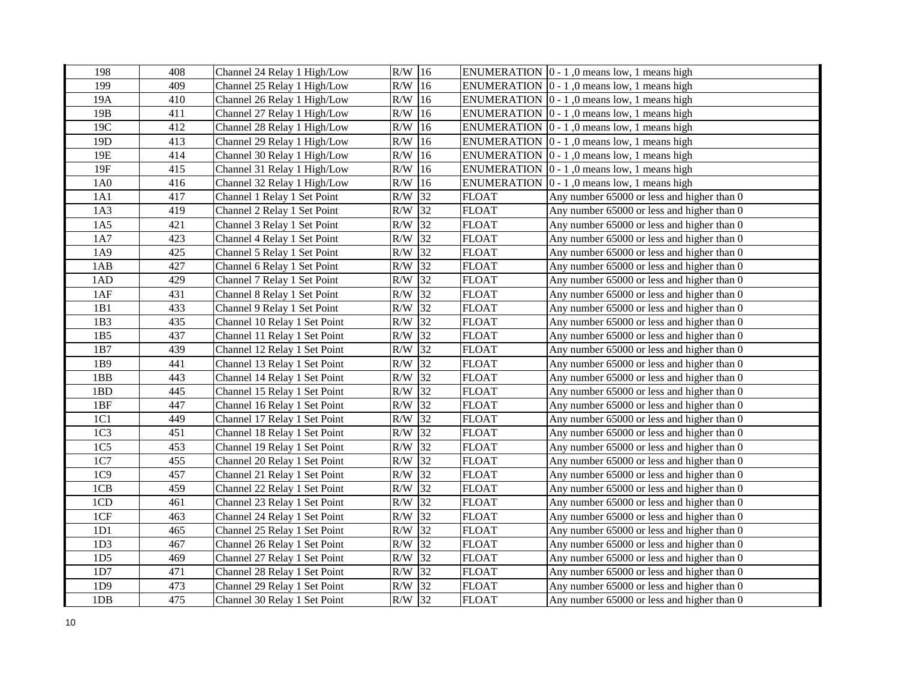| 198 | 408 | Channel 24 Relay 1 High/Low | R/W | 16 | ENUMERATION | 0 - 1 ,0 means low, 1 means high |
|---|---|---|---|---|---|---|
| 199 | 409 | Channel 25 Relay 1 High/Low | R/W | 16 | ENUMERATION | 0 - 1 ,0 means low, 1 means high |
| 19A | 410 | Channel 26 Relay 1 High/Low | R/W | 16 | ENUMERATION | 0 - 1 ,0 means low, 1 means high |
| 19B | 411 | Channel 27 Relay 1 High/Low | R/W | 16 | ENUMERATION | 0 - 1 ,0 means low, 1 means high |
| 19C | 412 | Channel 28 Relay 1 High/Low | R/W | 16 | ENUMERATION | 0 - 1 ,0 means low, 1 means high |
| 19D | 413 | Channel 29 Relay 1 High/Low | R/W | 16 | ENUMERATION | 0 - 1 ,0 means low, 1 means high |
| 19E | 414 | Channel 30 Relay 1 High/Low | R/W | 16 | ENUMERATION | 0 - 1 ,0 means low, 1 means high |
| 19F | 415 | Channel 31 Relay 1 High/Low | R/W | 16 | ENUMERATION | 0 - 1 ,0 means low, 1 means high |
| 1A0 | 416 | Channel 32 Relay 1 High/Low | R/W | 16 | ENUMERATION | 0 - 1 ,0 means low, 1 means high |
| 1A1 | 417 | Channel 1 Relay 1 Set Point | R/W | 32 | FLOAT | Any number 65000 or less and higher than 0 |
| 1A3 | 419 | Channel 2 Relay 1 Set Point | R/W | 32 | FLOAT | Any number 65000 or less and higher than 0 |
| 1A5 | 421 | Channel 3 Relay 1 Set Point | R/W | 32 | FLOAT | Any number 65000 or less and higher than 0 |
| 1A7 | 423 | Channel 4 Relay 1 Set Point | R/W | 32 | FLOAT | Any number 65000 or less and higher than 0 |
| 1A9 | 425 | Channel 5 Relay 1 Set Point | R/W | 32 | FLOAT | Any number 65000 or less and higher than 0 |
| 1AB | 427 | Channel 6 Relay 1 Set Point | R/W | 32 | FLOAT | Any number 65000 or less and higher than 0 |
| 1AD | 429 | Channel 7 Relay 1 Set Point | R/W | 32 | FLOAT | Any number 65000 or less and higher than 0 |
| 1AF | 431 | Channel 8 Relay 1 Set Point | R/W | 32 | FLOAT | Any number 65000 or less and higher than 0 |
| 1B1 | 433 | Channel 9 Relay 1 Set Point | R/W | 32 | FLOAT | Any number 65000 or less and higher than 0 |
| 1B3 | 435 | Channel 10 Relay 1 Set Point | R/W | 32 | FLOAT | Any number 65000 or less and higher than 0 |
| 1B5 | 437 | Channel 11 Relay 1 Set Point | R/W | 32 | FLOAT | Any number 65000 or less and higher than 0 |
| 1B7 | 439 | Channel 12 Relay 1 Set Point | R/W | 32 | FLOAT | Any number 65000 or less and higher than 0 |
| 1B9 | 441 | Channel 13 Relay 1 Set Point | R/W | 32 | FLOAT | Any number 65000 or less and higher than 0 |
| 1BB | 443 | Channel 14 Relay 1 Set Point | R/W | 32 | FLOAT | Any number 65000 or less and higher than 0 |
| 1BD | 445 | Channel 15 Relay 1 Set Point | R/W | 32 | FLOAT | Any number 65000 or less and higher than 0 |
| 1BF | 447 | Channel 16 Relay 1 Set Point | R/W | 32 | FLOAT | Any number 65000 or less and higher than 0 |
| 1C1 | 449 | Channel 17 Relay 1 Set Point | R/W | 32 | FLOAT | Any number 65000 or less and higher than 0 |
| 1C3 | 451 | Channel 18 Relay 1 Set Point | R/W | 32 | FLOAT | Any number 65000 or less and higher than 0 |
| 1C5 | 453 | Channel 19 Relay 1 Set Point | R/W | 32 | FLOAT | Any number 65000 or less and higher than 0 |
| 1C7 | 455 | Channel 20 Relay 1 Set Point | R/W | 32 | FLOAT | Any number 65000 or less and higher than 0 |
| 1C9 | 457 | Channel 21 Relay 1 Set Point | R/W | 32 | FLOAT | Any number 65000 or less and higher than 0 |
| 1CB | 459 | Channel 22 Relay 1 Set Point | R/W | 32 | FLOAT | Any number 65000 or less and higher than 0 |
| 1CD | 461 | Channel 23 Relay 1 Set Point | R/W | 32 | FLOAT | Any number 65000 or less and higher than 0 |
| 1CF | 463 | Channel 24 Relay 1 Set Point | R/W | 32 | FLOAT | Any number 65000 or less and higher than 0 |
| 1D1 | 465 | Channel 25 Relay 1 Set Point | R/W | 32 | FLOAT | Any number 65000 or less and higher than 0 |
| 1D3 | 467 | Channel 26 Relay 1 Set Point | R/W | 32 | FLOAT | Any number 65000 or less and higher than 0 |
| 1D5 | 469 | Channel 27 Relay 1 Set Point | R/W | 32 | FLOAT | Any number 65000 or less and higher than 0 |
| 1D7 | 471 | Channel 28 Relay 1 Set Point | R/W | 32 | FLOAT | Any number 65000 or less and higher than 0 |
| 1D9 | 473 | Channel 29 Relay 1 Set Point | R/W | 32 | FLOAT | Any number 65000 or less and higher than 0 |
| 1DB | 475 | Channel 30 Relay 1 Set Point | R/W | 32 | FLOAT | Any number 65000 or less and higher than 0 |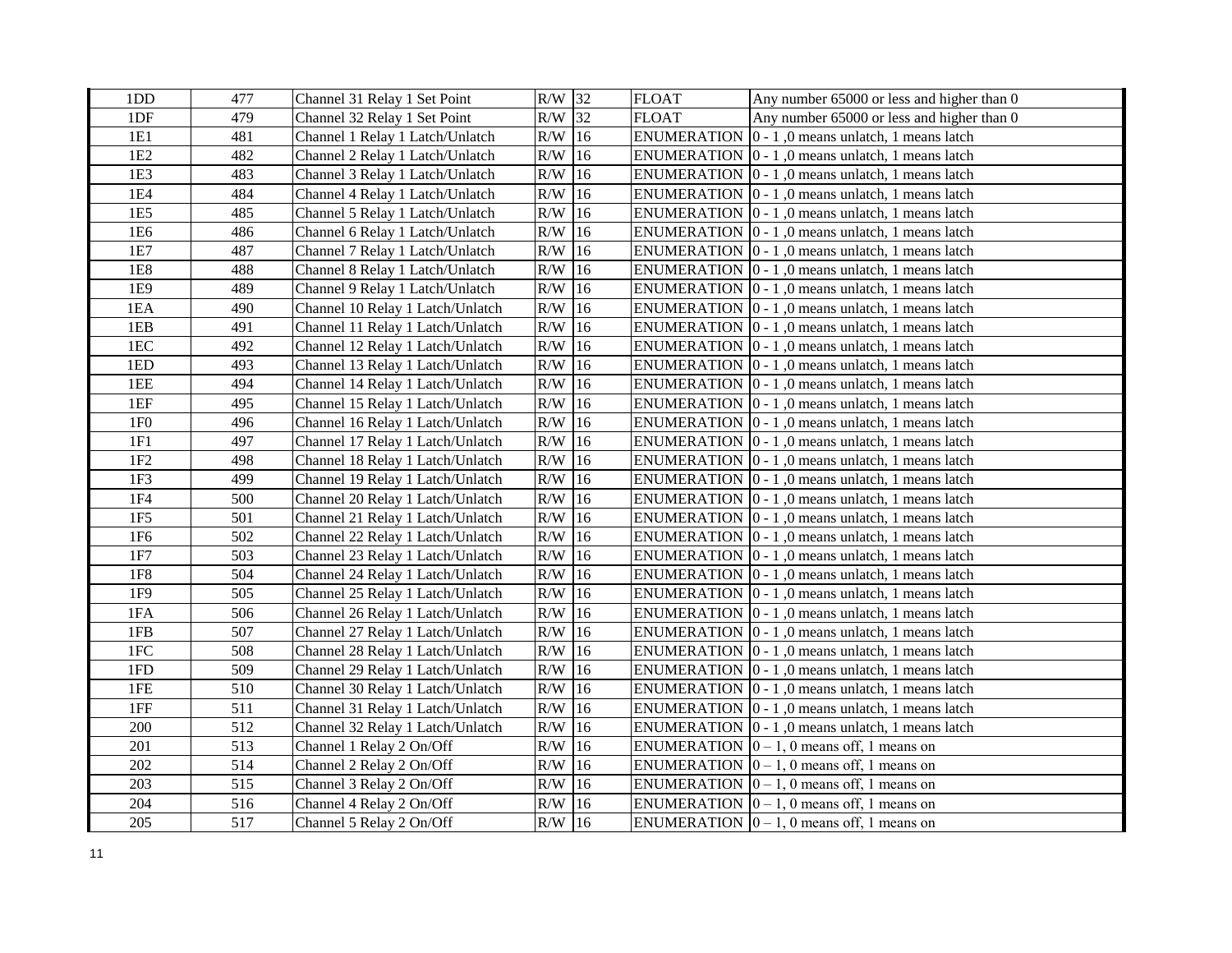| 1DD | 477 | Channel 31 Relay 1 Set Point | R/W | 32 | FLOAT | Any number 65000 or less and higher than 0 |
|---|---|---|---|---|---|---|
| 1DF | 479 | Channel 32 Relay 1 Set Point | R/W | 32 | FLOAT | Any number 65000 or less and higher than 0 |
| 1E1 | 481 | Channel 1 Relay 1 Latch/Unlatch | R/W | 16 | ENUMERATION | 0 - 1 ,0 means unlatch, 1 means latch |
| 1E2 | 482 | Channel 2 Relay 1 Latch/Unlatch | R/W | 16 | ENUMERATION | 0 - 1 ,0 means unlatch, 1 means latch |
| 1E3 | 483 | Channel 3 Relay 1 Latch/Unlatch | R/W | 16 | ENUMERATION | 0 - 1 ,0 means unlatch, 1 means latch |
| 1E4 | 484 | Channel 4 Relay 1 Latch/Unlatch | R/W | 16 | ENUMERATION | 0 - 1 ,0 means unlatch, 1 means latch |
| 1E5 | 485 | Channel 5 Relay 1 Latch/Unlatch | R/W | 16 | ENUMERATION | 0 - 1 ,0 means unlatch, 1 means latch |
| 1E6 | 486 | Channel 6 Relay 1 Latch/Unlatch | R/W | 16 | ENUMERATION | 0 - 1 ,0 means unlatch, 1 means latch |
| 1E7 | 487 | Channel 7 Relay 1 Latch/Unlatch | R/W | 16 | ENUMERATION | 0 - 1 ,0 means unlatch, 1 means latch |
| 1E8 | 488 | Channel 8 Relay 1 Latch/Unlatch | R/W | 16 | ENUMERATION | 0 - 1 ,0 means unlatch, 1 means latch |
| 1E9 | 489 | Channel 9 Relay 1 Latch/Unlatch | R/W | 16 | ENUMERATION | 0 - 1 ,0 means unlatch, 1 means latch |
| 1EA | 490 | Channel 10 Relay 1 Latch/Unlatch | R/W | 16 | ENUMERATION | 0 - 1 ,0 means unlatch, 1 means latch |
| 1EB | 491 | Channel 11 Relay 1 Latch/Unlatch | R/W | 16 | ENUMERATION | 0 - 1 ,0 means unlatch, 1 means latch |
| 1EC | 492 | Channel 12 Relay 1 Latch/Unlatch | R/W | 16 | ENUMERATION | 0 - 1 ,0 means unlatch, 1 means latch |
| 1ED | 493 | Channel 13 Relay 1 Latch/Unlatch | R/W | 16 | ENUMERATION | 0 - 1 ,0 means unlatch, 1 means latch |
| 1EE | 494 | Channel 14 Relay 1 Latch/Unlatch | R/W | 16 | ENUMERATION | 0 - 1 ,0 means unlatch, 1 means latch |
| 1EF | 495 | Channel 15 Relay 1 Latch/Unlatch | R/W | 16 | ENUMERATION | 0 - 1 ,0 means unlatch, 1 means latch |
| 1F0 | 496 | Channel 16 Relay 1 Latch/Unlatch | R/W | 16 | ENUMERATION | 0 - 1 ,0 means unlatch, 1 means latch |
| 1F1 | 497 | Channel 17 Relay 1 Latch/Unlatch | R/W | 16 | ENUMERATION | 0 - 1 ,0 means unlatch, 1 means latch |
| 1F2 | 498 | Channel 18 Relay 1 Latch/Unlatch | R/W | 16 | ENUMERATION | 0 - 1 ,0 means unlatch, 1 means latch |
| 1F3 | 499 | Channel 19 Relay 1 Latch/Unlatch | R/W | 16 | ENUMERATION | 0 - 1 ,0 means unlatch, 1 means latch |
| 1F4 | 500 | Channel 20 Relay 1 Latch/Unlatch | R/W | 16 | ENUMERATION | 0 - 1 ,0 means unlatch, 1 means latch |
| 1F5 | 501 | Channel 21 Relay 1 Latch/Unlatch | R/W | 16 | ENUMERATION | 0 - 1 ,0 means unlatch, 1 means latch |
| 1F6 | 502 | Channel 22 Relay 1 Latch/Unlatch | R/W | 16 | ENUMERATION | 0 - 1 ,0 means unlatch, 1 means latch |
| 1F7 | 503 | Channel 23 Relay 1 Latch/Unlatch | R/W | 16 | ENUMERATION | 0 - 1 ,0 means unlatch, 1 means latch |
| 1F8 | 504 | Channel 24 Relay 1 Latch/Unlatch | R/W | 16 | ENUMERATION | 0 - 1 ,0 means unlatch, 1 means latch |
| 1F9 | 505 | Channel 25 Relay 1 Latch/Unlatch | R/W | 16 | ENUMERATION | 0 - 1 ,0 means unlatch, 1 means latch |
| 1FA | 506 | Channel 26 Relay 1 Latch/Unlatch | R/W | 16 | ENUMERATION | 0 - 1 ,0 means unlatch, 1 means latch |
| 1FB | 507 | Channel 27 Relay 1 Latch/Unlatch | R/W | 16 | ENUMERATION | 0 - 1 ,0 means unlatch, 1 means latch |
| 1FC | 508 | Channel 28 Relay 1 Latch/Unlatch | R/W | 16 | ENUMERATION | 0 - 1 ,0 means unlatch, 1 means latch |
| 1FD | 509 | Channel 29 Relay 1 Latch/Unlatch | R/W | 16 | ENUMERATION | 0 - 1 ,0 means unlatch, 1 means latch |
| 1FE | 510 | Channel 30 Relay 1 Latch/Unlatch | R/W | 16 | ENUMERATION | 0 - 1 ,0 means unlatch, 1 means latch |
| 1FF | 511 | Channel 31 Relay 1 Latch/Unlatch | R/W | 16 | ENUMERATION | 0 - 1 ,0 means unlatch, 1 means latch |
| 200 | 512 | Channel 32 Relay 1 Latch/Unlatch | R/W | 16 | ENUMERATION | 0 - 1 ,0 means unlatch, 1 means latch |
| 201 | 513 | Channel 1 Relay 2 On/Off | R/W | 16 | ENUMERATION | 0 – 1, 0 means off, 1 means on |
| 202 | 514 | Channel 2 Relay 2 On/Off | R/W | 16 | ENUMERATION | 0 – 1, 0 means off, 1 means on |
| 203 | 515 | Channel 3 Relay 2 On/Off | R/W | 16 | ENUMERATION | 0 – 1, 0 means off, 1 means on |
| 204 | 516 | Channel 4 Relay 2 On/Off | R/W | 16 | ENUMERATION | 0 – 1, 0 means off, 1 means on |
| 205 | 517 | Channel 5 Relay 2 On/Off | R/W | 16 | ENUMERATION | 0 – 1, 0 means off, 1 means on |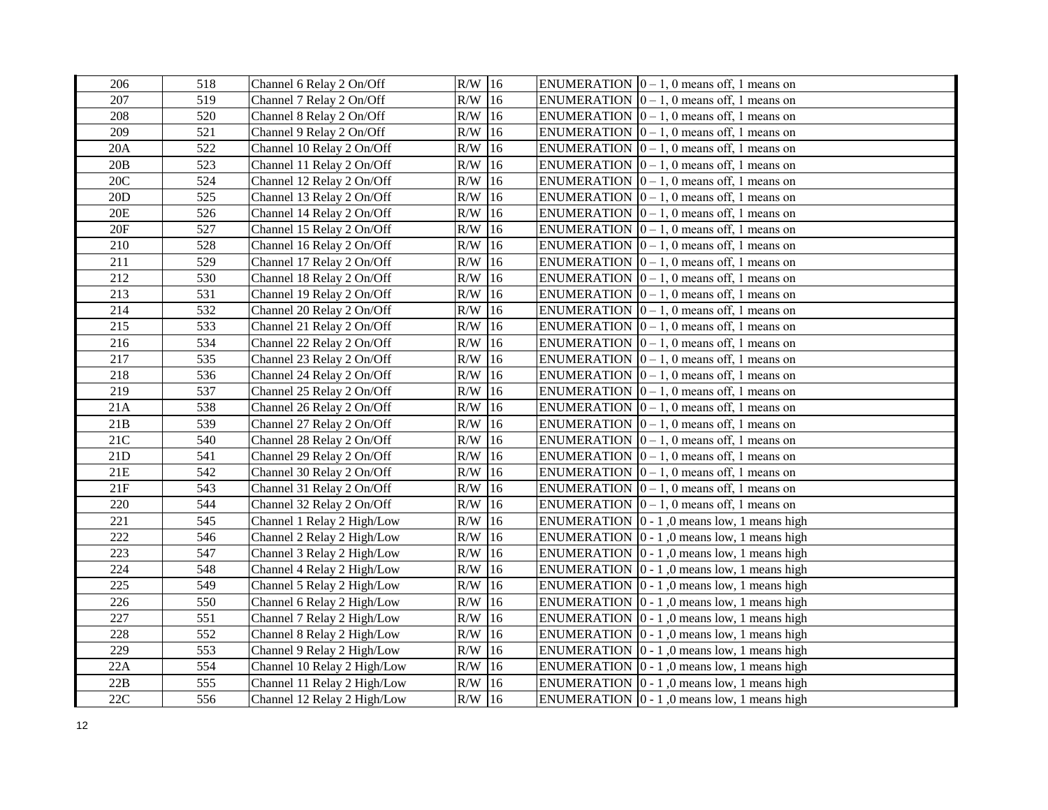| 206 | 518 | Channel 6 Relay 2 On/Off | R/W | 16 | ENUMERATION | 0 – 1, 0 means off, 1 means on |
|---|---|---|---|---|---|---|
| 207 | 519 | Channel 7 Relay 2 On/Off | R/W | 16 | ENUMERATION | 0 – 1, 0 means off, 1 means on |
| 208 | 520 | Channel 8 Relay 2 On/Off | R/W | 16 | ENUMERATION | 0 – 1, 0 means off, 1 means on |
| 209 | 521 | Channel 9 Relay 2 On/Off | R/W | 16 | ENUMERATION | 0 – 1, 0 means off, 1 means on |
| 20A | 522 | Channel 10 Relay 2 On/Off | R/W | 16 | ENUMERATION | 0 – 1, 0 means off, 1 means on |
| 20B | 523 | Channel 11 Relay 2 On/Off | R/W | 16 | ENUMERATION | 0 – 1, 0 means off, 1 means on |
| 20C | 524 | Channel 12 Relay 2 On/Off | R/W | 16 | ENUMERATION | 0 – 1, 0 means off, 1 means on |
| 20D | 525 | Channel 13 Relay 2 On/Off | R/W | 16 | ENUMERATION | 0 – 1, 0 means off, 1 means on |
| 20E | 526 | Channel 14 Relay 2 On/Off | R/W | 16 | ENUMERATION | 0 – 1, 0 means off, 1 means on |
| 20F | 527 | Channel 15 Relay 2 On/Off | R/W | 16 | ENUMERATION | 0 – 1, 0 means off, 1 means on |
| 210 | 528 | Channel 16 Relay 2 On/Off | R/W | 16 | ENUMERATION | 0 – 1, 0 means off, 1 means on |
| 211 | 529 | Channel 17 Relay 2 On/Off | R/W | 16 | ENUMERATION | 0 – 1, 0 means off, 1 means on |
| 212 | 530 | Channel 18 Relay 2 On/Off | R/W | 16 | ENUMERATION | 0 – 1, 0 means off, 1 means on |
| 213 | 531 | Channel 19 Relay 2 On/Off | R/W | 16 | ENUMERATION | 0 – 1, 0 means off, 1 means on |
| 214 | 532 | Channel 20 Relay 2 On/Off | R/W | 16 | ENUMERATION | 0 – 1, 0 means off, 1 means on |
| 215 | 533 | Channel 21 Relay 2 On/Off | R/W | 16 | ENUMERATION | 0 – 1, 0 means off, 1 means on |
| 216 | 534 | Channel 22 Relay 2 On/Off | R/W | 16 | ENUMERATION | 0 – 1, 0 means off, 1 means on |
| 217 | 535 | Channel 23 Relay 2 On/Off | R/W | 16 | ENUMERATION | 0 – 1, 0 means off, 1 means on |
| 218 | 536 | Channel 24 Relay 2 On/Off | R/W | 16 | ENUMERATION | 0 – 1, 0 means off, 1 means on |
| 219 | 537 | Channel 25 Relay 2 On/Off | R/W | 16 | ENUMERATION | 0 – 1, 0 means off, 1 means on |
| 21A | 538 | Channel 26 Relay 2 On/Off | R/W | 16 | ENUMERATION | 0 – 1, 0 means off, 1 means on |
| 21B | 539 | Channel 27 Relay 2 On/Off | R/W | 16 | ENUMERATION | 0 – 1, 0 means off, 1 means on |
| 21C | 540 | Channel 28 Relay 2 On/Off | R/W | 16 | ENUMERATION | 0 – 1, 0 means off, 1 means on |
| 21D | 541 | Channel 29 Relay 2 On/Off | R/W | 16 | ENUMERATION | 0 – 1, 0 means off, 1 means on |
| 21E | 542 | Channel 30 Relay 2 On/Off | R/W | 16 | ENUMERATION | 0 – 1, 0 means off, 1 means on |
| 21F | 543 | Channel 31 Relay 2 On/Off | R/W | 16 | ENUMERATION | 0 – 1, 0 means off, 1 means on |
| 220 | 544 | Channel 32 Relay 2 On/Off | R/W | 16 | ENUMERATION | 0 – 1, 0 means off, 1 means on |
| 221 | 545 | Channel 1 Relay 2 High/Low | R/W | 16 | ENUMERATION | 0 - 1 ,0 means low, 1 means high |
| 222 | 546 | Channel 2 Relay 2 High/Low | R/W | 16 | ENUMERATION | 0 - 1 ,0 means low, 1 means high |
| 223 | 547 | Channel 3 Relay 2 High/Low | R/W | 16 | ENUMERATION | 0 - 1 ,0 means low, 1 means high |
| 224 | 548 | Channel 4 Relay 2 High/Low | R/W | 16 | ENUMERATION | 0 - 1 ,0 means low, 1 means high |
| 225 | 549 | Channel 5 Relay 2 High/Low | R/W | 16 | ENUMERATION | 0 - 1 ,0 means low, 1 means high |
| 226 | 550 | Channel 6 Relay 2 High/Low | R/W | 16 | ENUMERATION | 0 - 1 ,0 means low, 1 means high |
| 227 | 551 | Channel 7 Relay 2 High/Low | R/W | 16 | ENUMERATION | 0 - 1 ,0 means low, 1 means high |
| 228 | 552 | Channel 8 Relay 2 High/Low | R/W | 16 | ENUMERATION | 0 - 1 ,0 means low, 1 means high |
| 229 | 553 | Channel 9 Relay 2 High/Low | R/W | 16 | ENUMERATION | 0 - 1 ,0 means low, 1 means high |
| 22A | 554 | Channel 10 Relay 2 High/Low | R/W | 16 | ENUMERATION | 0 - 1 ,0 means low, 1 means high |
| 22B | 555 | Channel 11 Relay 2 High/Low | R/W | 16 | ENUMERATION | 0 - 1 ,0 means low, 1 means high |
| 22C | 556 | Channel 12 Relay 2 High/Low | R/W | 16 | ENUMERATION | 0 - 1 ,0 means low, 1 means high |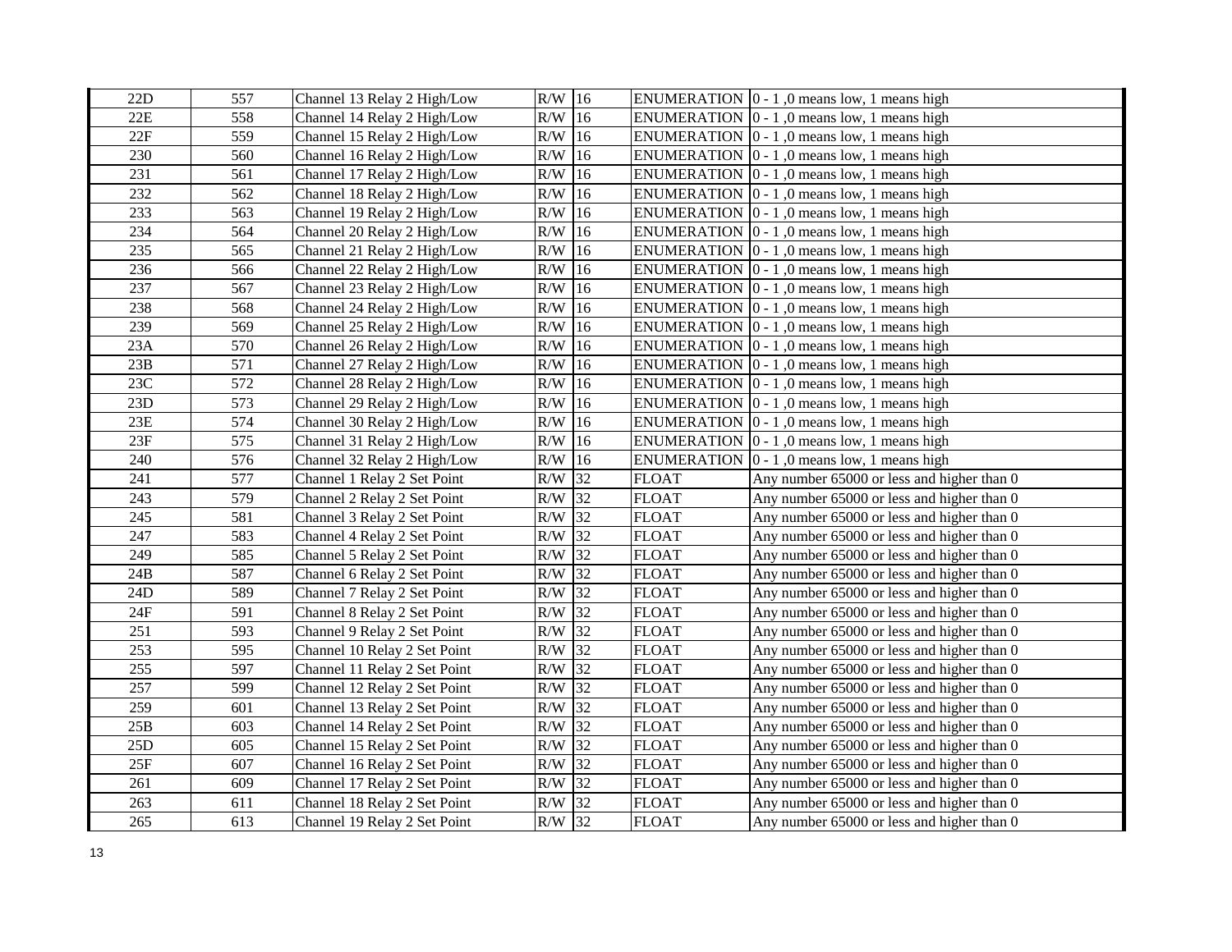| 22D | 557 | Channel 13 Relay 2 High/Low | R/W | 16 | ENUMERATION | 0 - 1 ,0 means low, 1 means high |
|---|---|---|---|---|---|---|
| 22E | 558 | Channel 14 Relay 2 High/Low | R/W | 16 | ENUMERATION | 0 - 1 ,0 means low, 1 means high |
| 22F | 559 | Channel 15 Relay 2 High/Low | R/W | 16 | ENUMERATION | 0 - 1 ,0 means low, 1 means high |
| 230 | 560 | Channel 16 Relay 2 High/Low | R/W | 16 | ENUMERATION | 0 - 1 ,0 means low, 1 means high |
| 231 | 561 | Channel 17 Relay 2 High/Low | R/W | 16 | ENUMERATION | 0 - 1 ,0 means low, 1 means high |
| 232 | 562 | Channel 18 Relay 2 High/Low | R/W | 16 | ENUMERATION | 0 - 1 ,0 means low, 1 means high |
| 233 | 563 | Channel 19 Relay 2 High/Low | R/W | 16 | ENUMERATION | 0 - 1 ,0 means low, 1 means high |
| 234 | 564 | Channel 20 Relay 2 High/Low | R/W | 16 | ENUMERATION | 0 - 1 ,0 means low, 1 means high |
| 235 | 565 | Channel 21 Relay 2 High/Low | R/W | 16 | ENUMERATION | 0 - 1 ,0 means low, 1 means high |
| 236 | 566 | Channel 22 Relay 2 High/Low | R/W | 16 | ENUMERATION | 0 - 1 ,0 means low, 1 means high |
| 237 | 567 | Channel 23 Relay 2 High/Low | R/W | 16 | ENUMERATION | 0 - 1 ,0 means low, 1 means high |
| 238 | 568 | Channel 24 Relay 2 High/Low | R/W | 16 | ENUMERATION | 0 - 1 ,0 means low, 1 means high |
| 239 | 569 | Channel 25 Relay 2 High/Low | R/W | 16 | ENUMERATION | 0 - 1 ,0 means low, 1 means high |
| 23A | 570 | Channel 26 Relay 2 High/Low | R/W | 16 | ENUMERATION | 0 - 1 ,0 means low, 1 means high |
| 23B | 571 | Channel 27 Relay 2 High/Low | R/W | 16 | ENUMERATION | 0 - 1 ,0 means low, 1 means high |
| 23C | 572 | Channel 28 Relay 2 High/Low | R/W | 16 | ENUMERATION | 0 - 1 ,0 means low, 1 means high |
| 23D | 573 | Channel 29 Relay 2 High/Low | R/W | 16 | ENUMERATION | 0 - 1 ,0 means low, 1 means high |
| 23E | 574 | Channel 30 Relay 2 High/Low | R/W | 16 | ENUMERATION | 0 - 1 ,0 means low, 1 means high |
| 23F | 575 | Channel 31 Relay 2 High/Low | R/W | 16 | ENUMERATION | 0 - 1 ,0 means low, 1 means high |
| 240 | 576 | Channel 32 Relay 2 High/Low | R/W | 16 | ENUMERATION | 0 - 1 ,0 means low, 1 means high |
| 241 | 577 | Channel 1 Relay 2 Set Point | R/W | 32 | FLOAT | Any number 65000 or less and higher than 0 |
| 243 | 579 | Channel 2 Relay 2 Set Point | R/W | 32 | FLOAT | Any number 65000 or less and higher than 0 |
| 245 | 581 | Channel 3 Relay 2 Set Point | R/W | 32 | FLOAT | Any number 65000 or less and higher than 0 |
| 247 | 583 | Channel 4 Relay 2 Set Point | R/W | 32 | FLOAT | Any number 65000 or less and higher than 0 |
| 249 | 585 | Channel 5 Relay 2 Set Point | R/W | 32 | FLOAT | Any number 65000 or less and higher than 0 |
| 24B | 587 | Channel 6 Relay 2 Set Point | R/W | 32 | FLOAT | Any number 65000 or less and higher than 0 |
| 24D | 589 | Channel 7 Relay 2 Set Point | R/W | 32 | FLOAT | Any number 65000 or less and higher than 0 |
| 24F | 591 | Channel 8 Relay 2 Set Point | R/W | 32 | FLOAT | Any number 65000 or less and higher than 0 |
| 251 | 593 | Channel 9 Relay 2 Set Point | R/W | 32 | FLOAT | Any number 65000 or less and higher than 0 |
| 253 | 595 | Channel 10 Relay 2 Set Point | R/W | 32 | FLOAT | Any number 65000 or less and higher than 0 |
| 255 | 597 | Channel 11 Relay 2 Set Point | R/W | 32 | FLOAT | Any number 65000 or less and higher than 0 |
| 257 | 599 | Channel 12 Relay 2 Set Point | R/W | 32 | FLOAT | Any number 65000 or less and higher than 0 |
| 259 | 601 | Channel 13 Relay 2 Set Point | R/W | 32 | FLOAT | Any number 65000 or less and higher than 0 |
| 25B | 603 | Channel 14 Relay 2 Set Point | R/W | 32 | FLOAT | Any number 65000 or less and higher than 0 |
| 25D | 605 | Channel 15 Relay 2 Set Point | R/W | 32 | FLOAT | Any number 65000 or less and higher than 0 |
| 25F | 607 | Channel 16 Relay 2 Set Point | R/W | 32 | FLOAT | Any number 65000 or less and higher than 0 |
| 261 | 609 | Channel 17 Relay 2 Set Point | R/W | 32 | FLOAT | Any number 65000 or less and higher than 0 |
| 263 | 611 | Channel 18 Relay 2 Set Point | R/W | 32 | FLOAT | Any number 65000 or less and higher than 0 |
| 265 | 613 | Channel 19 Relay 2 Set Point | R/W | 32 | FLOAT | Any number 65000 or less and higher than 0 |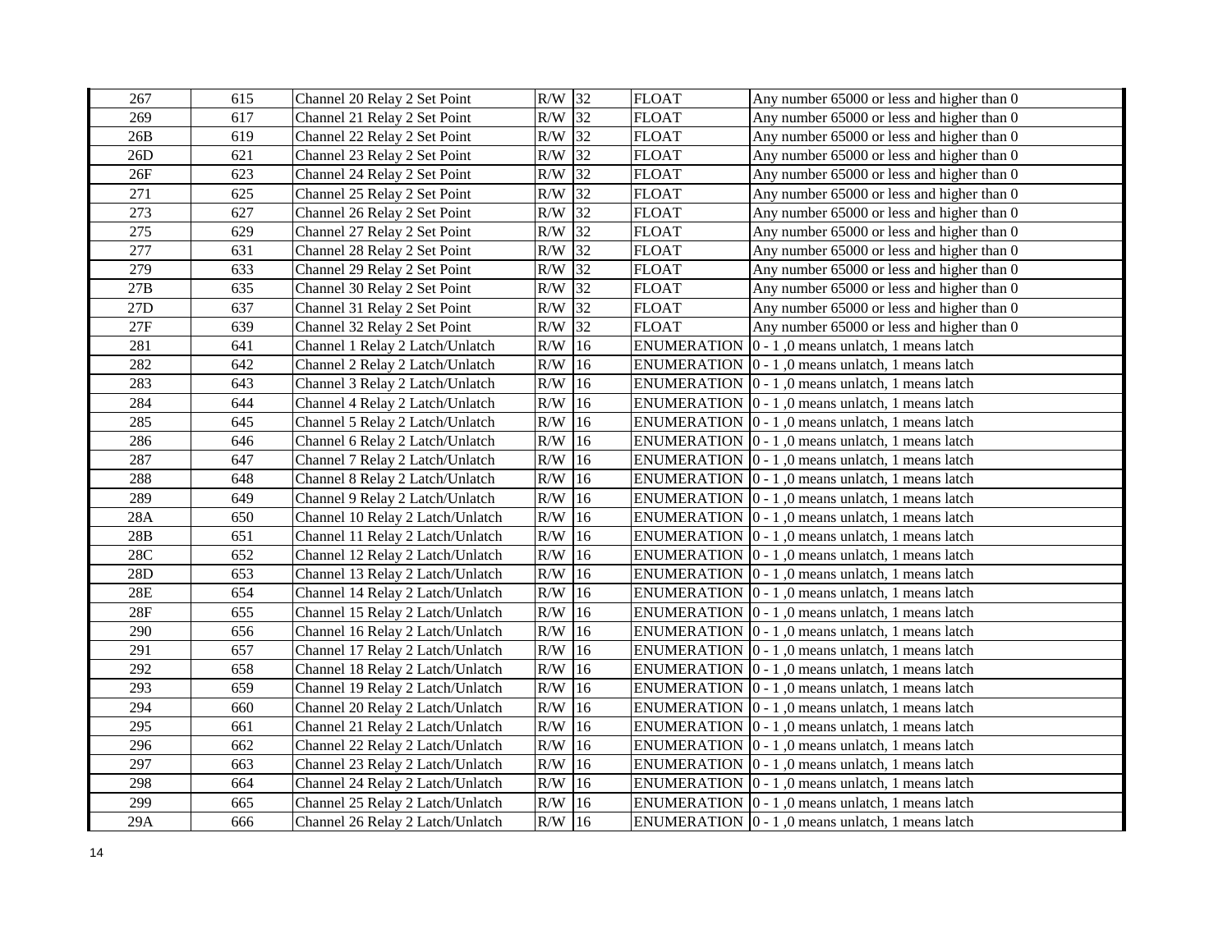| 267 | 615 | Channel 20 Relay 2 Set Point | R/W | 32 | FLOAT | Any number 65000 or less and higher than 0 |
|---|---|---|---|---|---|---|
| 269 | 617 | Channel 21 Relay 2 Set Point | R/W | 32 | FLOAT | Any number 65000 or less and higher than 0 |
| 26B | 619 | Channel 22 Relay 2 Set Point | R/W | 32 | FLOAT | Any number 65000 or less and higher than 0 |
| 26D | 621 | Channel 23 Relay 2 Set Point | R/W | 32 | FLOAT | Any number 65000 or less and higher than 0 |
| 26F | 623 | Channel 24 Relay 2 Set Point | R/W | 32 | FLOAT | Any number 65000 or less and higher than 0 |
| 271 | 625 | Channel 25 Relay 2 Set Point | R/W | 32 | FLOAT | Any number 65000 or less and higher than 0 |
| 273 | 627 | Channel 26 Relay 2 Set Point | R/W | 32 | FLOAT | Any number 65000 or less and higher than 0 |
| 275 | 629 | Channel 27 Relay 2 Set Point | R/W | 32 | FLOAT | Any number 65000 or less and higher than 0 |
| 277 | 631 | Channel 28 Relay 2 Set Point | R/W | 32 | FLOAT | Any number 65000 or less and higher than 0 |
| 279 | 633 | Channel 29 Relay 2 Set Point | R/W | 32 | FLOAT | Any number 65000 or less and higher than 0 |
| 27B | 635 | Channel 30 Relay 2 Set Point | R/W | 32 | FLOAT | Any number 65000 or less and higher than 0 |
| 27D | 637 | Channel 31 Relay 2 Set Point | R/W | 32 | FLOAT | Any number 65000 or less and higher than 0 |
| 27F | 639 | Channel 32 Relay 2 Set Point | R/W | 32 | FLOAT | Any number 65000 or less and higher than 0 |
| 281 | 641 | Channel 1 Relay 2 Latch/Unlatch | R/W | 16 | ENUMERATION | 0 - 1 ,0 means unlatch, 1 means latch |
| 282 | 642 | Channel 2 Relay 2 Latch/Unlatch | R/W | 16 | ENUMERATION | 0 - 1 ,0 means unlatch, 1 means latch |
| 283 | 643 | Channel 3 Relay 2 Latch/Unlatch | R/W | 16 | ENUMERATION | 0 - 1 ,0 means unlatch, 1 means latch |
| 284 | 644 | Channel 4 Relay 2 Latch/Unlatch | R/W | 16 | ENUMERATION | 0 - 1 ,0 means unlatch, 1 means latch |
| 285 | 645 | Channel 5 Relay 2 Latch/Unlatch | R/W | 16 | ENUMERATION | 0 - 1 ,0 means unlatch, 1 means latch |
| 286 | 646 | Channel 6 Relay 2 Latch/Unlatch | R/W | 16 | ENUMERATION | 0 - 1 ,0 means unlatch, 1 means latch |
| 287 | 647 | Channel 7 Relay 2 Latch/Unlatch | R/W | 16 | ENUMERATION | 0 - 1 ,0 means unlatch, 1 means latch |
| 288 | 648 | Channel 8 Relay 2 Latch/Unlatch | R/W | 16 | ENUMERATION | 0 - 1 ,0 means unlatch, 1 means latch |
| 289 | 649 | Channel 9 Relay 2 Latch/Unlatch | R/W | 16 | ENUMERATION | 0 - 1 ,0 means unlatch, 1 means latch |
| 28A | 650 | Channel 10 Relay 2 Latch/Unlatch | R/W | 16 | ENUMERATION | 0 - 1 ,0 means unlatch, 1 means latch |
| 28B | 651 | Channel 11 Relay 2 Latch/Unlatch | R/W | 16 | ENUMERATION | 0 - 1 ,0 means unlatch, 1 means latch |
| 28C | 652 | Channel 12 Relay 2 Latch/Unlatch | R/W | 16 | ENUMERATION | 0 - 1 ,0 means unlatch, 1 means latch |
| 28D | 653 | Channel 13 Relay 2 Latch/Unlatch | R/W | 16 | ENUMERATION | 0 - 1 ,0 means unlatch, 1 means latch |
| 28E | 654 | Channel 14 Relay 2 Latch/Unlatch | R/W | 16 | ENUMERATION | 0 - 1 ,0 means unlatch, 1 means latch |
| 28F | 655 | Channel 15 Relay 2 Latch/Unlatch | R/W | 16 | ENUMERATION | 0 - 1 ,0 means unlatch, 1 means latch |
| 290 | 656 | Channel 16 Relay 2 Latch/Unlatch | R/W | 16 | ENUMERATION | 0 - 1 ,0 means unlatch, 1 means latch |
| 291 | 657 | Channel 17 Relay 2 Latch/Unlatch | R/W | 16 | ENUMERATION | 0 - 1 ,0 means unlatch, 1 means latch |
| 292 | 658 | Channel 18 Relay 2 Latch/Unlatch | R/W | 16 | ENUMERATION | 0 - 1 ,0 means unlatch, 1 means latch |
| 293 | 659 | Channel 19 Relay 2 Latch/Unlatch | R/W | 16 | ENUMERATION | 0 - 1 ,0 means unlatch, 1 means latch |
| 294 | 660 | Channel 20 Relay 2 Latch/Unlatch | R/W | 16 | ENUMERATION | 0 - 1 ,0 means unlatch, 1 means latch |
| 295 | 661 | Channel 21 Relay 2 Latch/Unlatch | R/W | 16 | ENUMERATION | 0 - 1 ,0 means unlatch, 1 means latch |
| 296 | 662 | Channel 22 Relay 2 Latch/Unlatch | R/W | 16 | ENUMERATION | 0 - 1 ,0 means unlatch, 1 means latch |
| 297 | 663 | Channel 23 Relay 2 Latch/Unlatch | R/W | 16 | ENUMERATION | 0 - 1 ,0 means unlatch, 1 means latch |
| 298 | 664 | Channel 24 Relay 2 Latch/Unlatch | R/W | 16 | ENUMERATION | 0 - 1 ,0 means unlatch, 1 means latch |
| 299 | 665 | Channel 25 Relay 2 Latch/Unlatch | R/W | 16 | ENUMERATION | 0 - 1 ,0 means unlatch, 1 means latch |
| 29A | 666 | Channel 26 Relay 2 Latch/Unlatch | R/W | 16 | ENUMERATION | 0 - 1 ,0 means unlatch, 1 means latch |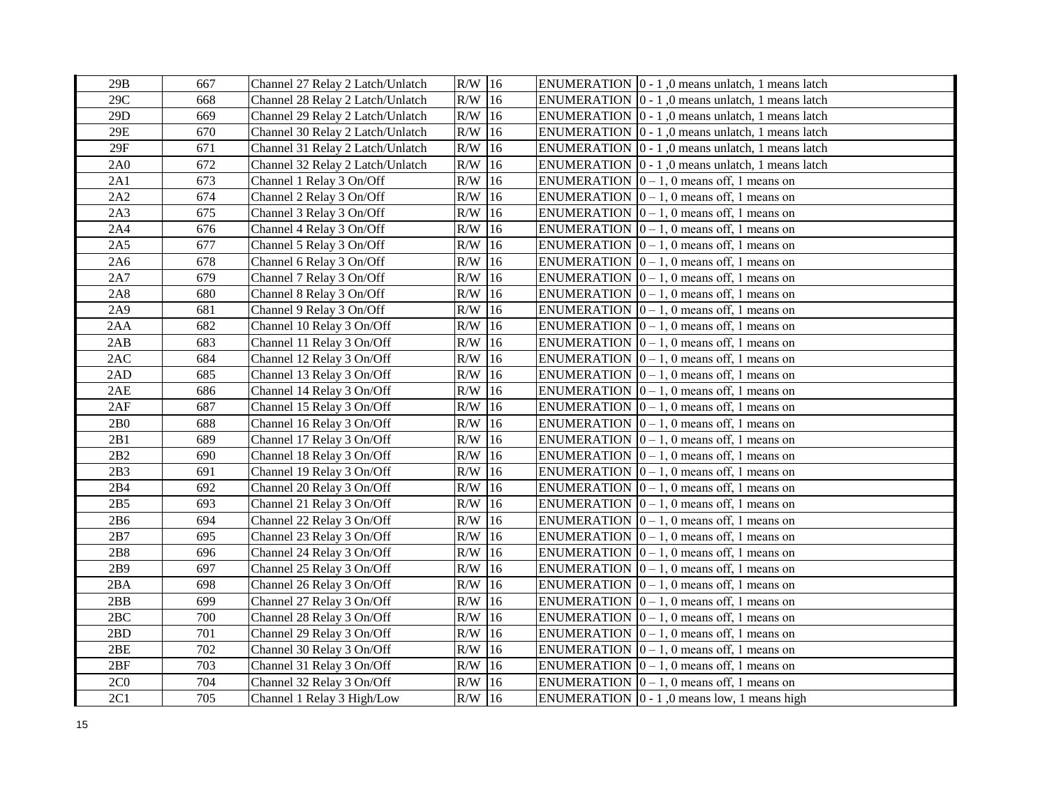| | | | | | | |
|---|---|---|---|---|---|---|
| 29B | 667 | Channel 27 Relay 2 Latch/Unlatch | R/W | 16 | ENUMERATION | 0 - 1 ,0 means unlatch, 1 means latch |
| 29C | 668 | Channel 28 Relay 2 Latch/Unlatch | R/W | 16 | ENUMERATION | 0 - 1 ,0 means unlatch, 1 means latch |
| 29D | 669 | Channel 29 Relay 2 Latch/Unlatch | R/W | 16 | ENUMERATION | 0 - 1 ,0 means unlatch, 1 means latch |
| 29E | 670 | Channel 30 Relay 2 Latch/Unlatch | R/W | 16 | ENUMERATION | 0 - 1 ,0 means unlatch, 1 means latch |
| 29F | 671 | Channel 31 Relay 2 Latch/Unlatch | R/W | 16 | ENUMERATION | 0 - 1 ,0 means unlatch, 1 means latch |
| 2A0 | 672 | Channel 32 Relay 2 Latch/Unlatch | R/W | 16 | ENUMERATION | 0 - 1 ,0 means unlatch, 1 means latch |
| 2A1 | 673 | Channel 1 Relay 3 On/Off | R/W | 16 | ENUMERATION | 0 – 1, 0 means off, 1 means on |
| 2A2 | 674 | Channel 2 Relay 3 On/Off | R/W | 16 | ENUMERATION | 0 – 1, 0 means off, 1 means on |
| 2A3 | 675 | Channel 3 Relay 3 On/Off | R/W | 16 | ENUMERATION | 0 – 1, 0 means off, 1 means on |
| 2A4 | 676 | Channel 4 Relay 3 On/Off | R/W | 16 | ENUMERATION | 0 – 1, 0 means off, 1 means on |
| 2A5 | 677 | Channel 5 Relay 3 On/Off | R/W | 16 | ENUMERATION | 0 – 1, 0 means off, 1 means on |
| 2A6 | 678 | Channel 6 Relay 3 On/Off | R/W | 16 | ENUMERATION | 0 – 1, 0 means off, 1 means on |
| 2A7 | 679 | Channel 7 Relay 3 On/Off | R/W | 16 | ENUMERATION | 0 – 1, 0 means off, 1 means on |
| 2A8 | 680 | Channel 8 Relay 3 On/Off | R/W | 16 | ENUMERATION | 0 – 1, 0 means off, 1 means on |
| 2A9 | 681 | Channel 9 Relay 3 On/Off | R/W | 16 | ENUMERATION | 0 – 1, 0 means off, 1 means on |
| 2AA | 682 | Channel 10 Relay 3 On/Off | R/W | 16 | ENUMERATION | 0 – 1, 0 means off, 1 means on |
| 2AB | 683 | Channel 11 Relay 3 On/Off | R/W | 16 | ENUMERATION | 0 – 1, 0 means off, 1 means on |
| 2AC | 684 | Channel 12 Relay 3 On/Off | R/W | 16 | ENUMERATION | 0 – 1, 0 means off, 1 means on |
| 2AD | 685 | Channel 13 Relay 3 On/Off | R/W | 16 | ENUMERATION | 0 – 1, 0 means off, 1 means on |
| 2AE | 686 | Channel 14 Relay 3 On/Off | R/W | 16 | ENUMERATION | 0 – 1, 0 means off, 1 means on |
| 2AF | 687 | Channel 15 Relay 3 On/Off | R/W | 16 | ENUMERATION | 0 – 1, 0 means off, 1 means on |
| 2B0 | 688 | Channel 16 Relay 3 On/Off | R/W | 16 | ENUMERATION | 0 – 1, 0 means off, 1 means on |
| 2B1 | 689 | Channel 17 Relay 3 On/Off | R/W | 16 | ENUMERATION | 0 – 1, 0 means off, 1 means on |
| 2B2 | 690 | Channel 18 Relay 3 On/Off | R/W | 16 | ENUMERATION | 0 – 1, 0 means off, 1 means on |
| 2B3 | 691 | Channel 19 Relay 3 On/Off | R/W | 16 | ENUMERATION | 0 – 1, 0 means off, 1 means on |
| 2B4 | 692 | Channel 20 Relay 3 On/Off | R/W | 16 | ENUMERATION | 0 – 1, 0 means off, 1 means on |
| 2B5 | 693 | Channel 21 Relay 3 On/Off | R/W | 16 | ENUMERATION | 0 – 1, 0 means off, 1 means on |
| 2B6 | 694 | Channel 22 Relay 3 On/Off | R/W | 16 | ENUMERATION | 0 – 1, 0 means off, 1 means on |
| 2B7 | 695 | Channel 23 Relay 3 On/Off | R/W | 16 | ENUMERATION | 0 – 1, 0 means off, 1 means on |
| 2B8 | 696 | Channel 24 Relay 3 On/Off | R/W | 16 | ENUMERATION | 0 – 1, 0 means off, 1 means on |
| 2B9 | 697 | Channel 25 Relay 3 On/Off | R/W | 16 | ENUMERATION | 0 – 1, 0 means off, 1 means on |
| 2BA | 698 | Channel 26 Relay 3 On/Off | R/W | 16 | ENUMERATION | 0 – 1, 0 means off, 1 means on |
| 2BB | 699 | Channel 27 Relay 3 On/Off | R/W | 16 | ENUMERATION | 0 – 1, 0 means off, 1 means on |
| 2BC | 700 | Channel 28 Relay 3 On/Off | R/W | 16 | ENUMERATION | 0 – 1, 0 means off, 1 means on |
| 2BD | 701 | Channel 29 Relay 3 On/Off | R/W | 16 | ENUMERATION | 0 – 1, 0 means off, 1 means on |
| 2BE | 702 | Channel 30 Relay 3 On/Off | R/W | 16 | ENUMERATION | 0 – 1, 0 means off, 1 means on |
| 2BF | 703 | Channel 31 Relay 3 On/Off | R/W | 16 | ENUMERATION | 0 – 1, 0 means off, 1 means on |
| 2C0 | 704 | Channel 32 Relay 3 On/Off | R/W | 16 | ENUMERATION | 0 – 1, 0 means off, 1 means on |
| 2C1 | 705 | Channel 1 Relay 3 High/Low | R/W | 16 | ENUMERATION | 0 - 1 ,0 means low, 1 means high |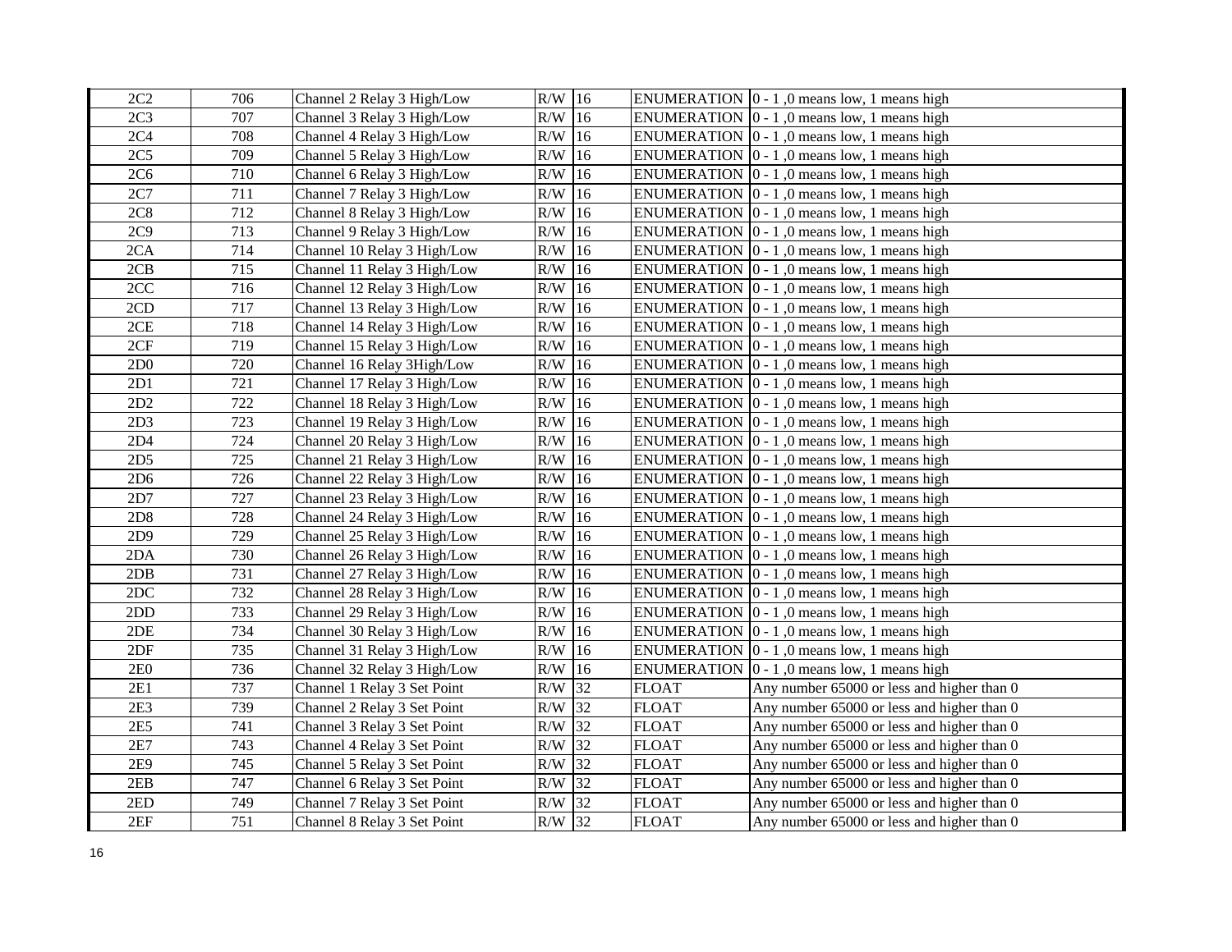| 2C2 | 706 | Channel 2 Relay 3 High/Low | R/W | 16 | ENUMERATION | 0 - 1 ,0 means low, 1 means high |
|---|---|---|---|---|---|---|
| 2C3 | 707 | Channel 3 Relay 3 High/Low | R/W | 16 | ENUMERATION | 0 - 1 ,0 means low, 1 means high |
| 2C4 | 708 | Channel 4 Relay 3 High/Low | R/W | 16 | ENUMERATION | 0 - 1 ,0 means low, 1 means high |
| 2C5 | 709 | Channel 5 Relay 3 High/Low | R/W | 16 | ENUMERATION | 0 - 1 ,0 means low, 1 means high |
| 2C6 | 710 | Channel 6 Relay 3 High/Low | R/W | 16 | ENUMERATION | 0 - 1 ,0 means low, 1 means high |
| 2C7 | 711 | Channel 7 Relay 3 High/Low | R/W | 16 | ENUMERATION | 0 - 1 ,0 means low, 1 means high |
| 2C8 | 712 | Channel 8 Relay 3 High/Low | R/W | 16 | ENUMERATION | 0 - 1 ,0 means low, 1 means high |
| 2C9 | 713 | Channel 9 Relay 3 High/Low | R/W | 16 | ENUMERATION | 0 - 1 ,0 means low, 1 means high |
| 2CA | 714 | Channel 10 Relay 3 High/Low | R/W | 16 | ENUMERATION | 0 - 1 ,0 means low, 1 means high |
| 2CB | 715 | Channel 11 Relay 3 High/Low | R/W | 16 | ENUMERATION | 0 - 1 ,0 means low, 1 means high |
| 2CC | 716 | Channel 12 Relay 3 High/Low | R/W | 16 | ENUMERATION | 0 - 1 ,0 means low, 1 means high |
| 2CD | 717 | Channel 13 Relay 3 High/Low | R/W | 16 | ENUMERATION | 0 - 1 ,0 means low, 1 means high |
| 2CE | 718 | Channel 14 Relay 3 High/Low | R/W | 16 | ENUMERATION | 0 - 1 ,0 means low, 1 means high |
| 2CF | 719 | Channel 15 Relay 3 High/Low | R/W | 16 | ENUMERATION | 0 - 1 ,0 means low, 1 means high |
| 2D0 | 720 | Channel 16 Relay 3High/Low | R/W | 16 | ENUMERATION | 0 - 1 ,0 means low, 1 means high |
| 2D1 | 721 | Channel 17 Relay 3 High/Low | R/W | 16 | ENUMERATION | 0 - 1 ,0 means low, 1 means high |
| 2D2 | 722 | Channel 18 Relay 3 High/Low | R/W | 16 | ENUMERATION | 0 - 1 ,0 means low, 1 means high |
| 2D3 | 723 | Channel 19 Relay 3 High/Low | R/W | 16 | ENUMERATION | 0 - 1 ,0 means low, 1 means high |
| 2D4 | 724 | Channel 20 Relay 3 High/Low | R/W | 16 | ENUMERATION | 0 - 1 ,0 means low, 1 means high |
| 2D5 | 725 | Channel 21 Relay 3 High/Low | R/W | 16 | ENUMERATION | 0 - 1 ,0 means low, 1 means high |
| 2D6 | 726 | Channel 22 Relay 3 High/Low | R/W | 16 | ENUMERATION | 0 - 1 ,0 means low, 1 means high |
| 2D7 | 727 | Channel 23 Relay 3 High/Low | R/W | 16 | ENUMERATION | 0 - 1 ,0 means low, 1 means high |
| 2D8 | 728 | Channel 24 Relay 3 High/Low | R/W | 16 | ENUMERATION | 0 - 1 ,0 means low, 1 means high |
| 2D9 | 729 | Channel 25 Relay 3 High/Low | R/W | 16 | ENUMERATION | 0 - 1 ,0 means low, 1 means high |
| 2DA | 730 | Channel 26 Relay 3 High/Low | R/W | 16 | ENUMERATION | 0 - 1 ,0 means low, 1 means high |
| 2DB | 731 | Channel 27 Relay 3 High/Low | R/W | 16 | ENUMERATION | 0 - 1 ,0 means low, 1 means high |
| 2DC | 732 | Channel 28 Relay 3 High/Low | R/W | 16 | ENUMERATION | 0 - 1 ,0 means low, 1 means high |
| 2DD | 733 | Channel 29 Relay 3 High/Low | R/W | 16 | ENUMERATION | 0 - 1 ,0 means low, 1 means high |
| 2DE | 734 | Channel 30 Relay 3 High/Low | R/W | 16 | ENUMERATION | 0 - 1 ,0 means low, 1 means high |
| 2DF | 735 | Channel 31 Relay 3 High/Low | R/W | 16 | ENUMERATION | 0 - 1 ,0 means low, 1 means high |
| 2E0 | 736 | Channel 32 Relay 3 High/Low | R/W | 16 | ENUMERATION | 0 - 1 ,0 means low, 1 means high |
| 2E1 | 737 | Channel 1 Relay 3 Set Point | R/W | 32 | FLOAT | Any number 65000 or less and higher than 0 |
| 2E3 | 739 | Channel 2 Relay 3 Set Point | R/W | 32 | FLOAT | Any number 65000 or less and higher than 0 |
| 2E5 | 741 | Channel 3 Relay 3 Set Point | R/W | 32 | FLOAT | Any number 65000 or less and higher than 0 |
| 2E7 | 743 | Channel 4 Relay 3 Set Point | R/W | 32 | FLOAT | Any number 65000 or less and higher than 0 |
| 2E9 | 745 | Channel 5 Relay 3 Set Point | R/W | 32 | FLOAT | Any number 65000 or less and higher than 0 |
| 2EB | 747 | Channel 6 Relay 3 Set Point | R/W | 32 | FLOAT | Any number 65000 or less and higher than 0 |
| 2ED | 749 | Channel 7 Relay 3 Set Point | R/W | 32 | FLOAT | Any number 65000 or less and higher than 0 |
| 2EF | 751 | Channel 8 Relay 3 Set Point | R/W | 32 | FLOAT | Any number 65000 or less and higher than 0 |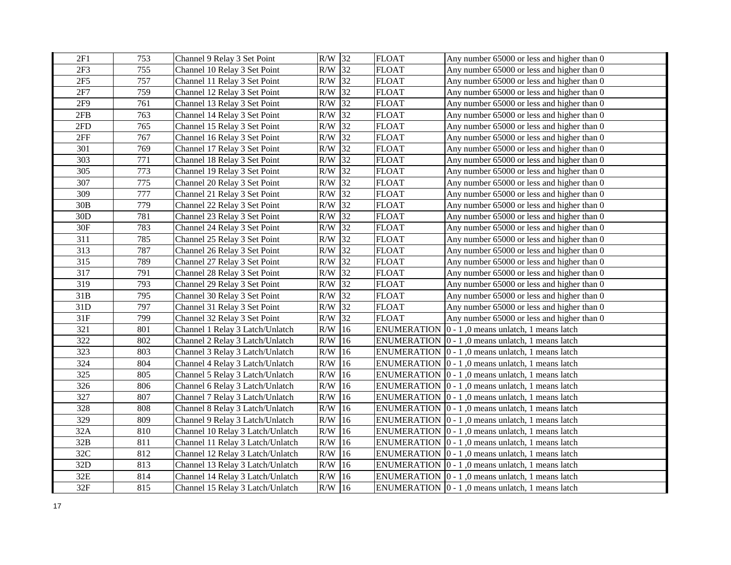| 2F1 | 753 | Channel 9 Relay 3 Set Point | R/W | 32 | FLOAT | Any number 65000 or less and higher than 0 |
|---|---|---|---|---|---|---|
| 2F3 | 755 | Channel 10 Relay 3 Set Point | R/W | 32 | FLOAT | Any number 65000 or less and higher than 0 |
| 2F5 | 757 | Channel 11 Relay 3 Set Point | R/W | 32 | FLOAT | Any number 65000 or less and higher than 0 |
| 2F7 | 759 | Channel 12 Relay 3 Set Point | R/W | 32 | FLOAT | Any number 65000 or less and higher than 0 |
| 2F9 | 761 | Channel 13 Relay 3 Set Point | R/W | 32 | FLOAT | Any number 65000 or less and higher than 0 |
| 2FB | 763 | Channel 14 Relay 3 Set Point | R/W | 32 | FLOAT | Any number 65000 or less and higher than 0 |
| 2FD | 765 | Channel 15 Relay 3 Set Point | R/W | 32 | FLOAT | Any number 65000 or less and higher than 0 |
| 2FF | 767 | Channel 16 Relay 3 Set Point | R/W | 32 | FLOAT | Any number 65000 or less and higher than 0 |
| 301 | 769 | Channel 17 Relay 3 Set Point | R/W | 32 | FLOAT | Any number 65000 or less and higher than 0 |
| 303 | 771 | Channel 18 Relay 3 Set Point | R/W | 32 | FLOAT | Any number 65000 or less and higher than 0 |
| 305 | 773 | Channel 19 Relay 3 Set Point | R/W | 32 | FLOAT | Any number 65000 or less and higher than 0 |
| 307 | 775 | Channel 20 Relay 3 Set Point | R/W | 32 | FLOAT | Any number 65000 or less and higher than 0 |
| 309 | 777 | Channel 21 Relay 3 Set Point | R/W | 32 | FLOAT | Any number 65000 or less and higher than 0 |
| 30B | 779 | Channel 22 Relay 3 Set Point | R/W | 32 | FLOAT | Any number 65000 or less and higher than 0 |
| 30D | 781 | Channel 23 Relay 3 Set Point | R/W | 32 | FLOAT | Any number 65000 or less and higher than 0 |
| 30F | 783 | Channel 24 Relay 3 Set Point | R/W | 32 | FLOAT | Any number 65000 or less and higher than 0 |
| 311 | 785 | Channel 25 Relay 3 Set Point | R/W | 32 | FLOAT | Any number 65000 or less and higher than 0 |
| 313 | 787 | Channel 26 Relay 3 Set Point | R/W | 32 | FLOAT | Any number 65000 or less and higher than 0 |
| 315 | 789 | Channel 27 Relay 3 Set Point | R/W | 32 | FLOAT | Any number 65000 or less and higher than 0 |
| 317 | 791 | Channel 28 Relay 3 Set Point | R/W | 32 | FLOAT | Any number 65000 or less and higher than 0 |
| 319 | 793 | Channel 29 Relay 3 Set Point | R/W | 32 | FLOAT | Any number 65000 or less and higher than 0 |
| 31B | 795 | Channel 30 Relay 3 Set Point | R/W | 32 | FLOAT | Any number 65000 or less and higher than 0 |
| 31D | 797 | Channel 31 Relay 3 Set Point | R/W | 32 | FLOAT | Any number 65000 or less and higher than 0 |
| 31F | 799 | Channel 32 Relay 3 Set Point | R/W | 32 | FLOAT | Any number 65000 or less and higher than 0 |
| 321 | 801 | Channel 1 Relay 3 Latch/Unlatch | R/W | 16 | ENUMERATION | 0 - 1 ,0 means unlatch, 1 means latch |
| 322 | 802 | Channel 2 Relay 3 Latch/Unlatch | R/W | 16 | ENUMERATION | 0 - 1 ,0 means unlatch, 1 means latch |
| 323 | 803 | Channel 3 Relay 3 Latch/Unlatch | R/W | 16 | ENUMERATION | 0 - 1 ,0 means unlatch, 1 means latch |
| 324 | 804 | Channel 4 Relay 3 Latch/Unlatch | R/W | 16 | ENUMERATION | 0 - 1 ,0 means unlatch, 1 means latch |
| 325 | 805 | Channel 5 Relay 3 Latch/Unlatch | R/W | 16 | ENUMERATION | 0 - 1 ,0 means unlatch, 1 means latch |
| 326 | 806 | Channel 6 Relay 3 Latch/Unlatch | R/W | 16 | ENUMERATION | 0 - 1 ,0 means unlatch, 1 means latch |
| 327 | 807 | Channel 7 Relay 3 Latch/Unlatch | R/W | 16 | ENUMERATION | 0 - 1 ,0 means unlatch, 1 means latch |
| 328 | 808 | Channel 8 Relay 3 Latch/Unlatch | R/W | 16 | ENUMERATION | 0 - 1 ,0 means unlatch, 1 means latch |
| 329 | 809 | Channel 9 Relay 3 Latch/Unlatch | R/W | 16 | ENUMERATION | 0 - 1 ,0 means unlatch, 1 means latch |
| 32A | 810 | Channel 10 Relay 3 Latch/Unlatch | R/W | 16 | ENUMERATION | 0 - 1 ,0 means unlatch, 1 means latch |
| 32B | 811 | Channel 11 Relay 3 Latch/Unlatch | R/W | 16 | ENUMERATION | 0 - 1 ,0 means unlatch, 1 means latch |
| 32C | 812 | Channel 12 Relay 3 Latch/Unlatch | R/W | 16 | ENUMERATION | 0 - 1 ,0 means unlatch, 1 means latch |
| 32D | 813 | Channel 13 Relay 3 Latch/Unlatch | R/W | 16 | ENUMERATION | 0 - 1 ,0 means unlatch, 1 means latch |
| 32E | 814 | Channel 14 Relay 3 Latch/Unlatch | R/W | 16 | ENUMERATION | 0 - 1 ,0 means unlatch, 1 means latch |
| 32F | 815 | Channel 15 Relay 3 Latch/Unlatch | R/W | 16 | ENUMERATION | 0 - 1 ,0 means unlatch, 1 means latch |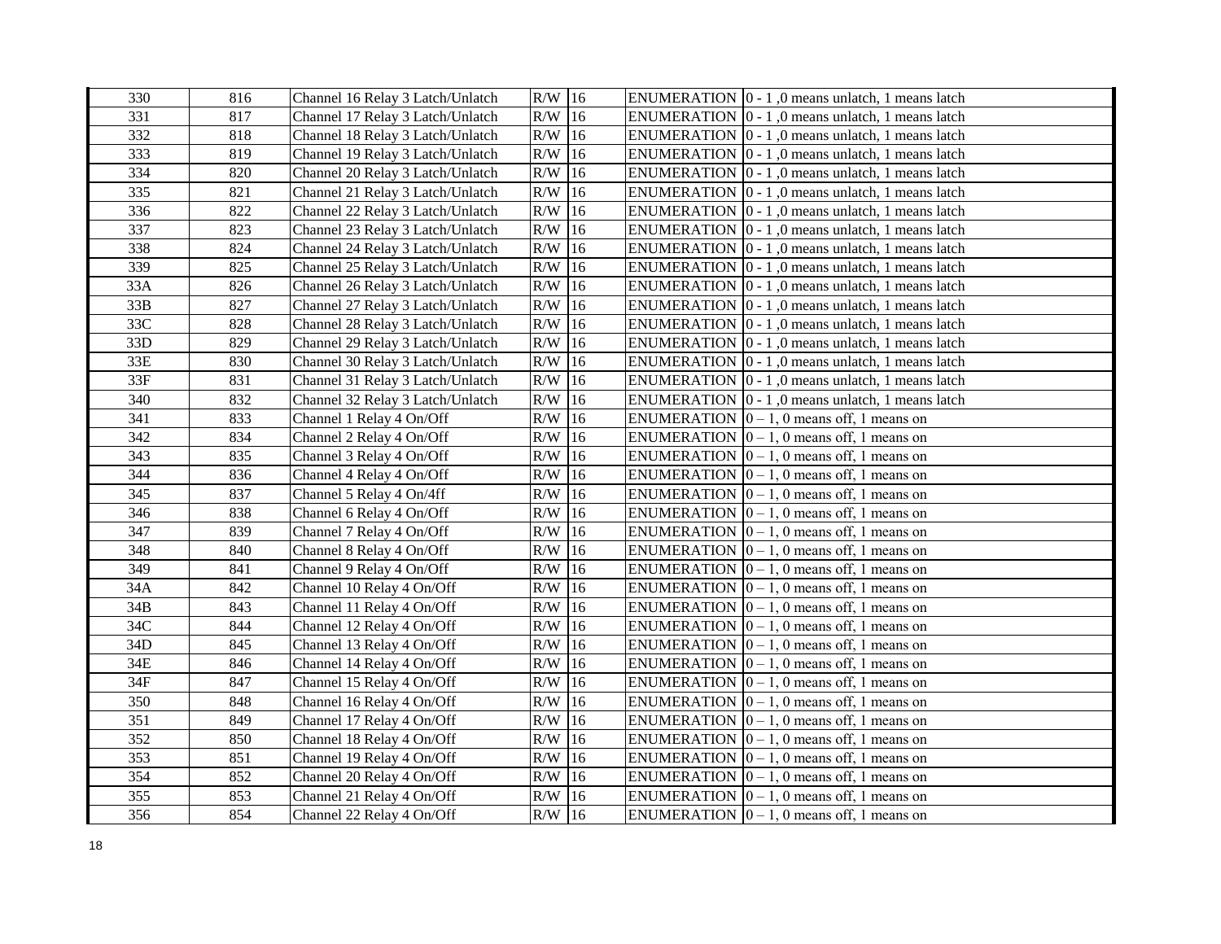| | | | | | | |
|---|---|---|---|---|---|---|
| 330 | 816 | Channel 16 Relay 3 Latch/Unlatch | R/W | 16 | ENUMERATION | 0 - 1 ,0 means unlatch, 1 means latch |
| 331 | 817 | Channel 17 Relay 3 Latch/Unlatch | R/W | 16 | ENUMERATION | 0 - 1 ,0 means unlatch, 1 means latch |
| 332 | 818 | Channel 18 Relay 3 Latch/Unlatch | R/W | 16 | ENUMERATION | 0 - 1 ,0 means unlatch, 1 means latch |
| 333 | 819 | Channel 19 Relay 3 Latch/Unlatch | R/W | 16 | ENUMERATION | 0 - 1 ,0 means unlatch, 1 means latch |
| 334 | 820 | Channel 20 Relay 3 Latch/Unlatch | R/W | 16 | ENUMERATION | 0 - 1 ,0 means unlatch, 1 means latch |
| 335 | 821 | Channel 21 Relay 3 Latch/Unlatch | R/W | 16 | ENUMERATION | 0 - 1 ,0 means unlatch, 1 means latch |
| 336 | 822 | Channel 22 Relay 3 Latch/Unlatch | R/W | 16 | ENUMERATION | 0 - 1 ,0 means unlatch, 1 means latch |
| 337 | 823 | Channel 23 Relay 3 Latch/Unlatch | R/W | 16 | ENUMERATION | 0 - 1 ,0 means unlatch, 1 means latch |
| 338 | 824 | Channel 24 Relay 3 Latch/Unlatch | R/W | 16 | ENUMERATION | 0 - 1 ,0 means unlatch, 1 means latch |
| 339 | 825 | Channel 25 Relay 3 Latch/Unlatch | R/W | 16 | ENUMERATION | 0 - 1 ,0 means unlatch, 1 means latch |
| 33A | 826 | Channel 26 Relay 3 Latch/Unlatch | R/W | 16 | ENUMERATION | 0 - 1 ,0 means unlatch, 1 means latch |
| 33B | 827 | Channel 27 Relay 3 Latch/Unlatch | R/W | 16 | ENUMERATION | 0 - 1 ,0 means unlatch, 1 means latch |
| 33C | 828 | Channel 28 Relay 3 Latch/Unlatch | R/W | 16 | ENUMERATION | 0 - 1 ,0 means unlatch, 1 means latch |
| 33D | 829 | Channel 29 Relay 3 Latch/Unlatch | R/W | 16 | ENUMERATION | 0 - 1 ,0 means unlatch, 1 means latch |
| 33E | 830 | Channel 30 Relay 3 Latch/Unlatch | R/W | 16 | ENUMERATION | 0 - 1 ,0 means unlatch, 1 means latch |
| 33F | 831 | Channel 31 Relay 3 Latch/Unlatch | R/W | 16 | ENUMERATION | 0 - 1 ,0 means unlatch, 1 means latch |
| 340 | 832 | Channel 32 Relay 3 Latch/Unlatch | R/W | 16 | ENUMERATION | 0 - 1 ,0 means unlatch, 1 means latch |
| 341 | 833 | Channel 1 Relay 4 On/Off | R/W | 16 | ENUMERATION | 0 – 1, 0 means off, 1 means on |
| 342 | 834 | Channel 2 Relay 4 On/Off | R/W | 16 | ENUMERATION | 0 – 1, 0 means off, 1 means on |
| 343 | 835 | Channel 3 Relay 4 On/Off | R/W | 16 | ENUMERATION | 0 – 1, 0 means off, 1 means on |
| 344 | 836 | Channel 4 Relay 4 On/Off | R/W | 16 | ENUMERATION | 0 – 1, 0 means off, 1 means on |
| 345 | 837 | Channel 5 Relay 4 On/4ff | R/W | 16 | ENUMERATION | 0 – 1, 0 means off, 1 means on |
| 346 | 838 | Channel 6 Relay 4 On/Off | R/W | 16 | ENUMERATION | 0 – 1, 0 means off, 1 means on |
| 347 | 839 | Channel 7 Relay 4 On/Off | R/W | 16 | ENUMERATION | 0 – 1, 0 means off, 1 means on |
| 348 | 840 | Channel 8 Relay 4 On/Off | R/W | 16 | ENUMERATION | 0 – 1, 0 means off, 1 means on |
| 349 | 841 | Channel 9 Relay 4 On/Off | R/W | 16 | ENUMERATION | 0 – 1, 0 means off, 1 means on |
| 34A | 842 | Channel 10 Relay 4 On/Off | R/W | 16 | ENUMERATION | 0 – 1, 0 means off, 1 means on |
| 34B | 843 | Channel 11 Relay 4 On/Off | R/W | 16 | ENUMERATION | 0 – 1, 0 means off, 1 means on |
| 34C | 844 | Channel 12 Relay 4 On/Off | R/W | 16 | ENUMERATION | 0 – 1, 0 means off, 1 means on |
| 34D | 845 | Channel 13 Relay 4 On/Off | R/W | 16 | ENUMERATION | 0 – 1, 0 means off, 1 means on |
| 34E | 846 | Channel 14 Relay 4 On/Off | R/W | 16 | ENUMERATION | 0 – 1, 0 means off, 1 means on |
| 34F | 847 | Channel 15 Relay 4 On/Off | R/W | 16 | ENUMERATION | 0 – 1, 0 means off, 1 means on |
| 350 | 848 | Channel 16 Relay 4 On/Off | R/W | 16 | ENUMERATION | 0 – 1, 0 means off, 1 means on |
| 351 | 849 | Channel 17 Relay 4 On/Off | R/W | 16 | ENUMERATION | 0 – 1, 0 means off, 1 means on |
| 352 | 850 | Channel 18 Relay 4 On/Off | R/W | 16 | ENUMERATION | 0 – 1, 0 means off, 1 means on |
| 353 | 851 | Channel 19 Relay 4 On/Off | R/W | 16 | ENUMERATION | 0 – 1, 0 means off, 1 means on |
| 354 | 852 | Channel 20 Relay 4 On/Off | R/W | 16 | ENUMERATION | 0 – 1, 0 means off, 1 means on |
| 355 | 853 | Channel 21 Relay 4 On/Off | R/W | 16 | ENUMERATION | 0 – 1, 0 means off, 1 means on |
| 356 | 854 | Channel 22 Relay 4 On/Off | R/W | 16 | ENUMERATION | 0 – 1, 0 means off, 1 means on |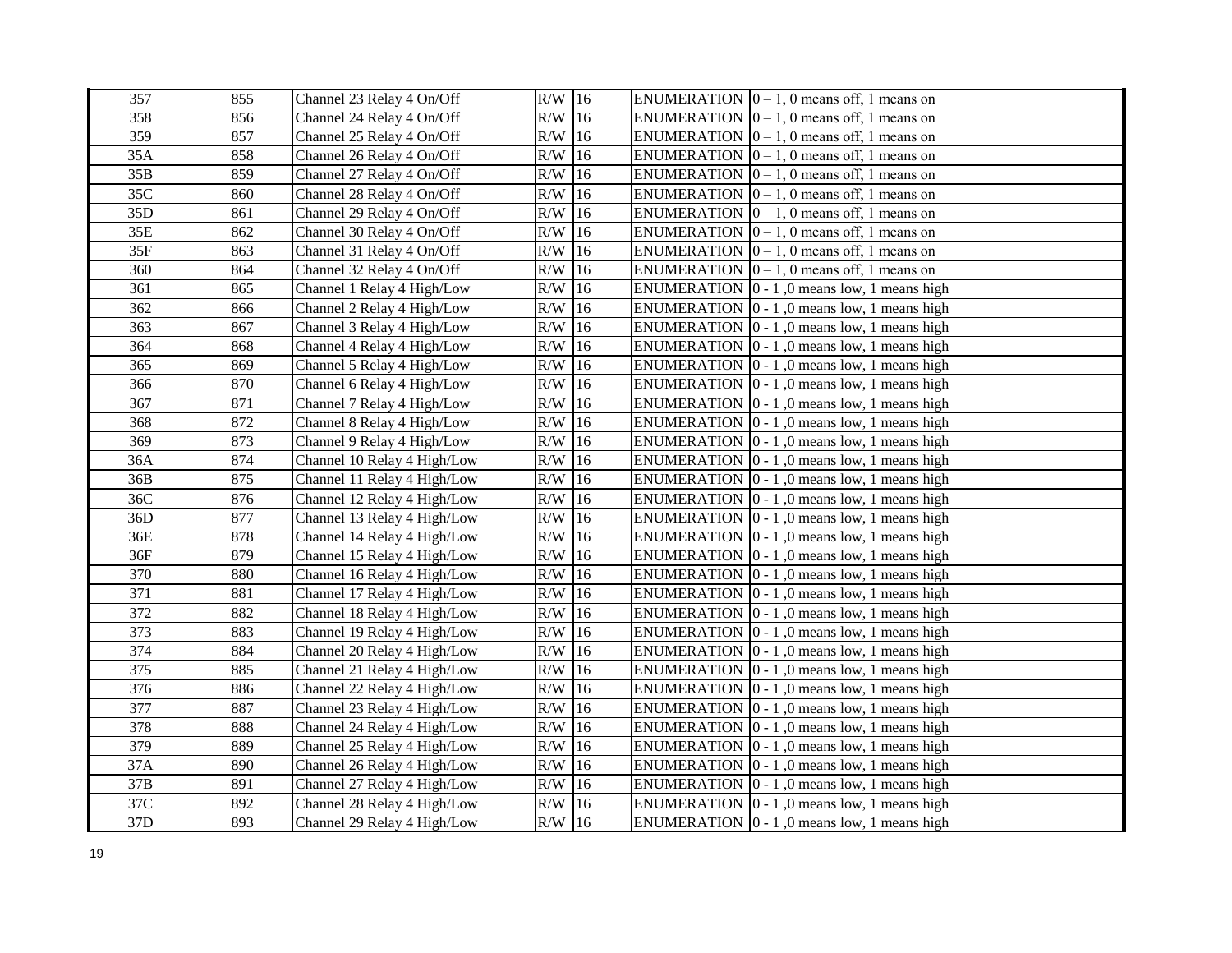| 357 | 855 | Channel 23 Relay 4 On/Off | R/W | 16 | | ENUMERATION | 0 – 1, 0 means off, 1 means on |
|---|---|---|---|---|---|---|---|
| 358 | 856 | Channel 24 Relay 4 On/Off | R/W | 16 | | ENUMERATION | 0 – 1, 0 means off, 1 means on |
| 359 | 857 | Channel 25 Relay 4 On/Off | R/W | 16 | | ENUMERATION | 0 – 1, 0 means off, 1 means on |
| 35A | 858 | Channel 26 Relay 4 On/Off | R/W | 16 | | ENUMERATION | 0 – 1, 0 means off, 1 means on |
| 35B | 859 | Channel 27 Relay 4 On/Off | R/W | 16 | | ENUMERATION | 0 – 1, 0 means off, 1 means on |
| 35C | 860 | Channel 28 Relay 4 On/Off | R/W | 16 | | ENUMERATION | 0 – 1, 0 means off, 1 means on |
| 35D | 861 | Channel 29 Relay 4 On/Off | R/W | 16 | | ENUMERATION | 0 – 1, 0 means off, 1 means on |
| 35E | 862 | Channel 30 Relay 4 On/Off | R/W | 16 | | ENUMERATION | 0 – 1, 0 means off, 1 means on |
| 35F | 863 | Channel 31 Relay 4 On/Off | R/W | 16 | | ENUMERATION | 0 – 1, 0 means off, 1 means on |
| 360 | 864 | Channel 32 Relay 4 On/Off | R/W | 16 | | ENUMERATION | 0 – 1, 0 means off, 1 means on |
| 361 | 865 | Channel 1 Relay 4 High/Low | R/W | 16 | | ENUMERATION | 0 - 1 ,0 means low, 1 means high |
| 362 | 866 | Channel 2 Relay 4 High/Low | R/W | 16 | | ENUMERATION | 0 - 1 ,0 means low, 1 means high |
| 363 | 867 | Channel 3 Relay 4 High/Low | R/W | 16 | | ENUMERATION | 0 - 1 ,0 means low, 1 means high |
| 364 | 868 | Channel 4 Relay 4 High/Low | R/W | 16 | | ENUMERATION | 0 - 1 ,0 means low, 1 means high |
| 365 | 869 | Channel 5 Relay 4 High/Low | R/W | 16 | | ENUMERATION | 0 - 1 ,0 means low, 1 means high |
| 366 | 870 | Channel 6 Relay 4 High/Low | R/W | 16 | | ENUMERATION | 0 - 1 ,0 means low, 1 means high |
| 367 | 871 | Channel 7 Relay 4 High/Low | R/W | 16 | | ENUMERATION | 0 - 1 ,0 means low, 1 means high |
| 368 | 872 | Channel 8 Relay 4 High/Low | R/W | 16 | | ENUMERATION | 0 - 1 ,0 means low, 1 means high |
| 369 | 873 | Channel 9 Relay 4 High/Low | R/W | 16 | | ENUMERATION | 0 - 1 ,0 means low, 1 means high |
| 36A | 874 | Channel 10 Relay 4 High/Low | R/W | 16 | | ENUMERATION | 0 - 1 ,0 means low, 1 means high |
| 36B | 875 | Channel 11 Relay 4 High/Low | R/W | 16 | | ENUMERATION | 0 - 1 ,0 means low, 1 means high |
| 36C | 876 | Channel 12 Relay 4 High/Low | R/W | 16 | | ENUMERATION | 0 - 1 ,0 means low, 1 means high |
| 36D | 877 | Channel 13 Relay 4 High/Low | R/W | 16 | | ENUMERATION | 0 - 1 ,0 means low, 1 means high |
| 36E | 878 | Channel 14 Relay 4 High/Low | R/W | 16 | | ENUMERATION | 0 - 1 ,0 means low, 1 means high |
| 36F | 879 | Channel 15 Relay 4 High/Low | R/W | 16 | | ENUMERATION | 0 - 1 ,0 means low, 1 means high |
| 370 | 880 | Channel 16 Relay 4 High/Low | R/W | 16 | | ENUMERATION | 0 - 1 ,0 means low, 1 means high |
| 371 | 881 | Channel 17 Relay 4 High/Low | R/W | 16 | | ENUMERATION | 0 - 1 ,0 means low, 1 means high |
| 372 | 882 | Channel 18 Relay 4 High/Low | R/W | 16 | | ENUMERATION | 0 - 1 ,0 means low, 1 means high |
| 373 | 883 | Channel 19 Relay 4 High/Low | R/W | 16 | | ENUMERATION | 0 - 1 ,0 means low, 1 means high |
| 374 | 884 | Channel 20 Relay 4 High/Low | R/W | 16 | | ENUMERATION | 0 - 1 ,0 means low, 1 means high |
| 375 | 885 | Channel 21 Relay 4 High/Low | R/W | 16 | | ENUMERATION | 0 - 1 ,0 means low, 1 means high |
| 376 | 886 | Channel 22 Relay 4 High/Low | R/W | 16 | | ENUMERATION | 0 - 1 ,0 means low, 1 means high |
| 377 | 887 | Channel 23 Relay 4 High/Low | R/W | 16 | | ENUMERATION | 0 - 1 ,0 means low, 1 means high |
| 378 | 888 | Channel 24 Relay 4 High/Low | R/W | 16 | | ENUMERATION | 0 - 1 ,0 means low, 1 means high |
| 379 | 889 | Channel 25 Relay 4 High/Low | R/W | 16 | | ENUMERATION | 0 - 1 ,0 means low, 1 means high |
| 37A | 890 | Channel 26 Relay 4 High/Low | R/W | 16 | | ENUMERATION | 0 - 1 ,0 means low, 1 means high |
| 37B | 891 | Channel 27 Relay 4 High/Low | R/W | 16 | | ENUMERATION | 0 - 1 ,0 means low, 1 means high |
| 37C | 892 | Channel 28 Relay 4 High/Low | R/W | 16 | | ENUMERATION | 0 - 1 ,0 means low, 1 means high |
| 37D | 893 | Channel 29 Relay 4 High/Low | R/W | 16 | | ENUMERATION | 0 - 1 ,0 means low, 1 means high |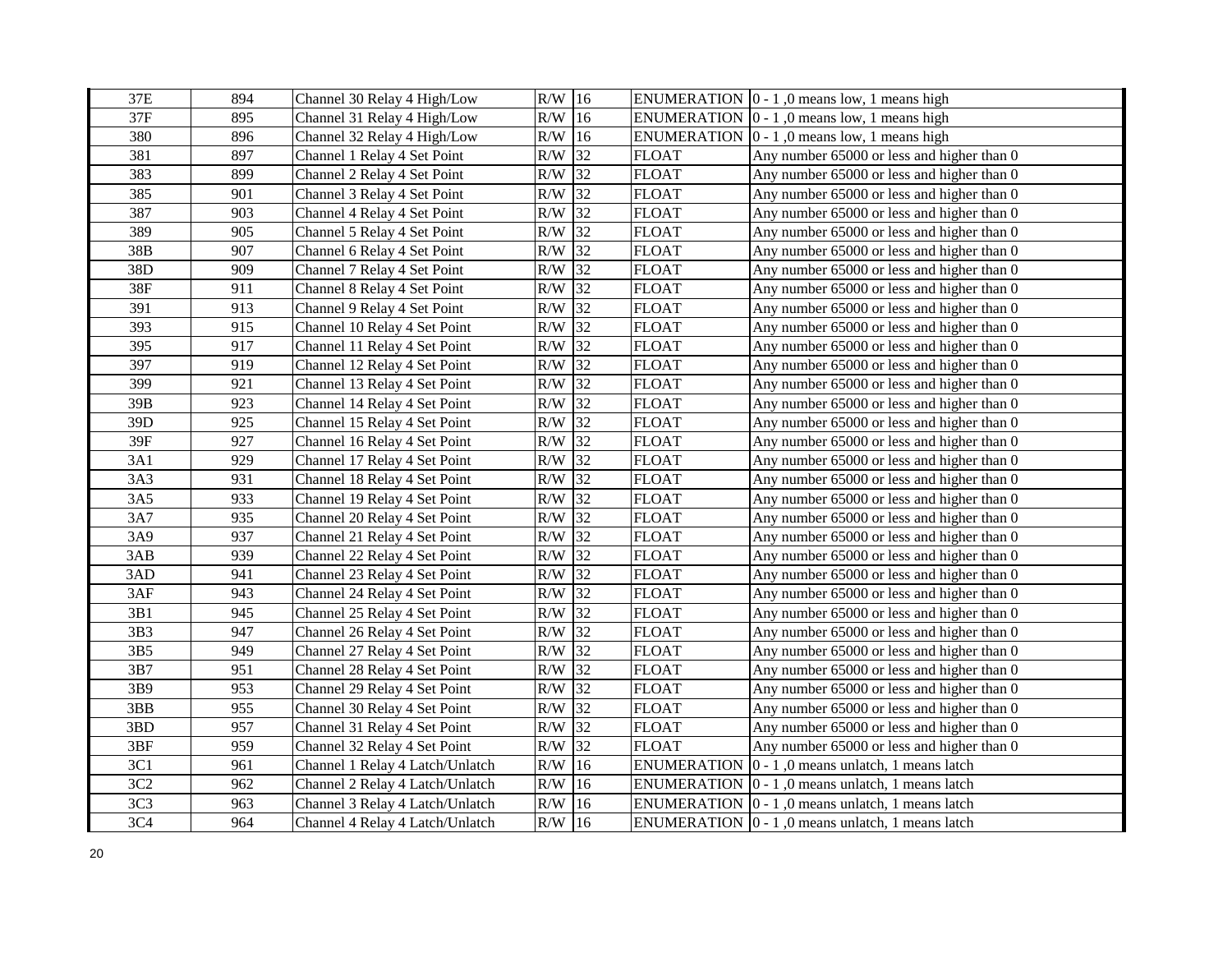| 37E | 894 | Channel 30 Relay 4 High/Low | R/W | 16 | ENUMERATION | 0 - 1 ,0 means low, 1 means high |
|---|---|---|---|---|---|---|
| 37F | 895 | Channel 31 Relay 4 High/Low | R/W | 16 | ENUMERATION | 0 - 1 ,0 means low, 1 means high |
| 380 | 896 | Channel 32 Relay 4 High/Low | R/W | 16 | ENUMERATION | 0 - 1 ,0 means low, 1 means high |
| 381 | 897 | Channel 1 Relay 4 Set Point | R/W | 32 | FLOAT | Any number 65000 or less and higher than 0 |
| 383 | 899 | Channel 2 Relay 4 Set Point | R/W | 32 | FLOAT | Any number 65000 or less and higher than 0 |
| 385 | 901 | Channel 3 Relay 4 Set Point | R/W | 32 | FLOAT | Any number 65000 or less and higher than 0 |
| 387 | 903 | Channel 4 Relay 4 Set Point | R/W | 32 | FLOAT | Any number 65000 or less and higher than 0 |
| 389 | 905 | Channel 5 Relay 4 Set Point | R/W | 32 | FLOAT | Any number 65000 or less and higher than 0 |
| 38B | 907 | Channel 6 Relay 4 Set Point | R/W | 32 | FLOAT | Any number 65000 or less and higher than 0 |
| 38D | 909 | Channel 7 Relay 4 Set Point | R/W | 32 | FLOAT | Any number 65000 or less and higher than 0 |
| 38F | 911 | Channel 8 Relay 4 Set Point | R/W | 32 | FLOAT | Any number 65000 or less and higher than 0 |
| 391 | 913 | Channel 9 Relay 4 Set Point | R/W | 32 | FLOAT | Any number 65000 or less and higher than 0 |
| 393 | 915 | Channel 10 Relay 4 Set Point | R/W | 32 | FLOAT | Any number 65000 or less and higher than 0 |
| 395 | 917 | Channel 11 Relay 4 Set Point | R/W | 32 | FLOAT | Any number 65000 or less and higher than 0 |
| 397 | 919 | Channel 12 Relay 4 Set Point | R/W | 32 | FLOAT | Any number 65000 or less and higher than 0 |
| 399 | 921 | Channel 13 Relay 4 Set Point | R/W | 32 | FLOAT | Any number 65000 or less and higher than 0 |
| 39B | 923 | Channel 14 Relay 4 Set Point | R/W | 32 | FLOAT | Any number 65000 or less and higher than 0 |
| 39D | 925 | Channel 15 Relay 4 Set Point | R/W | 32 | FLOAT | Any number 65000 or less and higher than 0 |
| 39F | 927 | Channel 16 Relay 4 Set Point | R/W | 32 | FLOAT | Any number 65000 or less and higher than 0 |
| 3A1 | 929 | Channel 17 Relay 4 Set Point | R/W | 32 | FLOAT | Any number 65000 or less and higher than 0 |
| 3A3 | 931 | Channel 18 Relay 4 Set Point | R/W | 32 | FLOAT | Any number 65000 or less and higher than 0 |
| 3A5 | 933 | Channel 19 Relay 4 Set Point | R/W | 32 | FLOAT | Any number 65000 or less and higher than 0 |
| 3A7 | 935 | Channel 20 Relay 4 Set Point | R/W | 32 | FLOAT | Any number 65000 or less and higher than 0 |
| 3A9 | 937 | Channel 21 Relay 4 Set Point | R/W | 32 | FLOAT | Any number 65000 or less and higher than 0 |
| 3AB | 939 | Channel 22 Relay 4 Set Point | R/W | 32 | FLOAT | Any number 65000 or less and higher than 0 |
| 3AD | 941 | Channel 23 Relay 4 Set Point | R/W | 32 | FLOAT | Any number 65000 or less and higher than 0 |
| 3AF | 943 | Channel 24 Relay 4 Set Point | R/W | 32 | FLOAT | Any number 65000 or less and higher than 0 |
| 3B1 | 945 | Channel 25 Relay 4 Set Point | R/W | 32 | FLOAT | Any number 65000 or less and higher than 0 |
| 3B3 | 947 | Channel 26 Relay 4 Set Point | R/W | 32 | FLOAT | Any number 65000 or less and higher than 0 |
| 3B5 | 949 | Channel 27 Relay 4 Set Point | R/W | 32 | FLOAT | Any number 65000 or less and higher than 0 |
| 3B7 | 951 | Channel 28 Relay 4 Set Point | R/W | 32 | FLOAT | Any number 65000 or less and higher than 0 |
| 3B9 | 953 | Channel 29 Relay 4 Set Point | R/W | 32 | FLOAT | Any number 65000 or less and higher than 0 |
| 3BB | 955 | Channel 30 Relay 4 Set Point | R/W | 32 | FLOAT | Any number 65000 or less and higher than 0 |
| 3BD | 957 | Channel 31 Relay 4 Set Point | R/W | 32 | FLOAT | Any number 65000 or less and higher than 0 |
| 3BF | 959 | Channel 32 Relay 4 Set Point | R/W | 32 | FLOAT | Any number 65000 or less and higher than 0 |
| 3C1 | 961 | Channel 1 Relay 4 Latch/Unlatch | R/W | 16 | ENUMERATION | 0 - 1 ,0 means unlatch, 1 means latch |
| 3C2 | 962 | Channel 2 Relay 4 Latch/Unlatch | R/W | 16 | ENUMERATION | 0 - 1 ,0 means unlatch, 1 means latch |
| 3C3 | 963 | Channel 3 Relay 4 Latch/Unlatch | R/W | 16 | ENUMERATION | 0 - 1 ,0 means unlatch, 1 means latch |
| 3C4 | 964 | Channel 4 Relay 4 Latch/Unlatch | R/W | 16 | ENUMERATION | 0 - 1 ,0 means unlatch, 1 means latch |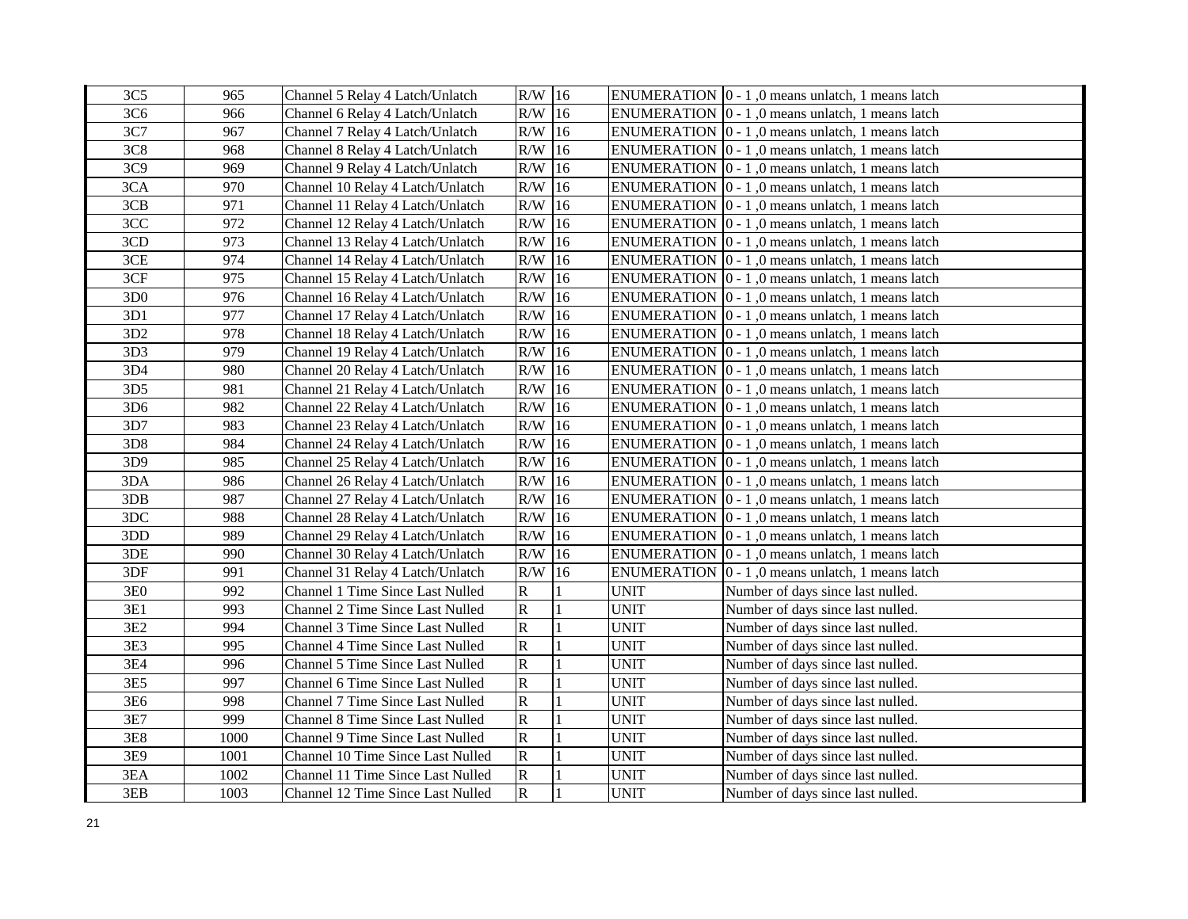| | | | | | | |
|---|---|---|---|---|---|---|
| 3C5 | 965 | Channel 5 Relay 4 Latch/Unlatch | R/W | 16 | ENUMERATION | 0 - 1 ,0 means unlatch, 1 means latch |
| 3C6 | 966 | Channel 6 Relay 4 Latch/Unlatch | R/W | 16 | ENUMERATION | 0 - 1 ,0 means unlatch, 1 means latch |
| 3C7 | 967 | Channel 7 Relay 4 Latch/Unlatch | R/W | 16 | ENUMERATION | 0 - 1 ,0 means unlatch, 1 means latch |
| 3C8 | 968 | Channel 8 Relay 4 Latch/Unlatch | R/W | 16 | ENUMERATION | 0 - 1 ,0 means unlatch, 1 means latch |
| 3C9 | 969 | Channel 9 Relay 4 Latch/Unlatch | R/W | 16 | ENUMERATION | 0 - 1 ,0 means unlatch, 1 means latch |
| 3CA | 970 | Channel 10 Relay 4 Latch/Unlatch | R/W | 16 | ENUMERATION | 0 - 1 ,0 means unlatch, 1 means latch |
| 3CB | 971 | Channel 11 Relay 4 Latch/Unlatch | R/W | 16 | ENUMERATION | 0 - 1 ,0 means unlatch, 1 means latch |
| 3CC | 972 | Channel 12 Relay 4 Latch/Unlatch | R/W | 16 | ENUMERATION | 0 - 1 ,0 means unlatch, 1 means latch |
| 3CD | 973 | Channel 13 Relay 4 Latch/Unlatch | R/W | 16 | ENUMERATION | 0 - 1 ,0 means unlatch, 1 means latch |
| 3CE | 974 | Channel 14 Relay 4 Latch/Unlatch | R/W | 16 | ENUMERATION | 0 - 1 ,0 means unlatch, 1 means latch |
| 3CF | 975 | Channel 15 Relay 4 Latch/Unlatch | R/W | 16 | ENUMERATION | 0 - 1 ,0 means unlatch, 1 means latch |
| 3D0 | 976 | Channel 16 Relay 4 Latch/Unlatch | R/W | 16 | ENUMERATION | 0 - 1 ,0 means unlatch, 1 means latch |
| 3D1 | 977 | Channel 17 Relay 4 Latch/Unlatch | R/W | 16 | ENUMERATION | 0 - 1 ,0 means unlatch, 1 means latch |
| 3D2 | 978 | Channel 18 Relay 4 Latch/Unlatch | R/W | 16 | ENUMERATION | 0 - 1 ,0 means unlatch, 1 means latch |
| 3D3 | 979 | Channel 19 Relay 4 Latch/Unlatch | R/W | 16 | ENUMERATION | 0 - 1 ,0 means unlatch, 1 means latch |
| 3D4 | 980 | Channel 20 Relay 4 Latch/Unlatch | R/W | 16 | ENUMERATION | 0 - 1 ,0 means unlatch, 1 means latch |
| 3D5 | 981 | Channel 21 Relay 4 Latch/Unlatch | R/W | 16 | ENUMERATION | 0 - 1 ,0 means unlatch, 1 means latch |
| 3D6 | 982 | Channel 22 Relay 4 Latch/Unlatch | R/W | 16 | ENUMERATION | 0 - 1 ,0 means unlatch, 1 means latch |
| 3D7 | 983 | Channel 23 Relay 4 Latch/Unlatch | R/W | 16 | ENUMERATION | 0 - 1 ,0 means unlatch, 1 means latch |
| 3D8 | 984 | Channel 24 Relay 4 Latch/Unlatch | R/W | 16 | ENUMERATION | 0 - 1 ,0 means unlatch, 1 means latch |
| 3D9 | 985 | Channel 25 Relay 4 Latch/Unlatch | R/W | 16 | ENUMERATION | 0 - 1 ,0 means unlatch, 1 means latch |
| 3DA | 986 | Channel 26 Relay 4 Latch/Unlatch | R/W | 16 | ENUMERATION | 0 - 1 ,0 means unlatch, 1 means latch |
| 3DB | 987 | Channel 27 Relay 4 Latch/Unlatch | R/W | 16 | ENUMERATION | 0 - 1 ,0 means unlatch, 1 means latch |
| 3DC | 988 | Channel 28 Relay 4 Latch/Unlatch | R/W | 16 | ENUMERATION | 0 - 1 ,0 means unlatch, 1 means latch |
| 3DD | 989 | Channel 29 Relay 4 Latch/Unlatch | R/W | 16 | ENUMERATION | 0 - 1 ,0 means unlatch, 1 means latch |
| 3DE | 990 | Channel 30 Relay 4 Latch/Unlatch | R/W | 16 | ENUMERATION | 0 - 1 ,0 means unlatch, 1 means latch |
| 3DF | 991 | Channel 31 Relay 4 Latch/Unlatch | R/W | 16 | ENUMERATION | 0 - 1 ,0 means unlatch, 1 means latch |
| 3E0 | 992 | Channel 1 Time Since Last Nulled | R | 1 | UNIT | Number of days since last nulled. |
| 3E1 | 993 | Channel 2 Time Since Last Nulled | R | 1 | UNIT | Number of days since last nulled. |
| 3E2 | 994 | Channel 3 Time Since Last Nulled | R | 1 | UNIT | Number of days since last nulled. |
| 3E3 | 995 | Channel 4 Time Since Last Nulled | R | 1 | UNIT | Number of days since last nulled. |
| 3E4 | 996 | Channel 5 Time Since Last Nulled | R | 1 | UNIT | Number of days since last nulled. |
| 3E5 | 997 | Channel 6 Time Since Last Nulled | R | 1 | UNIT | Number of days since last nulled. |
| 3E6 | 998 | Channel 7 Time Since Last Nulled | R | 1 | UNIT | Number of days since last nulled. |
| 3E7 | 999 | Channel 8 Time Since Last Nulled | R | 1 | UNIT | Number of days since last nulled. |
| 3E8 | 1000 | Channel 9 Time Since Last Nulled | R | 1 | UNIT | Number of days since last nulled. |
| 3E9 | 1001 | Channel 10 Time Since Last Nulled | R | 1 | UNIT | Number of days since last nulled. |
| 3EA | 1002 | Channel 11 Time Since Last Nulled | R | 1 | UNIT | Number of days since last nulled. |
| 3EB | 1003 | Channel 12 Time Since Last Nulled | R | 1 | UNIT | Number of days since last nulled. |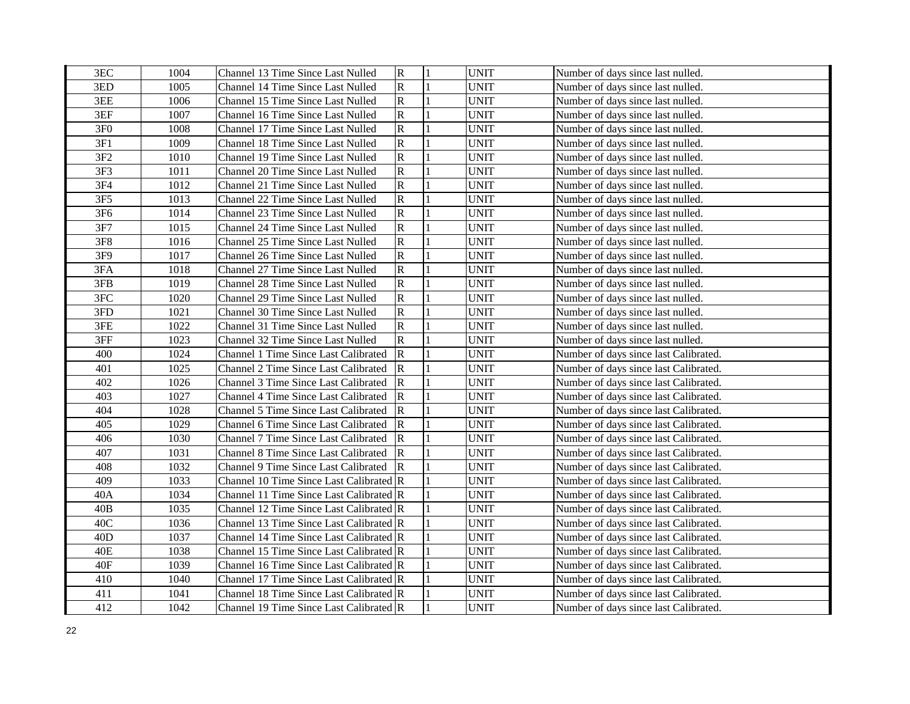| 3EC | 1004 | Channel 13 Time Since Last Nulled | R | 1 | UNIT | Number of days since last nulled. |
|---|---|---|---|---|---|---|
| 3ED | 1005 | Channel 14 Time Since Last Nulled | R | 1 | UNIT | Number of days since last nulled. |
| 3EE | 1006 | Channel 15 Time Since Last Nulled | R | 1 | UNIT | Number of days since last nulled. |
| 3EF | 1007 | Channel 16 Time Since Last Nulled | R | 1 | UNIT | Number of days since last nulled. |
| 3F0 | 1008 | Channel 17 Time Since Last Nulled | R | 1 | UNIT | Number of days since last nulled. |
| 3F1 | 1009 | Channel 18 Time Since Last Nulled | R | 1 | UNIT | Number of days since last nulled. |
| 3F2 | 1010 | Channel 19 Time Since Last Nulled | R | 1 | UNIT | Number of days since last nulled. |
| 3F3 | 1011 | Channel 20 Time Since Last Nulled | R | 1 | UNIT | Number of days since last nulled. |
| 3F4 | 1012 | Channel 21 Time Since Last Nulled | R | 1 | UNIT | Number of days since last nulled. |
| 3F5 | 1013 | Channel 22 Time Since Last Nulled | R | 1 | UNIT | Number of days since last nulled. |
| 3F6 | 1014 | Channel 23 Time Since Last Nulled | R | 1 | UNIT | Number of days since last nulled. |
| 3F7 | 1015 | Channel 24 Time Since Last Nulled | R | 1 | UNIT | Number of days since last nulled. |
| 3F8 | 1016 | Channel 25 Time Since Last Nulled | R | 1 | UNIT | Number of days since last nulled. |
| 3F9 | 1017 | Channel 26 Time Since Last Nulled | R | 1 | UNIT | Number of days since last nulled. |
| 3FA | 1018 | Channel 27 Time Since Last Nulled | R | 1 | UNIT | Number of days since last nulled. |
| 3FB | 1019 | Channel 28 Time Since Last Nulled | R | 1 | UNIT | Number of days since last nulled. |
| 3FC | 1020 | Channel 29 Time Since Last Nulled | R | 1 | UNIT | Number of days since last nulled. |
| 3FD | 1021 | Channel 30 Time Since Last Nulled | R | 1 | UNIT | Number of days since last nulled. |
| 3FE | 1022 | Channel 31 Time Since Last Nulled | R | 1 | UNIT | Number of days since last nulled. |
| 3FF | 1023 | Channel 32 Time Since Last Nulled | R | 1 | UNIT | Number of days since last nulled. |
| 400 | 1024 | Channel 1 Time Since Last Calibrated | R | 1 | UNIT | Number of days since last Calibrated. |
| 401 | 1025 | Channel 2 Time Since Last Calibrated | R | 1 | UNIT | Number of days since last Calibrated. |
| 402 | 1026 | Channel 3 Time Since Last Calibrated | R | 1 | UNIT | Number of days since last Calibrated. |
| 403 | 1027 | Channel 4 Time Since Last Calibrated | R | 1 | UNIT | Number of days since last Calibrated. |
| 404 | 1028 | Channel 5 Time Since Last Calibrated | R | 1 | UNIT | Number of days since last Calibrated. |
| 405 | 1029 | Channel 6 Time Since Last Calibrated | R | 1 | UNIT | Number of days since last Calibrated. |
| 406 | 1030 | Channel 7 Time Since Last Calibrated | R | 1 | UNIT | Number of days since last Calibrated. |
| 407 | 1031 | Channel 8 Time Since Last Calibrated | R | 1 | UNIT | Number of days since last Calibrated. |
| 408 | 1032 | Channel 9 Time Since Last Calibrated | R | 1 | UNIT | Number of days since last Calibrated. |
| 409 | 1033 | Channel 10 Time Since Last Calibrated | R | 1 | UNIT | Number of days since last Calibrated. |
| 40A | 1034 | Channel 11 Time Since Last Calibrated | R | 1 | UNIT | Number of days since last Calibrated. |
| 40B | 1035 | Channel 12 Time Since Last Calibrated | R | 1 | UNIT | Number of days since last Calibrated. |
| 40C | 1036 | Channel 13 Time Since Last Calibrated | R | 1 | UNIT | Number of days since last Calibrated. |
| 40D | 1037 | Channel 14 Time Since Last Calibrated | R | 1 | UNIT | Number of days since last Calibrated. |
| 40E | 1038 | Channel 15 Time Since Last Calibrated | R | 1 | UNIT | Number of days since last Calibrated. |
| 40F | 1039 | Channel 16 Time Since Last Calibrated | R | 1 | UNIT | Number of days since last Calibrated. |
| 410 | 1040 | Channel 17 Time Since Last Calibrated | R | 1 | UNIT | Number of days since last Calibrated. |
| 411 | 1041 | Channel 18 Time Since Last Calibrated | R | 1 | UNIT | Number of days since last Calibrated. |
| 412 | 1042 | Channel 19 Time Since Last Calibrated | R | 1 | UNIT | Number of days since last Calibrated. |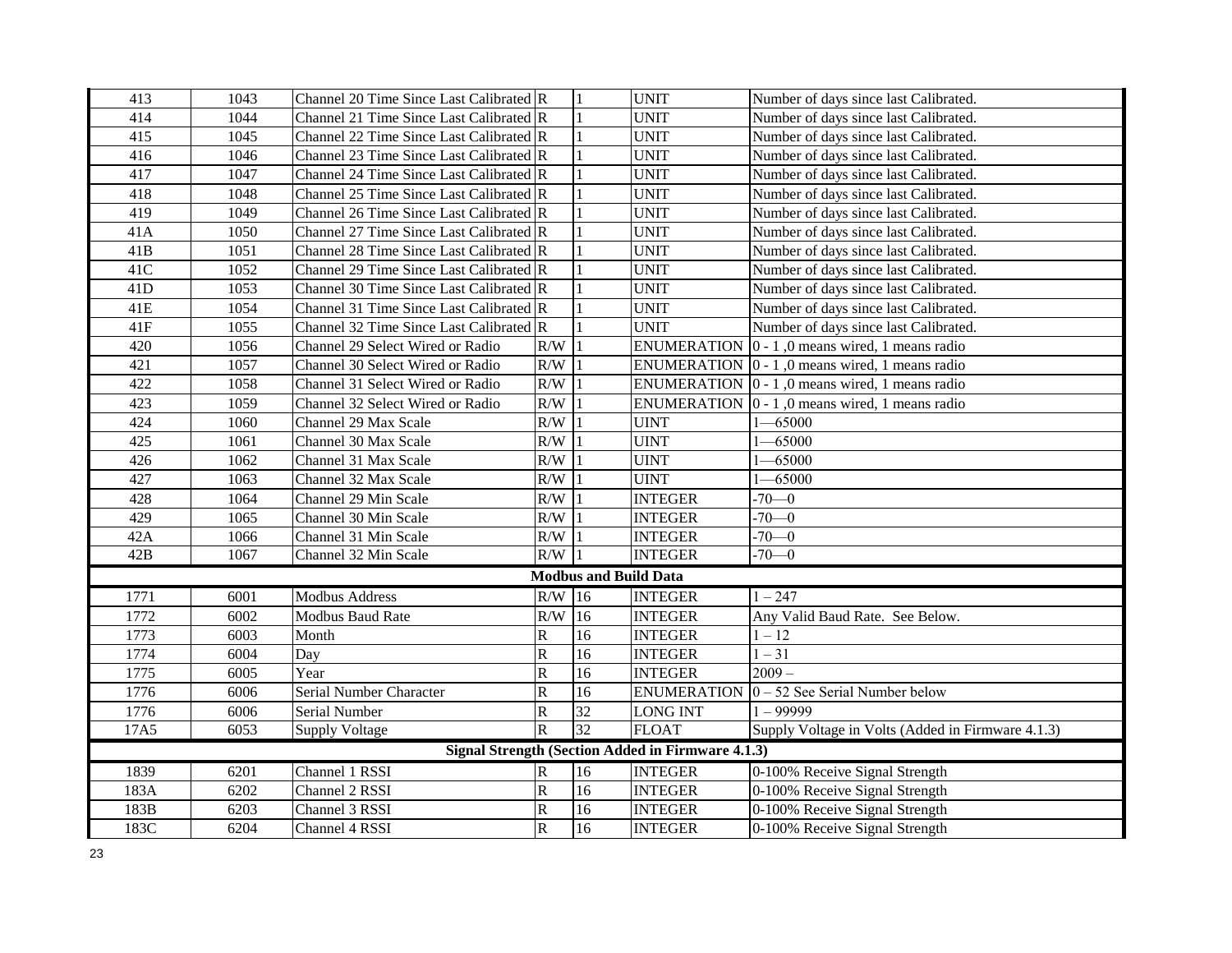| 413 | 1043 | Channel 20 Time Since Last Calibrated | R | 1 | UNIT | Number of days since last Calibrated. |
|---|---|---|---|---|---|---|
| 414 | 1044 | Channel 21 Time Since Last Calibrated | R | 1 | UNIT | Number of days since last Calibrated. |
| 415 | 1045 | Channel 22 Time Since Last Calibrated | R | 1 | UNIT | Number of days since last Calibrated. |
| 416 | 1046 | Channel 23 Time Since Last Calibrated | R | 1 | UNIT | Number of days since last Calibrated. |
| 417 | 1047 | Channel 24 Time Since Last Calibrated | R | 1 | UNIT | Number of days since last Calibrated. |
| 418 | 1048 | Channel 25 Time Since Last Calibrated | R | 1 | UNIT | Number of days since last Calibrated. |
| 419 | 1049 | Channel 26 Time Since Last Calibrated | R | 1 | UNIT | Number of days since last Calibrated. |
| 41A | 1050 | Channel 27 Time Since Last Calibrated | R | 1 | UNIT | Number of days since last Calibrated. |
| 41B | 1051 | Channel 28 Time Since Last Calibrated | R | 1 | UNIT | Number of days since last Calibrated. |
| 41C | 1052 | Channel 29 Time Since Last Calibrated | R | 1 | UNIT | Number of days since last Calibrated. |
| 41D | 1053 | Channel 30 Time Since Last Calibrated | R | 1 | UNIT | Number of days since last Calibrated. |
| 41E | 1054 | Channel 31 Time Since Last Calibrated | R | 1 | UNIT | Number of days since last Calibrated. |
| 41F | 1055 | Channel 32 Time Since Last Calibrated | R | 1 | UNIT | Number of days since last Calibrated. |
| 420 | 1056 | Channel 29 Select Wired or Radio | R/W | 1 | ENUMERATION | 0 - 1 ,0 means wired, 1 means radio |
| 421 | 1057 | Channel 30 Select Wired or Radio | R/W | 1 | ENUMERATION | 0 - 1 ,0 means wired, 1 means radio |
| 422 | 1058 | Channel 31 Select Wired or Radio | R/W | 1 | ENUMERATION | 0 - 1 ,0 means wired, 1 means radio |
| 423 | 1059 | Channel 32 Select Wired or Radio | R/W | 1 | ENUMERATION | 0 - 1 ,0 means wired, 1 means radio |
| 424 | 1060 | Channel 29 Max Scale | R/W | 1 | UINT | 1—65000 |
| 425 | 1061 | Channel 30 Max Scale | R/W | 1 | UINT | 1—65000 |
| 426 | 1062 | Channel 31 Max Scale | R/W | 1 | UINT | 1—65000 |
| 427 | 1063 | Channel 32 Max Scale | R/W | 1 | UINT | 1—65000 |
| 428 | 1064 | Channel 29 Min Scale | R/W | 1 | INTEGER | -70—0 |
| 429 | 1065 | Channel 30 Min Scale | R/W | 1 | INTEGER | -70—0 |
| 42A | 1066 | Channel 31 Min Scale | R/W | 1 | INTEGER | -70—0 |
| 42B | 1067 | Channel 32 Min Scale | R/W | 1 | INTEGER | -70—0 |
| **Modbus and Build Data** | | | | | | |
| 1771 | 6001 | Modbus Address | R/W | 16 | INTEGER | 1 – 247 |
| 1772 | 6002 | Modbus Baud Rate | R/W | 16 | INTEGER | Any Valid Baud Rate. See Below. |
| 1773 | 6003 | Month | R | 16 | INTEGER | 1 – 12 |
| 1774 | 6004 | Day | R | 16 | INTEGER | 1 – 31 |
| 1775 | 6005 | Year | R | 16 | INTEGER | 2009 – |
| 1776 | 6006 | Serial Number Character | R | 16 | ENUMERATION | 0 – 52 See Serial Number below |
| 1776 | 6006 | Serial Number | R | 32 | LONG INT | 1 – 99999 |
| 17A5 | 6053 | Supply Voltage | R | 32 | FLOAT | Supply Voltage in Volts (Added in Firmware 4.1.3) |
| **Signal Strength (Section Added in Firmware 4.1.3)** | | | | | | |
| 1839 | 6201 | Channel 1 RSSI | R | 16 | INTEGER | 0-100% Receive Signal Strength |
| 183A | 6202 | Channel 2 RSSI | R | 16 | INTEGER | 0-100% Receive Signal Strength |
| 183B | 6203 | Channel 3 RSSI | R | 16 | INTEGER | 0-100% Receive Signal Strength |
| 183C | 6204 | Channel 4 RSSI | R | 16 | INTEGER | 0-100% Receive Signal Strength |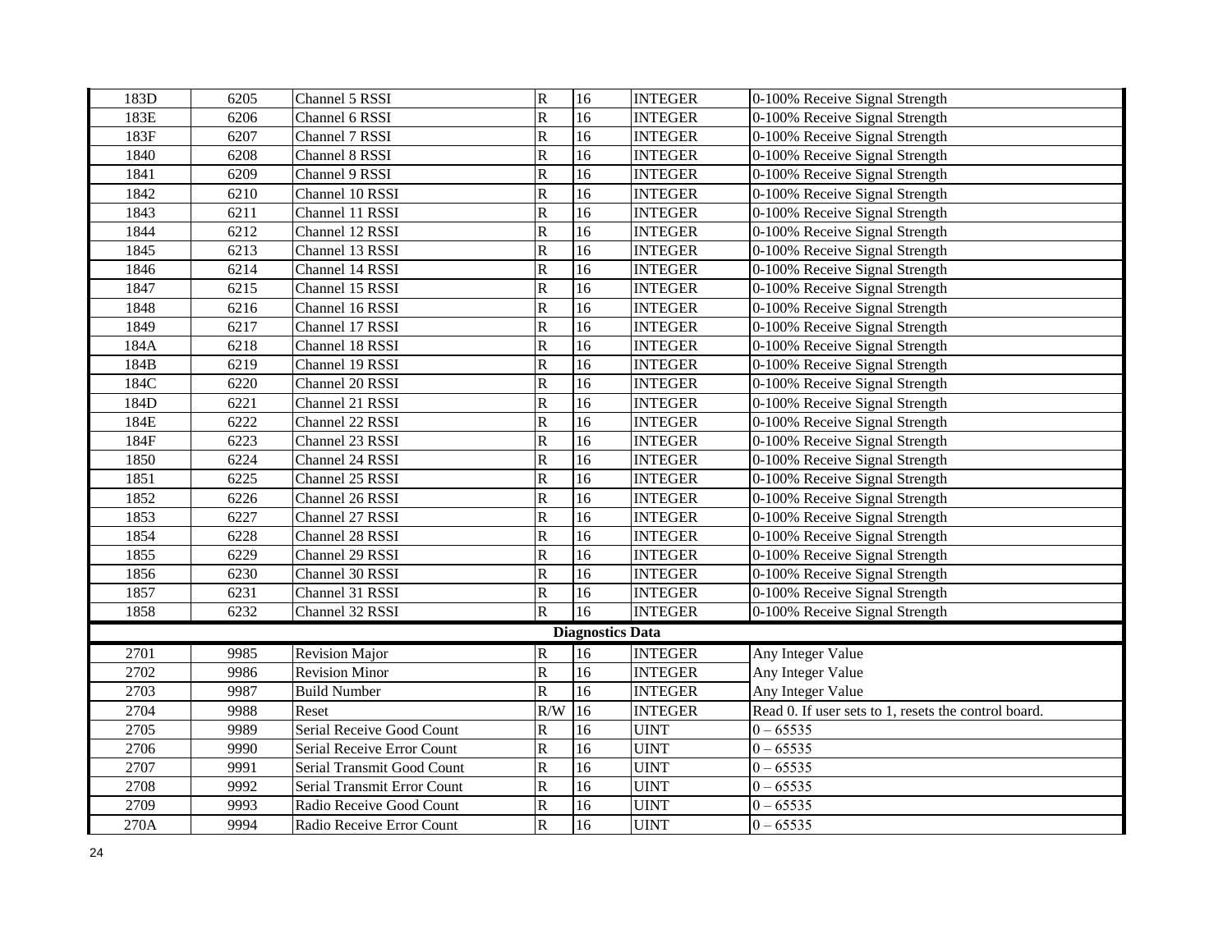| 183D | 6205 | Channel 5 RSSI | R | 16 | INTEGER | 0-100% Receive Signal Strength |
|---|---|---|---|---|---|---|
| 183E | 6206 | Channel 6 RSSI | R | 16 | INTEGER | 0-100% Receive Signal Strength |
| 183F | 6207 | Channel 7 RSSI | R | 16 | INTEGER | 0-100% Receive Signal Strength |
| 1840 | 6208 | Channel 8 RSSI | R | 16 | INTEGER | 0-100% Receive Signal Strength |
| 1841 | 6209 | Channel 9 RSSI | R | 16 | INTEGER | 0-100% Receive Signal Strength |
| 1842 | 6210 | Channel 10 RSSI | R | 16 | INTEGER | 0-100% Receive Signal Strength |
| 1843 | 6211 | Channel 11 RSSI | R | 16 | INTEGER | 0-100% Receive Signal Strength |
| 1844 | 6212 | Channel 12 RSSI | R | 16 | INTEGER | 0-100% Receive Signal Strength |
| 1845 | 6213 | Channel 13 RSSI | R | 16 | INTEGER | 0-100% Receive Signal Strength |
| 1846 | 6214 | Channel 14 RSSI | R | 16 | INTEGER | 0-100% Receive Signal Strength |
| 1847 | 6215 | Channel 15 RSSI | R | 16 | INTEGER | 0-100% Receive Signal Strength |
| 1848 | 6216 | Channel 16 RSSI | R | 16 | INTEGER | 0-100% Receive Signal Strength |
| 1849 | 6217 | Channel 17 RSSI | R | 16 | INTEGER | 0-100% Receive Signal Strength |
| 184A | 6218 | Channel 18 RSSI | R | 16 | INTEGER | 0-100% Receive Signal Strength |
| 184B | 6219 | Channel 19 RSSI | R | 16 | INTEGER | 0-100% Receive Signal Strength |
| 184C | 6220 | Channel 20 RSSI | R | 16 | INTEGER | 0-100% Receive Signal Strength |
| 184D | 6221 | Channel 21 RSSI | R | 16 | INTEGER | 0-100% Receive Signal Strength |
| 184E | 6222 | Channel 22 RSSI | R | 16 | INTEGER | 0-100% Receive Signal Strength |
| 184F | 6223 | Channel 23 RSSI | R | 16 | INTEGER | 0-100% Receive Signal Strength |
| 1850 | 6224 | Channel 24 RSSI | R | 16 | INTEGER | 0-100% Receive Signal Strength |
| 1851 | 6225 | Channel 25 RSSI | R | 16 | INTEGER | 0-100% Receive Signal Strength |
| 1852 | 6226 | Channel 26 RSSI | R | 16 | INTEGER | 0-100% Receive Signal Strength |
| 1853 | 6227 | Channel 27 RSSI | R | 16 | INTEGER | 0-100% Receive Signal Strength |
| 1854 | 6228 | Channel 28 RSSI | R | 16 | INTEGER | 0-100% Receive Signal Strength |
| 1855 | 6229 | Channel 29 RSSI | R | 16 | INTEGER | 0-100% Receive Signal Strength |
| 1856 | 6230 | Channel 30 RSSI | R | 16 | INTEGER | 0-100% Receive Signal Strength |
| 1857 | 6231 | Channel 31 RSSI | R | 16 | INTEGER | 0-100% Receive Signal Strength |
| 1858 | 6232 | Channel 32 RSSI | R | 16 | INTEGER | 0-100% Receive Signal Strength |
| **Diagnostics Data** | | | | | | |
| 2701 | 9985 | Revision Major | R | 16 | INTEGER | Any Integer Value |
| 2702 | 9986 | Revision Minor | R | 16 | INTEGER | Any Integer Value |
| 2703 | 9987 | Build Number | R | 16 | INTEGER | Any Integer Value |
| 2704 | 9988 | Reset | R/W | 16 | INTEGER | Read 0. If user sets to 1, resets the control board. |
| 2705 | 9989 | Serial Receive Good Count | R | 16 | UINT | 0 – 65535 |
| 2706 | 9990 | Serial Receive Error Count | R | 16 | UINT | 0 – 65535 |
| 2707 | 9991 | Serial Transmit Good Count | R | 16 | UINT | 0 – 65535 |
| 2708 | 9992 | Serial Transmit Error Count | R | 16 | UINT | 0 – 65535 |
| 2709 | 9993 | Radio Receive Good Count | R | 16 | UINT | 0 – 65535 |
| 270A | 9994 | Radio Receive Error Count | R | 16 | UINT | 0 – 65535 |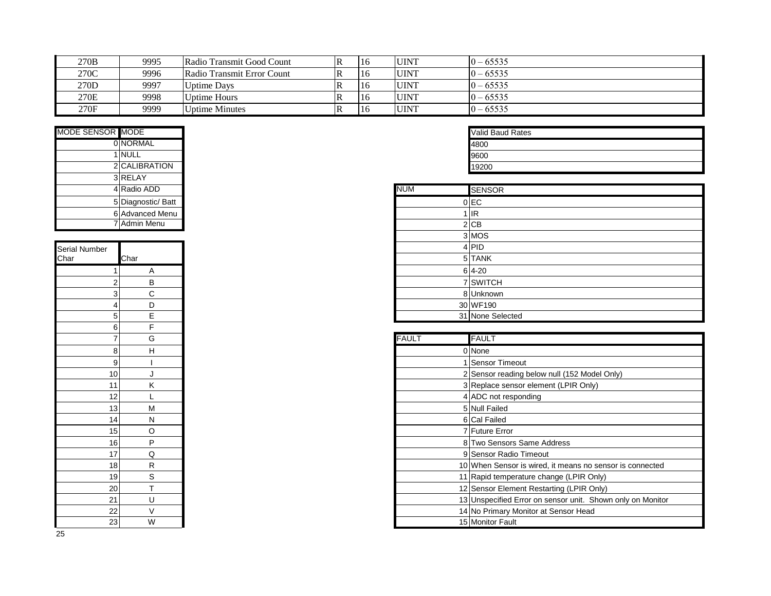| | | | | | | |
|---|---|---|---|---|---|---|
| 270B | 9995 | Radio Transmit Good Count | R | 16 | UINT | 0 – 65535 |
| 270C | 9996 | Radio Transmit Error Count | R | 16 | UINT | 0 – 65535 |
| 270D | 9997 | Uptime Days | R | 16 | UINT | 0 – 65535 |
| 270E | 9998 | Uptime Hours | R | 16 | UINT | 0 – 65535 |
| 270F | 9999 | Uptime Minutes | R | 16 | UINT | 0 – 65535 |

| MODE SENSOR | MODE |
|---|---|
| 0 | NORMAL |
| 1 | NULL |
| 2 | CALIBRATION |
| 3 | RELAY |
| 4 | Radio ADD |
| 5 | Diagnostic/ Batt |
| 6 | Advanced Menu |
| 7 | Admin Menu |

| Valid Baud Rates |
|---|
| 4800 |
| 9600 |
| 19200 |

| NUM | SENSOR |
|---|---|
| 0 | EC |
| 1 | IR |
| 2 | CB |
| 3 | MOS |
| 4 | PID |
| 5 | TANK |
| 6 | 4-20 |
| 7 | SWITCH |
| 8 | Unknown |
| 30 | WF190 |
| 31 | None Selected |

| Serial Number Char | Char |
|---|---|
| 1 | A |
| 2 | B |
| 3 | C |
| 4 | D |
| 5 | E |
| 6 | F |
| 7 | G |
| 8 | H |
| 9 | I |
| 10 | J |
| 11 | K |
| 12 | L |
| 13 | M |
| 14 | N |
| 15 | O |
| 16 | P |
| 17 | Q |
| 18 | R |
| 19 | S |
| 20 | T |
| 21 | U |
| 22 | V |
| 23 | W |

| FAULT | FAULT |
|---|---|
| 0 | None |
| 1 | Sensor Timeout |
| 2 | Sensor reading below null (152 Model Only) |
| 3 | Replace sensor element (LPIR Only) |
| 4 | ADC not responding |
| 5 | Null Failed |
| 6 | Cal Failed |
| 7 | Future Error |
| 8 | Two Sensors Same Address |
| 9 | Sensor Radio Timeout |
| 10 | When Sensor is wired, it means no sensor is connected |
| 11 | Rapid temperature change (LPIR Only) |
| 12 | Sensor Element Restarting (LPIR Only) |
| 13 | Unspecified Error on sensor unit. Shown only on Monitor |
| 14 | No Primary Monitor at Sensor Head |
| 15 | Monitor Fault |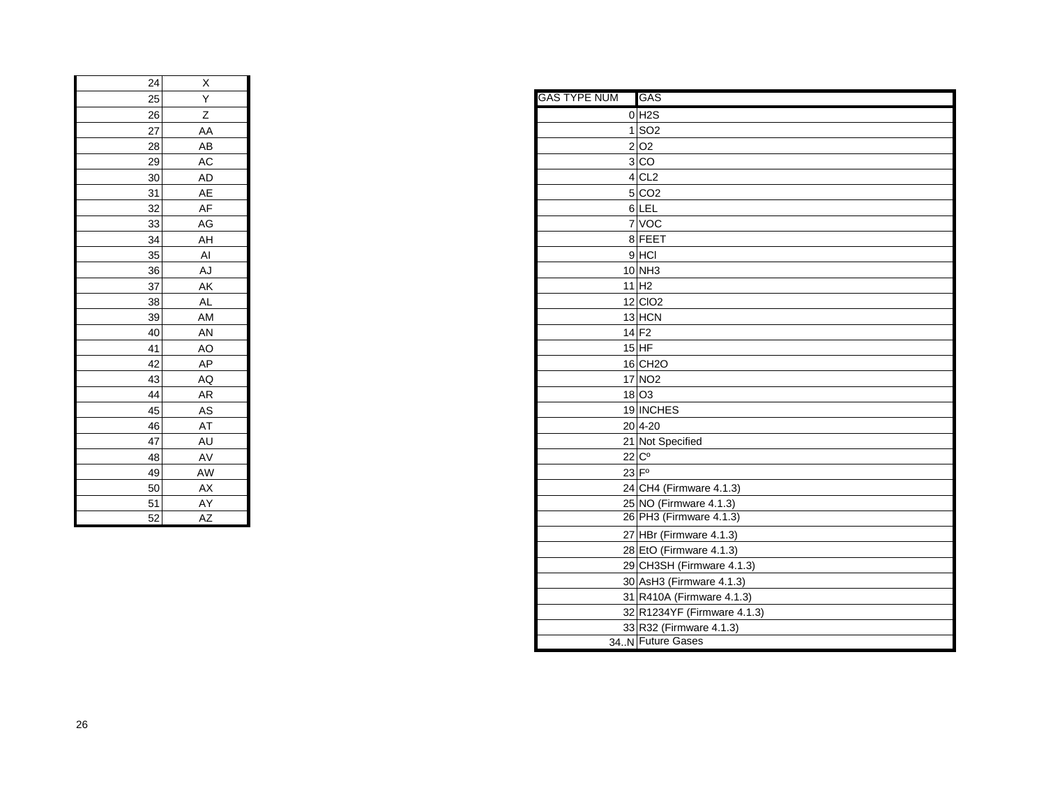| | |
|---|---|
| 24 | X |
| 25 | Y |
| 26 | Z |
| 27 | AA |
| 28 | AB |
| 29 | AC |
| 30 | AD |
| 31 | AE |
| 32 | AF |
| 33 | AG |
| 34 | AH |
| 35 | AI |
| 36 | AJ |
| 37 | AK |
| 38 | AL |
| 39 | AM |
| 40 | AN |
| 41 | AO |
| 42 | AP |
| 43 | AQ |
| 44 | AR |
| 45 | AS |
| 46 | AT |
| 47 | AU |
| 48 | AV |
| 49 | AW |
| 50 | AX |
| 51 | AY |
| 52 | AZ |

| GAS TYPE NUM | GAS |
|---|---|
| 0 | $H_2S$ |
| 1 | $SO_2$ |
| 2 | $O_2$ |
| 3 | CO |
| 4 | $CL_2$ |
| 5 | $CO_2$ |
| 6 | LEL |
| 7 | VOC |
| 8 | FEET |
| 9 | HCl |
| 10 | $NH_3$ |
| 11 | $H_2$ |
| 12 | $ClO_2$ |
| 13 | HCN |
| 14 | $F_2$ |
| 15 | HF |
| 16 | $CH_2O$ |
| 17 | $NO_2$ |
| 18 | $O_3$ |
| 19 | INCHES |
| 20 | 4-20 |
| 21 | Not Specified |
| 22 | Cº |
| 23 | Fº |
| 24 | $CH_4$ (Firmware 4.1.3) |
| 25 | NO (Firmware 4.1.3) |
| 26 | $PH_3$ (Firmware 4.1.3) |
| 27 | HBr (Firmware 4.1.3) |
| 28 | EtO (Firmware 4.1.3) |
| 29 | $CH_3SH$ (Firmware 4.1.3) |
| 30 | $AsH_3$ (Firmware 4.1.3) |
| 31 | R410A (Firmware 4.1.3) |
| 32 | R1234YF (Firmware 4.1.3) |
| 33 | R32 (Firmware 4.1.3) |
| 34..N | Future Gases |